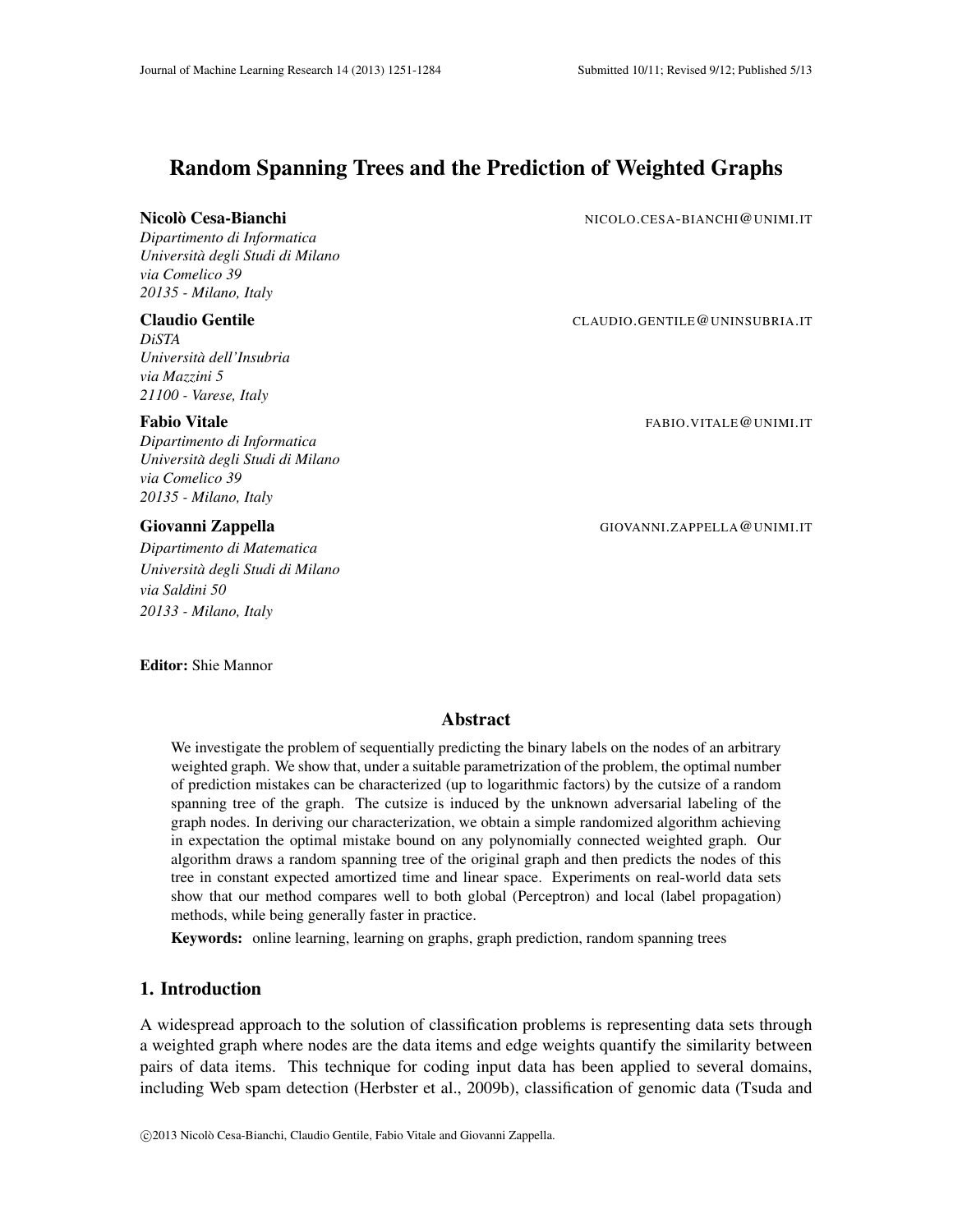# Random Spanning Trees and the Prediction of Weighted Graphs

**Nicolò Cesa-Bianchi** NICOLO.CESA-BIANCHI@UNIMI.IT
*Dipartimento di Informatica*
*Università degli Studi di Milano*
*via Comelico 39*
*20135 - Milano, Italy*

**Claudio Gentile** CLAUDIO.GENTILE@UNINSUBRIA.IT
*DiSTA*
*Università dell'Insubria*
*via Mazzini 5*
*21100 - Varese, Italy*

**Fabio Vitale** FABIO.VITALE@UNIMI.IT
*Dipartimento di Informatica*
*Università degli Studi di Milano*
*via Comelico 39*
*20135 - Milano, Italy*

**Giovanni Zappella** GIOVANNI.ZAPPELLA@UNIMI.IT
*Dipartimento di Matematica*
*Università degli Studi di Milano*
*via Saldini 50*
*20133 - Milano, Italy*

**Editor:** Shie Mannor

## Abstract

We investigate the problem of sequentially predicting the binary labels on the nodes of an arbitrary weighted graph. We show that, under a suitable parametrization of the problem, the optimal number of prediction mistakes can be characterized (up to logarithmic factors) by the cutsize of a random spanning tree of the graph. The cutsize is induced by the unknown adversarial labeling of the graph nodes. In deriving our characterization, we obtain a simple randomized algorithm achieving in expectation the optimal mistake bound on any polynomially connected weighted graph. Our algorithm draws a random spanning tree of the original graph and then predicts the nodes of this tree in constant expected amortized time and linear space. Experiments on real-world data sets show that our method compares well to both global (Perceptron) and local (label propagation) methods, while being generally faster in practice.

**Keywords:** online learning, learning on graphs, graph prediction, random spanning trees

## 1. Introduction

A widespread approach to the solution of classification problems is representing data sets through a weighted graph where nodes are the data items and edge weights quantify the similarity between pairs of data items. This technique for coding input data has been applied to several domains, including Web spam detection (Herbster et al., 2009b), classification of genomic data (Tsuda and

©2013 Nicolò Cesa-Bianchi, Claudio Gentile, Fabio Vitale and Giovanni Zappella.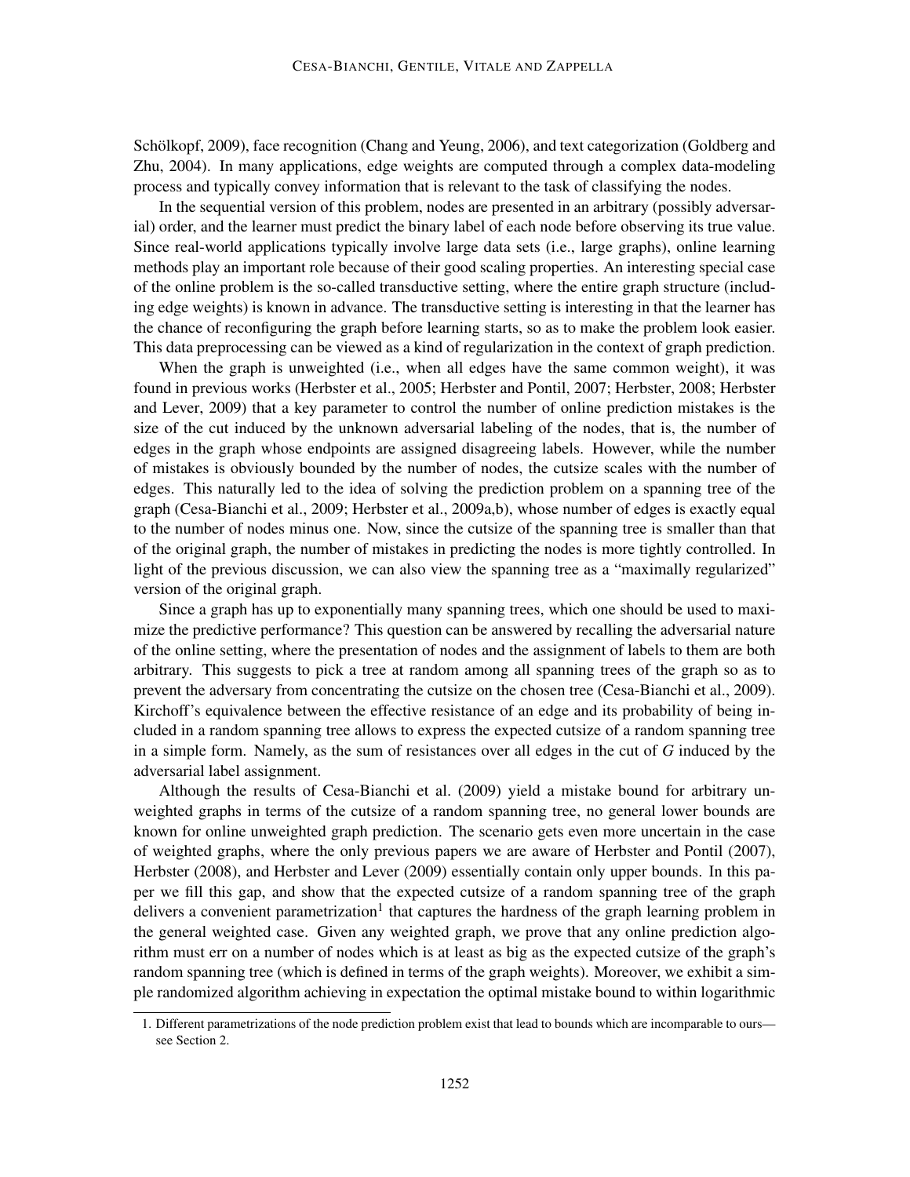Schölkopf, 2009), face recognition (Chang and Yeung, 2006), and text categorization (Goldberg and Zhu, 2004). In many applications, edge weights are computed through a complex data-modeling process and typically convey information that is relevant to the task of classifying the nodes.

In the sequential version of this problem, nodes are presented in an arbitrary (possibly adversarial) order, and the learner must predict the binary label of each node before observing its true value. Since real-world applications typically involve large data sets (i.e., large graphs), online learning methods play an important role because of their good scaling properties. An interesting special case of the online problem is the so-called transductive setting, where the entire graph structure (including edge weights) is known in advance. The transductive setting is interesting in that the learner has the chance of reconfiguring the graph before learning starts, so as to make the problem look easier. This data preprocessing can be viewed as a kind of regularization in the context of graph prediction.

When the graph is unweighted (i.e., when all edges have the same common weight), it was found in previous works (Herbster et al., 2005; Herbster and Pontil, 2007; Herbster, 2008; Herbster and Lever, 2009) that a key parameter to control the number of online prediction mistakes is the size of the cut induced by the unknown adversarial labeling of the nodes, that is, the number of edges in the graph whose endpoints are assigned disagreeing labels. However, while the number of mistakes is obviously bounded by the number of nodes, the cutsize scales with the number of edges. This naturally led to the idea of solving the prediction problem on a spanning tree of the graph (Cesa-Bianchi et al., 2009; Herbster et al., 2009a,b), whose number of edges is exactly equal to the number of nodes minus one. Now, since the cutsize of the spanning tree is smaller than that of the original graph, the number of mistakes in predicting the nodes is more tightly controlled. In light of the previous discussion, we can also view the spanning tree as a "maximally regularized" version of the original graph.

Since a graph has up to exponentially many spanning trees, which one should be used to maximize the predictive performance? This question can be answered by recalling the adversarial nature of the online setting, where the presentation of nodes and the assignment of labels to them are both arbitrary. This suggests to pick a tree at random among all spanning trees of the graph so as to prevent the adversary from concentrating the cutsize on the chosen tree (Cesa-Bianchi et al., 2009). Kirchoff's equivalence between the effective resistance of an edge and its probability of being included in a random spanning tree allows to express the expected cutsize of a random spanning tree in a simple form. Namely, as the sum of resistances over all edges in the cut of $G$ induced by the adversarial label assignment.

Although the results of Cesa-Bianchi et al. (2009) yield a mistake bound for arbitrary unweighted graphs in terms of the cutsize of a random spanning tree, no general lower bounds are known for online unweighted graph prediction. The scenario gets even more uncertain in the case of weighted graphs, where the only previous papers we are aware of Herbster and Pontil (2007), Herbster (2008), and Herbster and Lever (2009) essentially contain only upper bounds. In this paper we fill this gap, and show that the expected cutsize of a random spanning tree of the graph delivers a convenient parametrization[1] that captures the hardness of the graph learning problem in the general weighted case. Given any weighted graph, we prove that any online prediction algorithm must err on a number of nodes which is at least as big as the expected cutsize of the graph's random spanning tree (which is defined in terms of the graph weights). Moreover, we exhibit a simple randomized algorithm achieving in expectation the optimal mistake bound to within logarithmic

1. Different parametrizations of the node prediction problem exist that lead to bounds which are incomparable to ours—see Section 2.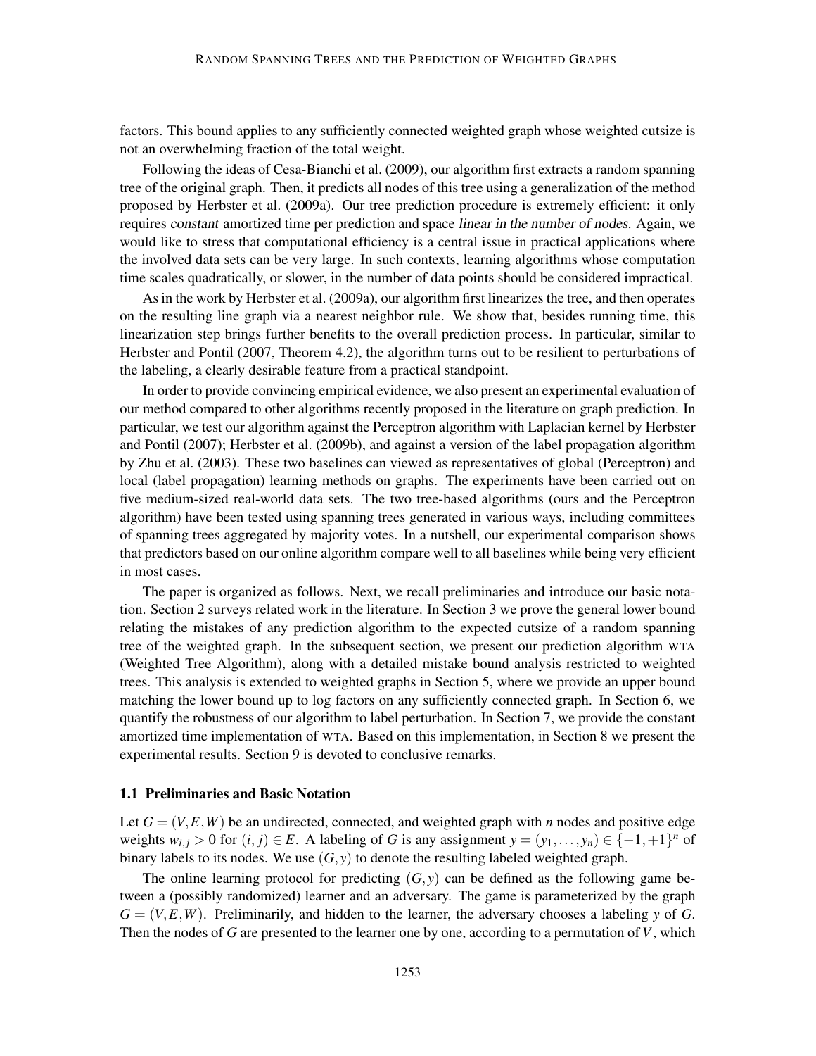factors. This bound applies to any sufficiently connected weighted graph whose weighted cutsize is not an overwhelming fraction of the total weight.

Following the ideas of Cesa-Bianchi et al. (2009), our algorithm first extracts a random spanning tree of the original graph. Then, it predicts all nodes of this tree using a generalization of the method proposed by Herbster et al. (2009a). Our tree prediction procedure is extremely efficient: it only requires *constant* amortized time per prediction and space *linear in the number of nodes*. Again, we would like to stress that computational efficiency is a central issue in practical applications where the involved data sets can be very large. In such contexts, learning algorithms whose computation time scales quadratically, or slower, in the number of data points should be considered impractical.

As in the work by Herbster et al. (2009a), our algorithm first linearizes the tree, and then operates on the resulting line graph via a nearest neighbor rule. We show that, besides running time, this linearization step brings further benefits to the overall prediction process. In particular, similar to Herbster and Pontil (2007, Theorem 4.2), the algorithm turns out to be resilient to perturbations of the labeling, a clearly desirable feature from a practical standpoint.

In order to provide convincing empirical evidence, we also present an experimental evaluation of our method compared to other algorithms recently proposed in the literature on graph prediction. In particular, we test our algorithm against the Perceptron algorithm with Laplacian kernel by Herbster and Pontil (2007); Herbster et al. (2009b), and against a version of the label propagation algorithm by Zhu et al. (2003). These two baselines can viewed as representatives of global (Perceptron) and local (label propagation) learning methods on graphs. The experiments have been carried out on five medium-sized real-world data sets. The two tree-based algorithms (ours and the Perceptron algorithm) have been tested using spanning trees generated in various ways, including committees of spanning trees aggregated by majority votes. In a nutshell, our experimental comparison shows that predictors based on our online algorithm compare well to all baselines while being very efficient in most cases.

The paper is organized as follows. Next, we recall preliminaries and introduce our basic notation. Section 2 surveys related work in the literature. In Section 3 we prove the general lower bound relating the mistakes of any prediction algorithm to the expected cutsize of a random spanning tree of the weighted graph. In the subsequent section, we present our prediction algorithm WTA (Weighted Tree Algorithm), along with a detailed mistake bound analysis restricted to weighted trees. This analysis is extended to weighted graphs in Section 5, where we provide an upper bound matching the lower bound up to log factors on any sufficiently connected graph. In Section 6, we quantify the robustness of our algorithm to label perturbation. In Section 7, we provide the constant amortized time implementation of WTA. Based on this implementation, in Section 8 we present the experimental results. Section 9 is devoted to conclusive remarks.

### 1.1 Preliminaries and Basic Notation

Let $G = (V, E, W)$ be an undirected, connected, and weighted graph with $n$ nodes and positive edge weights $w_{i,j} > 0$ for $(i, j) \in E$. A labeling of $G$ is any assignment $y = (y_1, \ldots, y_n) \in \{-1, +1\}^n$ of binary labels to its nodes. We use $(G, y)$ to denote the resulting labeled weighted graph.

The online learning protocol for predicting $(G, y)$ can be defined as the following game between a (possibly randomized) learner and an adversary. The game is parameterized by the graph $G = (V, E, W)$. Preliminarily, and hidden to the learner, the adversary chooses a labeling $y$ of $G$. Then the nodes of $G$ are presented to the learner one by one, according to a permutation of $V$, which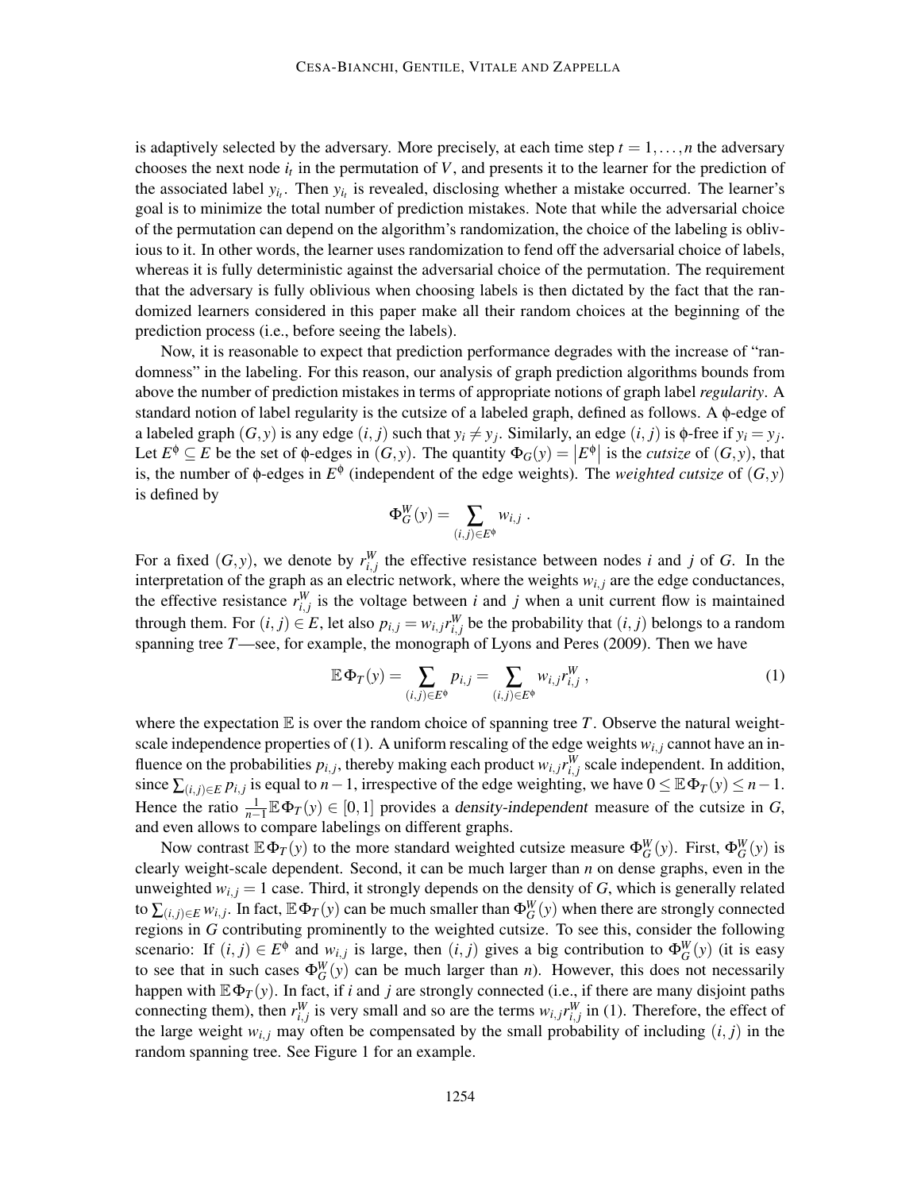is adaptively selected by the adversary. More precisely, at each time step $t = 1, \ldots, n$ the adversary chooses the next node $i_t$ in the permutation of $V$, and presents it to the learner for the prediction of the associated label $y_{i_t}$. Then $y_{i_t}$ is revealed, disclosing whether a mistake occurred. The learner's goal is to minimize the total number of prediction mistakes. Note that while the adversarial choice of the permutation can depend on the algorithm's randomization, the choice of the labeling is oblivious to it. In other words, the learner uses randomization to fend off the adversarial choice of labels, whereas it is fully deterministic against the adversarial choice of the permutation. The requirement that the adversary is fully oblivious when choosing labels is then dictated by the fact that the randomized learners considered in this paper make all their random choices at the beginning of the prediction process (i.e., before seeing the labels).

Now, it is reasonable to expect that prediction performance degrades with the increase of "randomness" in the labeling. For this reason, our analysis of graph prediction algorithms bounds from above the number of prediction mistakes in terms of appropriate notions of graph label *regularity*. A standard notion of label regularity is the cutsize of a labeled graph, defined as follows. A $\phi$-edge of a labeled graph $(G, y)$ is any edge $(i, j)$ such that $y_i \neq y_j$. Similarly, an edge $(i, j)$ is $\phi$-free if $y_i = y_j$. Let $E^\phi \subseteq E$ be the set of $\phi$-edges in $(G, y)$. The quantity $\Phi_G(y) = |E^\phi|$ is the *cutsize* of $(G, y)$, that is, the number of $\phi$-edges in $E^\phi$ (independent of the edge weights). The *weighted cutsize* of $(G, y)$ is defined by

$$\Phi_G^W(y) = \sum_{(i,j) \in E^\phi} w_{i,j} \, .$$

For a fixed $(G, y)$, we denote by $r_{i,j}^W$ the effective resistance between nodes $i$ and $j$ of $G$. In the interpretation of the graph as an electric network, where the weights $w_{i,j}$ are the edge conductances, the effective resistance $r_{i,j}^W$ is the voltage between $i$ and $j$ when a unit current flow is maintained through them. For $(i, j) \in E$, let also $p_{i,j} = w_{i,j} r_{i,j}^W$ be the probability that $(i, j)$ belongs to a random spanning tree $T$—see, for example, the monograph of Lyons and Peres (2009). Then we have

$$\mathbb{E}\, \Phi_T(y) = \sum_{(i,j) \in E^\phi} p_{i,j} = \sum_{(i,j) \in E^\phi} w_{i,j} r_{i,j}^W \, , \tag{1}$$

where the expectation $\mathbb{E}$ is over the random choice of spanning tree $T$. Observe the natural weight-scale independence properties of (1). A uniform rescaling of the edge weights $w_{i,j}$ cannot have an influence on the probabilities $p_{i,j}$, thereby making each product $w_{i,j} r_{i,j}^W$ scale independent. In addition, since $\sum_{(i,j) \in E} p_{i,j}$ is equal to $n-1$, irrespective of the edge weighting, we have $0 \le \mathbb{E}\, \Phi_T(y) \le n-1$. Hence the ratio $\frac{1}{n-1} \mathbb{E}\, \Phi_T(y) \in [0, 1]$ provides a *density-independent* measure of the cutsize in $G$, and even allows to compare labelings on different graphs.

Now contrast $\mathbb{E}\, \Phi_T(y)$ to the more standard weighted cutsize measure $\Phi_G^W(y)$. First, $\Phi_G^W(y)$ is clearly weight-scale dependent. Second, it can be much larger than $n$ on dense graphs, even in the unweighted $w_{i,j} = 1$ case. Third, it strongly depends on the density of $G$, which is generally related to $\sum_{(i,j) \in E} w_{i,j}$. In fact, $\mathbb{E}\, \Phi_T(y)$ can be much smaller than $\Phi_G^W(y)$ when there are strongly connected regions in $G$ contributing prominently to the weighted cutsize. To see this, consider the following scenario: If $(i, j) \in E^\phi$ and $w_{i,j}$ is large, then $(i, j)$ gives a big contribution to $\Phi_G^W(y)$ (it is easy to see that in such cases $\Phi_G^W(y)$ can be much larger than $n$). However, this does not necessarily happen with $\mathbb{E}\, \Phi_T(y)$. In fact, if $i$ and $j$ are strongly connected (i.e., if there are many disjoint paths connecting them), then $r_{i,j}^W$ is very small and so are the terms $w_{i,j} r_{i,j}^W$ in (1). Therefore, the effect of the large weight $w_{i,j}$ may often be compensated by the small probability of including $(i, j)$ in the random spanning tree. See Figure 1 for an example.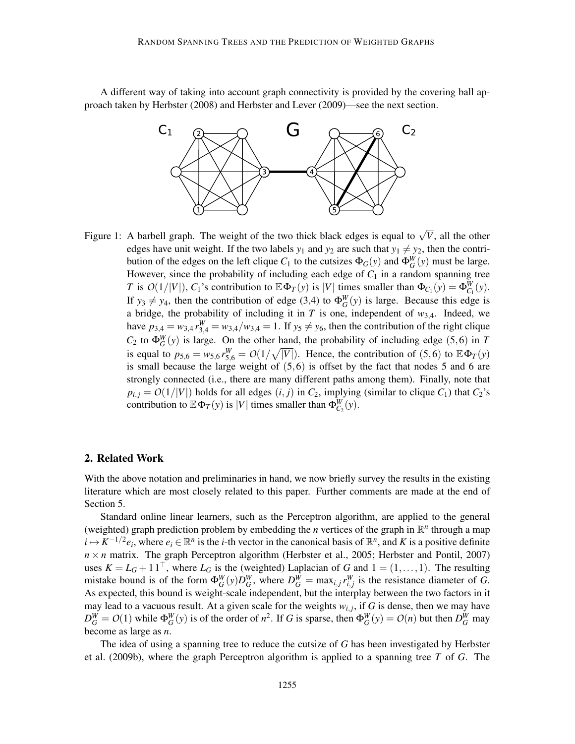A different way of taking into account graph connectivity is provided by the covering ball approach taken by Herbster (2008) and Herbster and Lever (2009)—see the next section.

Figure 1: A barbell graph. The weight of the two thick black edges is equal to $\sqrt{V}$, all the other edges have unit weight. If the two labels $y_1$ and $y_2$ are such that $y_1 \neq y_2$, then the contribution of the edges on the left clique $C_1$ to the cutsizes $\Phi_G(y)$ and $\Phi_G^W(y)$ must be large. However, since the probability of including each edge of $C_1$ in a random spanning tree $T$ is $O(1/|V|)$, $C_1$'s contribution to $\mathbb{E}\,\Phi_T(y)$ is $|V|$ times smaller than $\Phi_{C_1}(y) = \Phi_{C_1}^W(y)$. If $y_3 \neq y_4$, then the contribution of edge (3,4) to $\Phi_G^W(y)$ is large. Because this edge is a bridge, the probability of including it in $T$ is one, independent of $w_{3,4}$. Indeed, we have $p_{3,4} = w_{3,4}\, r_{3,4}^W = w_{3,4}/w_{3,4} = 1$. If $y_5 \neq y_6$, then the contribution of the right clique $C_2$ to $\Phi_G^W(y)$ is large. On the other hand, the probability of including edge $(5,6)$ in $T$ is equal to $p_{5,6} = w_{5,6}\, r_{5,6}^W = O(1/\sqrt{|V|})$. Hence, the contribution of $(5,6)$ to $\mathbb{E}\,\Phi_T(y)$ is small because the large weight of $(5,6)$ is offset by the fact that nodes 5 and 6 are strongly connected (i.e., there are many different paths among them). Finally, note that $p_{i,j} = O(1/|V|)$ holds for all edges $(i,j)$ in $C_2$, implying (similar to clique $C_1$) that $C_2$'s contribution to $\mathbb{E}\,\Phi_T(y)$ is $|V|$ times smaller than $\Phi_{C_2}^W(y)$.

## 2. Related Work

With the above notation and preliminaries in hand, we now briefly survey the results in the existing literature which are most closely related to this paper. Further comments are made at the end of Section 5.

Standard online linear learners, such as the Perceptron algorithm, are applied to the general (weighted) graph prediction problem by embedding the $n$ vertices of the graph in $\mathbb{R}^n$ through a map $i \mapsto K^{-1/2} e_i$, where $e_i \in \mathbb{R}^n$ is the $i$-th vector in the canonical basis of $\mathbb{R}^n$, and $K$ is a positive definite $n \times n$ matrix. The graph Perceptron algorithm (Herbster et al., 2005; Herbster and Pontil, 2007) uses $K = L_G + \mathbf{1}\,\mathbf{1}^\top$, where $L_G$ is the (weighted) Laplacian of $G$ and $\mathbf{1} = (1, \ldots, 1)$. The resulting mistake bound is of the form $\Phi_G^W(y) D_G^W$, where $D_G^W = \max_{i,j} r_{i,j}^W$ is the resistance diameter of $G$. As expected, this bound is weight-scale independent, but the interplay between the two factors in it may lead to a vacuous result. At a given scale for the weights $w_{i,j}$, if $G$ is dense, then we may have $D_G^W = O(1)$ while $\Phi_G^W(y)$ is of the order of $n^2$. If $G$ is sparse, then $\Phi_G^W(y) = O(n)$ but then $D_G^W$ may become as large as $n$.

The idea of using a spanning tree to reduce the cutsize of $G$ has been investigated by Herbster et al. (2009b), where the graph Perceptron algorithm is applied to a spanning tree $T$ of $G$. The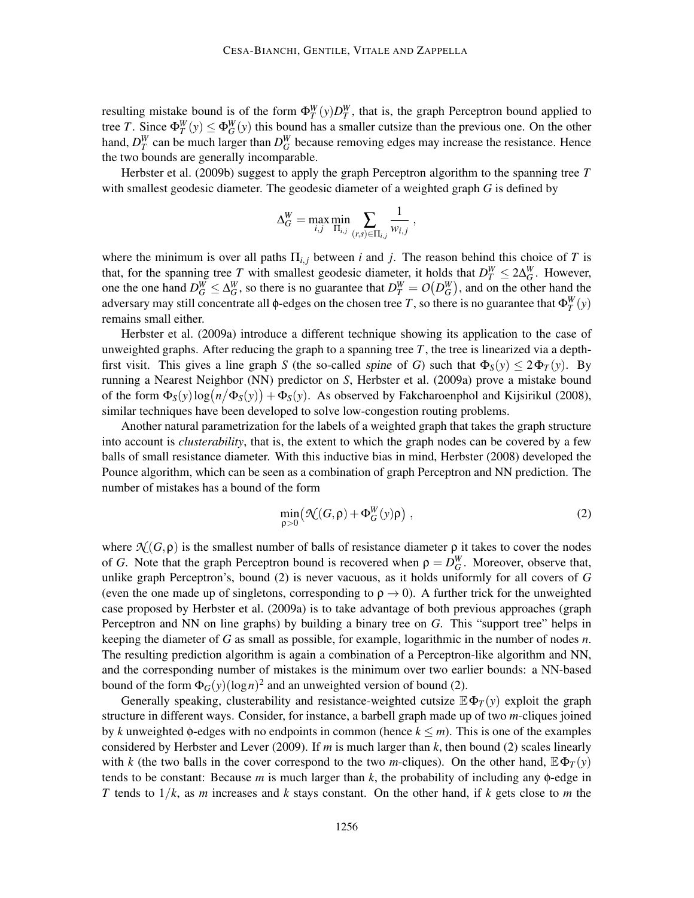resulting mistake bound is of the form $\Phi_T^W(y) D_T^W$, that is, the graph Perceptron bound applied to tree $T$. Since $\Phi_T^W(y) \le \Phi_G^W(y)$ this bound has a smaller cutsize than the previous one. On the other hand, $D_T^W$ can be much larger than $D_G^W$ because removing edges may increase the resistance. Hence the two bounds are generally incomparable.

Herbster et al. (2009b) suggest to apply the graph Perceptron algorithm to the spanning tree $T$ with smallest geodesic diameter. The geodesic diameter of a weighted graph $G$ is defined by

$$\Delta_G^W = \max_{i,j} \min_{\Pi_{i,j}} \sum_{(r,s) \in \Pi_{i,j}} \frac{1}{w_{i,j}} ,$$

where the minimum is over all paths $\Pi_{i,j}$ between $i$ and $j$. The reason behind this choice of $T$ is that, for the spanning tree $T$ with smallest geodesic diameter, it holds that $D_T^W \le 2\Delta_G^W$. However, one the one hand $D_G^W \le \Delta_G^W$, so there is no guarantee that $D_T^W = O(D_G^W)$, and on the other hand the adversary may still concentrate all $\phi$-edges on the chosen tree $T$, so there is no guarantee that $\Phi_T^W(y)$ remains small either.

Herbster et al. (2009a) introduce a different technique showing its application to the case of unweighted graphs. After reducing the graph to a spanning tree $T$, the tree is linearized via a depth-first visit. This gives a line graph $S$ (the so-called *spine* of $G$) such that $\Phi_S(y) \le 2\Phi_T(y)$. By running a Nearest Neighbor (NN) predictor on $S$, Herbster et al. (2009a) prove a mistake bound of the form $\Phi_S(y) \log(n / \Phi_S(y)) + \Phi_S(y)$. As observed by Fakcharoenphol and Kijsirikul (2008), similar techniques have been developed to solve low-congestion routing problems.

Another natural parametrization for the labels of a weighted graph that takes the graph structure into account is *clusterability*, that is, the extent to which the graph nodes can be covered by a few balls of small resistance diameter. With this inductive bias in mind, Herbster (2008) developed the Pounce algorithm, which can be seen as a combination of graph Perceptron and NN prediction. The number of mistakes has a bound of the form

$$\min_{\rho > 0} \big( \mathcal{N}(G, \rho) + \Phi_G^W(y) \rho \big) , \tag{2}$$

where $\mathcal{N}(G, \rho)$ is the smallest number of balls of resistance diameter $\rho$ it takes to cover the nodes of $G$. Note that the graph Perceptron bound is recovered when $\rho = D_G^W$. Moreover, observe that, unlike graph Perceptron's, bound (2) is never vacuous, as it holds uniformly for all covers of $G$ (even the one made up of singletons, corresponding to $\rho \to 0$). A further trick for the unweighted case proposed by Herbster et al. (2009a) is to take advantage of both previous approaches (graph Perceptron and NN on line graphs) by building a binary tree on $G$. This "support tree" helps in keeping the diameter of $G$ as small as possible, for example, logarithmic in the number of nodes $n$. The resulting prediction algorithm is again a combination of a Perceptron-like algorithm and NN, and the corresponding number of mistakes is the minimum over two earlier bounds: a NN-based bound of the form $\Phi_G(y)(\log n)^2$ and an unweighted version of bound (2).

Generally speaking, clusterability and resistance-weighted cutsize $\mathbb{E}\Phi_T(y)$ exploit the graph structure in different ways. Consider, for instance, a barbell graph made up of two $m$-cliques joined by $k$ unweighted $\phi$-edges with no endpoints in common (hence $k \le m$). This is one of the examples considered by Herbster and Lever (2009). If $m$ is much larger than $k$, then bound (2) scales linearly with $k$ (the two balls in the cover correspond to the two $m$-cliques). On the other hand, $\mathbb{E}\Phi_T(y)$ tends to be constant: Because $m$ is much larger than $k$, the probability of including any $\phi$-edge in $T$ tends to $1/k$, as $m$ increases and $k$ stays constant. On the other hand, if $k$ gets close to $m$ the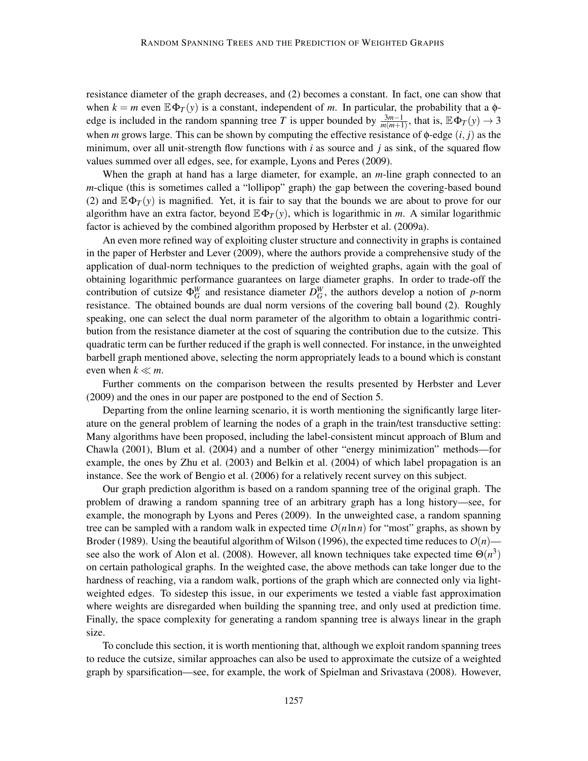resistance diameter of the graph decreases, and (2) becomes a constant. In fact, one can show that when $k = m$ even $\mathbb{E}\Phi_T(y)$ is a constant, independent of $m$. In particular, the probability that a ϕ-edge is included in the random spanning tree $T$ is upper bounded by $\frac{3m-1}{m(m+1)}$, that is, $\mathbb{E}\Phi_T(y) \to 3$ when $m$ grows large. This can be shown by computing the effective resistance of ϕ-edge $(i, j)$ as the minimum, over all unit-strength flow functions with $i$ as source and $j$ as sink, of the squared flow values summed over all edges, see, for example, Lyons and Peres (2009).

When the graph at hand has a large diameter, for example, an $m$-line graph connected to an $m$-clique (this is sometimes called a "lollipop" graph) the gap between the covering-based bound (2) and $\mathbb{E}\Phi_T(y)$ is magnified. Yet, it is fair to say that the bounds we are about to prove for our algorithm have an extra factor, beyond $\mathbb{E}\Phi_T(y)$, which is logarithmic in $m$. A similar logarithmic factor is achieved by the combined algorithm proposed by Herbster et al. (2009a).

An even more refined way of exploiting cluster structure and connectivity in graphs is contained in the paper of Herbster and Lever (2009), where the authors provide a comprehensive study of the application of dual-norm techniques to the prediction of weighted graphs, again with the goal of obtaining logarithmic performance guarantees on large diameter graphs. In order to trade-off the contribution of cutsize $\Phi_G^W$ and resistance diameter $D_G^W$, the authors develop a notion of $p$-norm resistance. The obtained bounds are dual norm versions of the covering ball bound (2). Roughly speaking, one can select the dual norm parameter of the algorithm to obtain a logarithmic contribution from the resistance diameter at the cost of squaring the contribution due to the cutsize. This quadratic term can be further reduced if the graph is well connected. For instance, in the unweighted barbell graph mentioned above, selecting the norm appropriately leads to a bound which is constant even when $k \ll m$.

Further comments on the comparison between the results presented by Herbster and Lever (2009) and the ones in our paper are postponed to the end of Section 5.

Departing from the online learning scenario, it is worth mentioning the significantly large literature on the general problem of learning the nodes of a graph in the train/test transductive setting: Many algorithms have been proposed, including the label-consistent mincut approach of Blum and Chawla (2001), Blum et al. (2004) and a number of other "energy minimization" methods—for example, the ones by Zhu et al. (2003) and Belkin et al. (2004) of which label propagation is an instance. See the work of Bengio et al. (2006) for a relatively recent survey on this subject.

Our graph prediction algorithm is based on a random spanning tree of the original graph. The problem of drawing a random spanning tree of an arbitrary graph has a long history—see, for example, the monograph by Lyons and Peres (2009). In the unweighted case, a random spanning tree can be sampled with a random walk in expected time $O(n \ln n)$ for "most" graphs, as shown by Broder (1989). Using the beautiful algorithm of Wilson (1996), the expected time reduces to $O(n)$—see also the work of Alon et al. (2008). However, all known techniques take expected time $\Theta(n^3)$ on certain pathological graphs. In the weighted case, the above methods can take longer due to the hardness of reaching, via a random walk, portions of the graph which are connected only via light-weighted edges. To sidestep this issue, in our experiments we tested a viable fast approximation where weights are disregarded when building the spanning tree, and only used at prediction time. Finally, the space complexity for generating a random spanning tree is always linear in the graph size.

To conclude this section, it is worth mentioning that, although we exploit random spanning trees to reduce the cutsize, similar approaches can also be used to approximate the cutsize of a weighted graph by sparsification—see, for example, the work of Spielman and Srivastava (2008). However,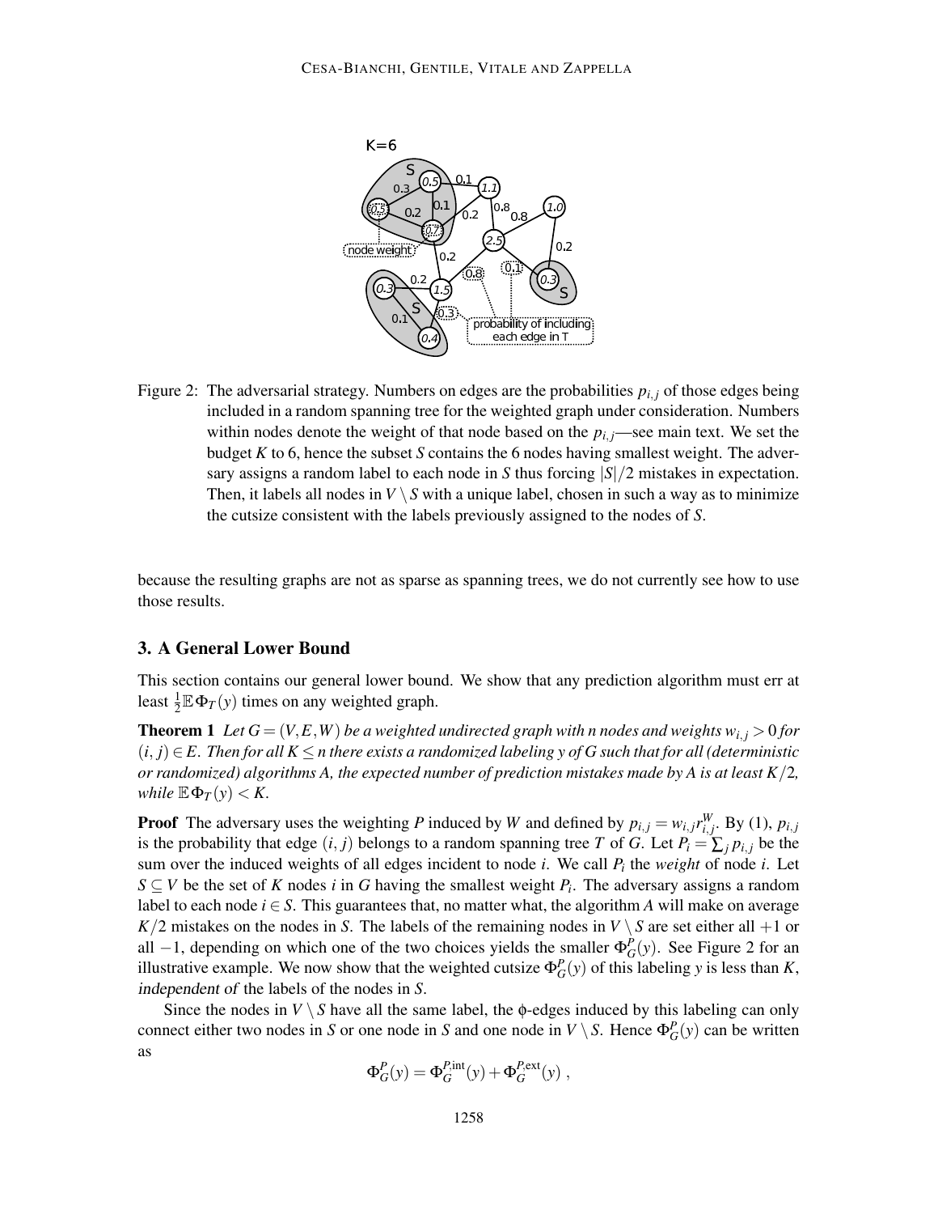Figure 2: The adversarial strategy. Numbers on edges are the probabilities $p_{i,j}$ of those edges being included in a random spanning tree for the weighted graph under consideration. Numbers within nodes denote the weight of that node based on the $p_{i,j}$—see main text. We set the budget $K$ to 6, hence the subset $S$ contains the 6 nodes having smallest weight. The adversary assigns a random label to each node in $S$ thus forcing $|S|/2$ mistakes in expectation. Then, it labels all nodes in $V \setminus S$ with a unique label, chosen in such a way as to minimize the cutsize consistent with the labels previously assigned to the nodes of $S$.

because the resulting graphs are not as sparse as spanning trees, we do not currently see how to use those results.

## 3. A General Lower Bound

This section contains our general lower bound. We show that any prediction algorithm must err at least $\frac{1}{2}\mathbb{E}\,\Phi_T(y)$ times on any weighted graph.

**Theorem 1** *Let $G = (V, E, W)$ be a weighted undirected graph with n nodes and weights $w_{i,j} > 0$ for $(i, j) \in E$. Then for all $K \leq n$ there exists a randomized labeling y of G such that for all (deterministic or randomized) algorithms A, the expected number of prediction mistakes made by A is at least $K/2$, while $\mathbb{E}\,\Phi_T(y) < K$.*

**Proof** The adversary uses the weighting $P$ induced by $W$ and defined by $p_{i,j} = w_{i,j} r^W_{i,j}$. By (1), $p_{i,j}$ is the probability that edge $(i, j)$ belongs to a random spanning tree $T$ of $G$. Let $P_i = \sum_j p_{i,j}$ be the sum over the induced weights of all edges incident to node $i$. We call $P_i$ the *weight* of node $i$. Let $S \subseteq V$ be the set of $K$ nodes $i$ in $G$ having the smallest weight $P_i$. The adversary assigns a random label to each node $i \in S$. This guarantees that, no matter what, the algorithm $A$ will make on average $K/2$ mistakes on the nodes in $S$. The labels of the remaining nodes in $V \setminus S$ are set either all $+1$ or all $-1$, depending on which one of the two choices yields the smaller $\Phi^P_G(y)$. See Figure 2 for an illustrative example. We now show that the weighted cutsize $\Phi^P_G(y)$ of this labeling $y$ is less than $K$, *independent of* the labels of the nodes in $S$.

Since the nodes in $V \setminus S$ have all the same label, the ϕ-edges induced by this labeling can only connect either two nodes in $S$ or one node in $S$ and one node in $V \setminus S$. Hence $\Phi^P_G(y)$ can be written as

$$\Phi^P_G(y) = \Phi^{P,\text{int}}_G(y) + \Phi^{P,\text{ext}}_G(y) \, ,$$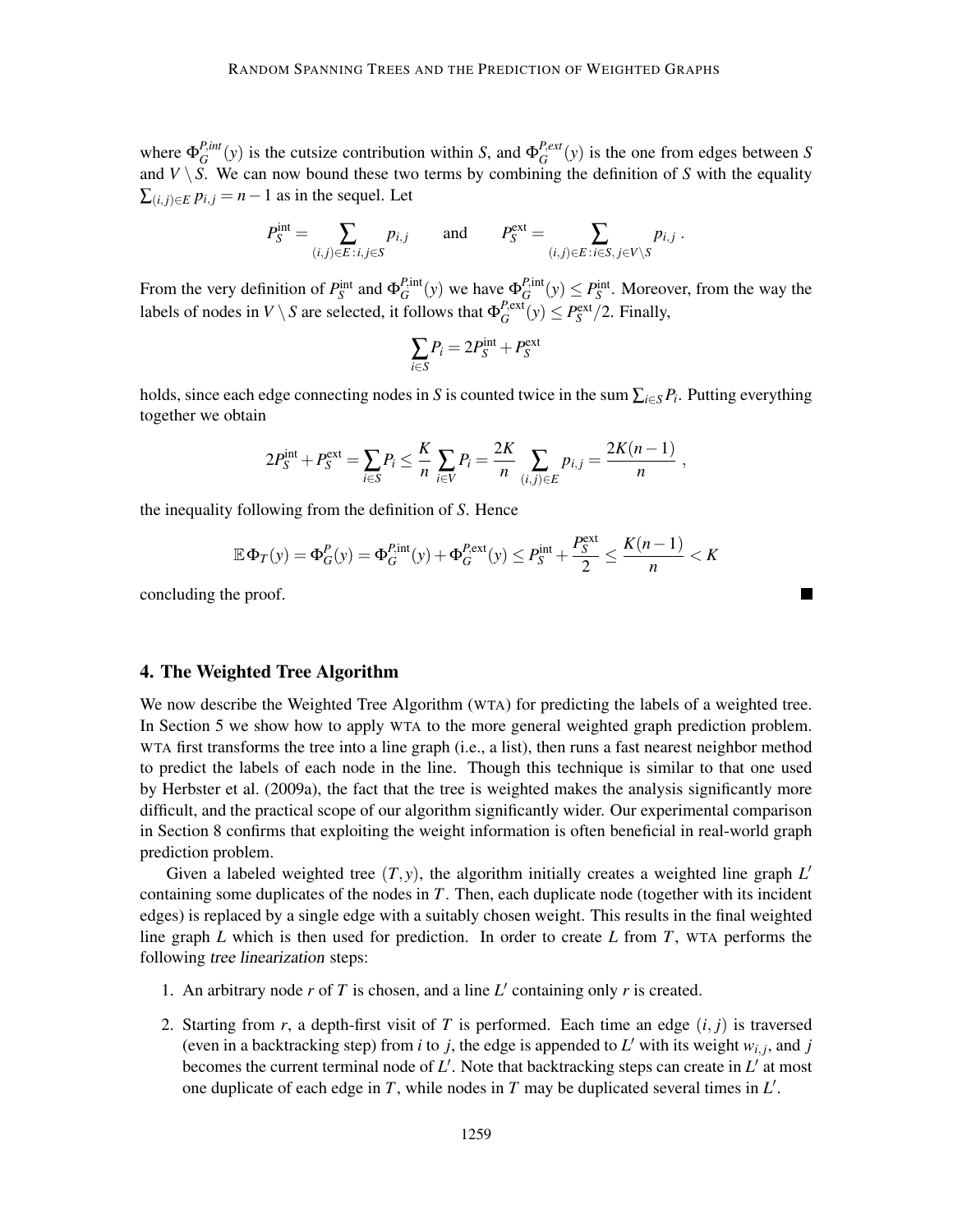where $\Phi_G^{P,int}(y)$ is the cutsize contribution within $S$, and $\Phi_G^{P,ext}(y)$ is the one from edges between $S$ and $V \setminus S$. We can now bound these two terms by combining the definition of $S$ with the equality $\sum_{(i,j)\in E} p_{i,j} = n-1$ as in the sequel. Let

$$P_S^{\text{int}} = \sum_{(i,j)\in E\,:\, i,j\in S} p_{i,j} \qquad \text{and} \qquad P_S^{\text{ext}} = \sum_{(i,j)\in E\,:\, i\in S,\, j\in V\setminus S} p_{i,j} \ .$$

From the very definition of $P_S^{\text{int}}$ and $\Phi_G^{P,\text{int}}(y)$ we have $\Phi_G^{P,\text{int}}(y) \le P_S^{\text{int}}$. Moreover, from the way the labels of nodes in $V \setminus S$ are selected, it follows that $\Phi_G^{P,\text{ext}}(y) \le P_S^{\text{ext}}/2$. Finally,

$$\sum_{i\in S} P_i = 2P_S^{\text{int}} + P_S^{\text{ext}}$$

holds, since each edge connecting nodes in $S$ is counted twice in the sum $\sum_{i\in S} P_i$. Putting everything together we obtain

$$2P_S^{\text{int}} + P_S^{\text{ext}} = \sum_{i\in S} P_i \le \frac{K}{n}\sum_{i\in V} P_i = \frac{2K}{n}\sum_{(i,j)\in E} p_{i,j} = \frac{2K(n-1)}{n} \ ,$$

the inequality following from the definition of $S$. Hence

$$\mathbb{E}\,\Phi_T(y) = \Phi_G^P(y) = \Phi_G^{P,\text{int}}(y) + \Phi_G^{P,\text{ext}}(y) \le P_S^{\text{int}} + \frac{P_S^{\text{ext}}}{2} \le \frac{K(n-1)}{n} < K$$

concluding the proof. ∎

## 4. The Weighted Tree Algorithm

We now describe the Weighted Tree Algorithm (WTA) for predicting the labels of a weighted tree. In Section 5 we show how to apply WTA to the more general weighted graph prediction problem. WTA first transforms the tree into a line graph (i.e., a list), then runs a fast nearest neighbor method to predict the labels of each node in the line. Though this technique is similar to that one used by Herbster et al. (2009a), the fact that the tree is weighted makes the analysis significantly more difficult, and the practical scope of our algorithm significantly wider. Our experimental comparison in Section 8 confirms that exploiting the weight information is often beneficial in real-world graph prediction problem.

Given a labeled weighted tree $(T, y)$, the algorithm initially creates a weighted line graph $L'$ containing some duplicates of the nodes in $T$. Then, each duplicate node (together with its incident edges) is replaced by a single edge with a suitably chosen weight. This results in the final weighted line graph $L$ which is then used for prediction. In order to create $L$ from $T$, WTA performs the following *tree linearization* steps:

1. An arbitrary node $r$ of $T$ is chosen, and a line $L'$ containing only $r$ is created.
2. Starting from $r$, a depth-first visit of $T$ is performed. Each time an edge $(i, j)$ is traversed (even in a backtracking step) from $i$ to $j$, the edge is appended to $L'$ with its weight $w_{i,j}$, and $j$ becomes the current terminal node of $L'$. Note that backtracking steps can create in $L'$ at most one duplicate of each edge in $T$, while nodes in $T$ may be duplicated several times in $L'$.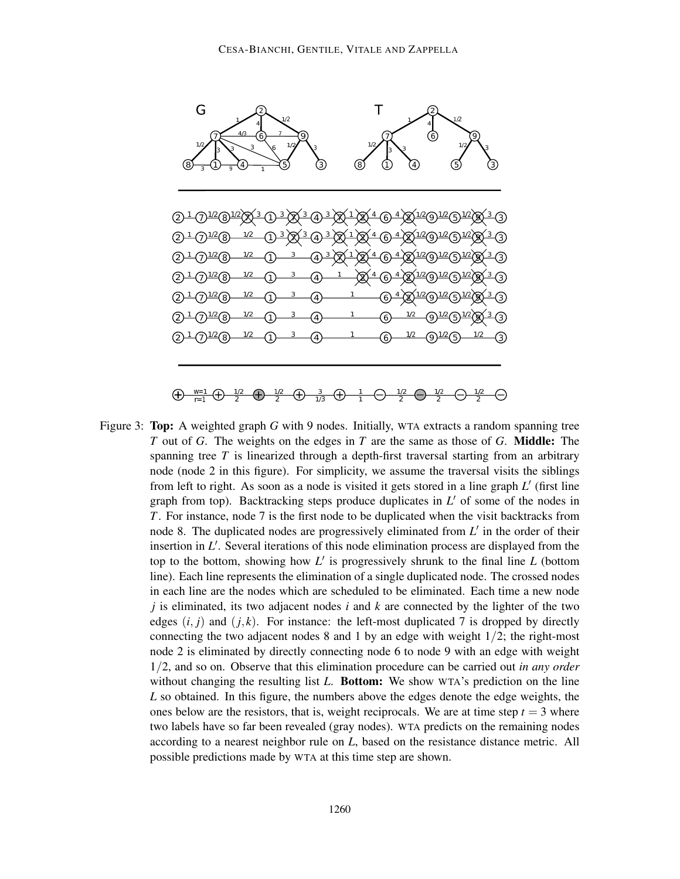Figure 3: **Top:** A weighted graph $G$ with 9 nodes. Initially, WTA extracts a random spanning tree $T$ out of $G$. The weights on the edges in $T$ are the same as those of $G$. **Middle:** The spanning tree $T$ is linearized through a depth-first traversal starting from an arbitrary node (node 2 in this figure). For simplicity, we assume the traversal visits the siblings from left to right. As soon as a node is visited it gets stored in a line graph $L'$ (first line graph from top). Backtracking steps produce duplicates in $L'$ of some of the nodes in $T$. For instance, node 7 is the first node to be duplicated when the visit backtracks from node 8. The duplicated nodes are progressively eliminated from $L'$ in the order of their insertion in $L'$. Several iterations of this node elimination process are displayed from the top to the bottom, showing how $L'$ is progressively shrunk to the final line $L$ (bottom line). Each line represents the elimination of a single duplicated node. The crossed nodes in each line are the nodes which are scheduled to be eliminated. Each time a new node $j$ is eliminated, its two adjacent nodes $i$ and $k$ are connected by the lighter of the two edges $(i, j)$ and $(j, k)$. For instance: the left-most duplicated 7 is dropped by directly connecting the two adjacent nodes 8 and 1 by an edge with weight $1/2$; the right-most node 2 is eliminated by directly connecting node 6 to node 9 with an edge with weight $1/2$, and so on. Observe that this elimination procedure can be carried out *in any order* without changing the resulting list $L$. **Bottom:** We show WTA's prediction on the line $L$ so obtained. In this figure, the numbers above the edges denote the edge weights, the ones below are the resistors, that is, weight reciprocals. We are at time step $t = 3$ where two labels have so far been revealed (gray nodes). WTA predicts on the remaining nodes according to a nearest neighbor rule on $L$, based on the resistance distance metric. All possible predictions made by WTA at this time step are shown.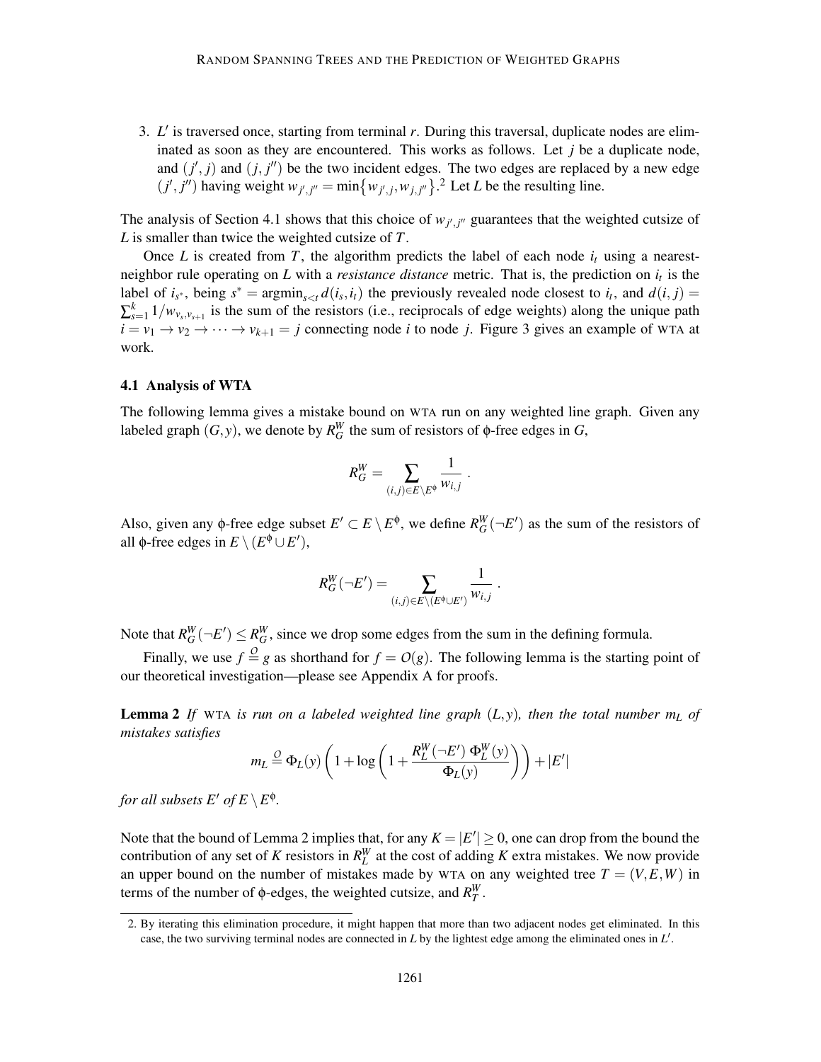3. $L'$ is traversed once, starting from terminal $r$. During this traversal, duplicate nodes are eliminated as soon as they are encountered. This works as follows. Let $j$ be a duplicate node, and $(j', j)$ and $(j, j'')$ be the two incident edges. The two edges are replaced by a new edge $(j', j'')$ having weight $w_{j',j''} = \min\{w_{j',j}, w_{j,j''}\}$.[2] Let $L$ be the resulting line.

The analysis of Section 4.1 shows that this choice of $w_{j',j''}$ guarantees that the weighted cutsize of $L$ is smaller than twice the weighted cutsize of $T$.

Once $L$ is created from $T$, the algorithm predicts the label of each node $i_t$ using a nearest-neighbor rule operating on $L$ with a *resistance distance* metric. That is, the prediction on $i_t$ is the label of $i_{s^*}$, being $s^* = \mathrm{argmin}_{s<t} d(i_s, i_t)$ the previously revealed node closest to $i_t$, and $d(i, j) = \sum_{s=1}^{k} 1/w_{v_s,v_{s+1}}$ is the sum of the resistors (i.e., reciprocals of edge weights) along the unique path $i = v_1 \to v_2 \to \cdots \to v_{k+1} = j$ connecting node $i$ to node $j$. Figure 3 gives an example of WTA at work.

### 4.1 Analysis of WTA

The following lemma gives a mistake bound on WTA run on any weighted line graph. Given any labeled graph $(G, y)$, we denote by $R_G^W$ the sum of resistors of $\phi$-free edges in $G$,

$$R_G^W = \sum_{(i,j) \in E \setminus E^\phi} \frac{1}{w_{i,j}} \ .$$

Also, given any $\phi$-free edge subset $E' \subset E \setminus E^\phi$, we define $R_G^W(\neg E')$ as the sum of the resistors of all $\phi$-free edges in $E \setminus (E^\phi \cup E')$,

$$R_G^W(\neg E') = \sum_{(i,j) \in E \setminus (E^\phi \cup E')} \frac{1}{w_{i,j}} \ .$$

Note that $R_G^W(\neg E') \le R_G^W$, since we drop some edges from the sum in the defining formula.

Finally, we use $f \overset{O}{=} g$ as shorthand for $f = O(g)$. The following lemma is the starting point of our theoretical investigation—please see Appendix A for proofs.

**Lemma 2** *If* WTA *is run on a labeled weighted line graph $(L, y)$, then the total number $m_L$ of mistakes satisfies*

$$m_L \overset{O}{=} \Phi_L(y) \left( 1 + \log\left( 1 + \frac{R_L^W(\neg E')\, \Phi_L^W(y)}{\Phi_L(y)} \right) \right) + |E'|$$

*for all subsets $E'$ of $E \setminus E^\phi$.*

Note that the bound of Lemma 2 implies that, for any $K = |E'| \ge 0$, one can drop from the bound the contribution of any set of $K$ resistors in $R_L^W$ at the cost of adding $K$ extra mistakes. We now provide an upper bound on the number of mistakes made by WTA on any weighted tree $T = (V, E, W)$ in terms of the number of $\phi$-edges, the weighted cutsize, and $R_T^W$.

---

2. By iterating this elimination procedure, it might happen that more than two adjacent nodes get eliminated. In this case, the two surviving terminal nodes are connected in $L$ by the lightest edge among the eliminated ones in $L'$.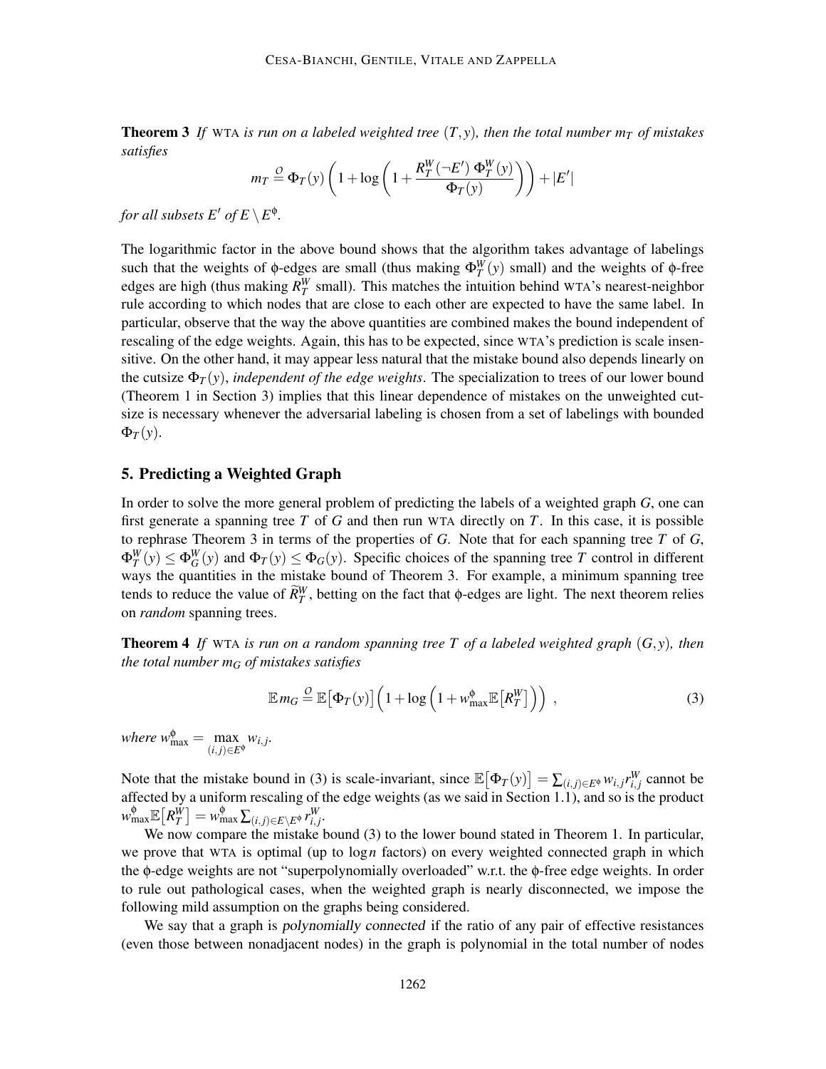**Theorem 3** *If* WTA *is run on a labeled weighted tree* $(T, y)$*, then the total number* $m_T$ *of mistakes satisfies*

$$m_T \stackrel{\mathcal{O}}{=} \Phi_T(y) \left( 1 + \log \left( 1 + \frac{R^W_T(\neg E') \, \Phi^W_T(y)}{\Phi_T(y)} \right) \right) + |E'|$$

*for all subsets* $E'$ *of* $E \setminus E^\phi$.

The logarithmic factor in the above bound shows that the algorithm takes advantage of labelings such that the weights of $\phi$-edges are small (thus making $\Phi^W_T(y)$ small) and the weights of $\phi$-free edges are high (thus making $R^W_T$ small). This matches the intuition behind WTA's nearest-neighbor rule according to which nodes that are close to each other are expected to have the same label. In particular, observe that the way the above quantities are combined makes the bound independent of rescaling of the edge weights. Again, this has to be expected, since WTA's prediction is scale insensitive. On the other hand, it may appear less natural that the mistake bound also depends linearly on the cutsize $\Phi_T(y)$, *independent of the edge weights*. The specialization to trees of our lower bound (Theorem 1 in Section 3) implies that this linear dependence of mistakes on the unweighted cutsize is necessary whenever the adversarial labeling is chosen from a set of labelings with bounded $\Phi_T(y)$.

## 5. Predicting a Weighted Graph

In order to solve the more general problem of predicting the labels of a weighted graph $G$, one can first generate a spanning tree $T$ of $G$ and then run WTA directly on $T$. In this case, it is possible to rephrase Theorem 3 in terms of the properties of $G$. Note that for each spanning tree $T$ of $G$, $\Phi^W_T(y) \le \Phi^W_G(y)$ and $\Phi_T(y) \le \Phi_G(y)$. Specific choices of the spanning tree $T$ control in different ways the quantities in the mistake bound of Theorem 3. For example, a minimum spanning tree tends to reduce the value of $\widetilde{R}^W_T$, betting on the fact that $\phi$-edges are light. The next theorem relies on *random* spanning trees.

**Theorem 4** *If* WTA *is run on a random spanning tree* $T$ *of a labeled weighted graph* $(G, y)$*, then the total number* $m_G$ *of mistakes satisfies*

$$\mathbb{E}\, m_G \stackrel{\mathcal{O}}{=} \mathbb{E}\big[\Phi_T(y)\big] \Big( 1 + \log \Big( 1 + w^\phi_{\max} \mathbb{E}\big[R^W_T\big] \Big) \Big) , \tag{3}$$

*where* $w^\phi_{\max} = \max_{(i,j) \in E^\phi} w_{i,j}$.

Note that the mistake bound in (3) is scale-invariant, since $\mathbb{E}\big[\Phi_T(y)\big] = \sum_{(i,j) \in E^\phi} w_{i,j} r^W_{i,j}$ cannot be affected by a uniform rescaling of the edge weights (as we said in Section 1.1), and so is the product $w^\phi_{\max} \mathbb{E}\big[R^W_T\big] = w^\phi_{\max} \sum_{(i,j) \in E \setminus E^\phi} r^W_{i,j}$.

We now compare the mistake bound (3) to the lower bound stated in Theorem 1. In particular, we prove that WTA is optimal (up to $\log n$ factors) on every weighted connected graph in which the $\phi$-edge weights are not "superpolynomially overloaded" w.r.t. the $\phi$-free edge weights. In order to rule out pathological cases, when the weighted graph is nearly disconnected, we impose the following mild assumption on the graphs being considered.

We say that a graph is *polynomially connected* if the ratio of any pair of effective resistances (even those between nonadjacent nodes) in the graph is polynomial in the total number of nodes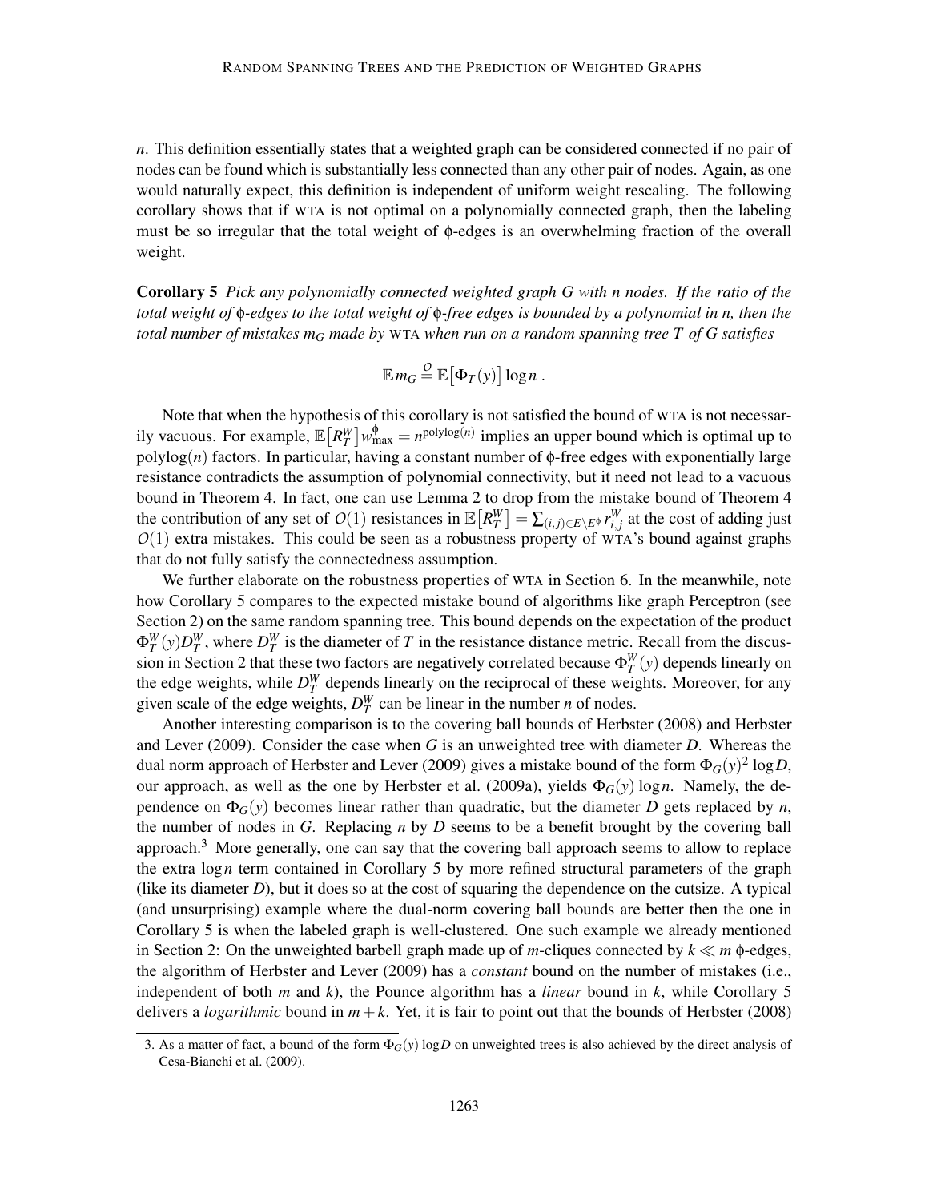*n*. This definition essentially states that a weighted graph can be considered connected if no pair of nodes can be found which is substantially less connected than any other pair of nodes. Again, as one would naturally expect, this definition is independent of uniform weight rescaling. The following corollary shows that if WTA is not optimal on a polynomially connected graph, then the labeling must be so irregular that the total weight of $\phi$-edges is an overwhelming fraction of the overall weight.

**Corollary 5** *Pick any polynomially connected weighted graph $G$ with $n$ nodes. If the ratio of the total weight of $\phi$-edges to the total weight of $\phi$-free edges is bounded by a polynomial in $n$, then the total number of mistakes $m_G$ made by* WTA *when run on a random spanning tree $T$ of $G$ satisfies*

$$\mathbb{E}\, m_G \stackrel{\mathcal{O}}{=} \mathbb{E}\big[\Phi_T(y)\big] \log n \,.$$

Note that when the hypothesis of this corollary is not satisfied the bound of WTA is not necessarily vacuous. For example, $\mathbb{E}\big[R_T^W\big] w_{\max}^{\phi} = n^{\mathrm{polylog}(n)}$ implies an upper bound which is optimal up to $\mathrm{polylog}(n)$ factors. In particular, having a constant number of $\phi$-free edges with exponentially large resistance contradicts the assumption of polynomial connectivity, but it need not lead to a vacuous bound in Theorem 4. In fact, one can use Lemma 2 to drop from the mistake bound of Theorem 4 the contribution of any set of $O(1)$ resistances in $\mathbb{E}\big[R_T^W\big] = \sum_{(i,j) \in E \setminus E^{\phi}} r_{i,j}^W$ at the cost of adding just $O(1)$ extra mistakes. This could be seen as a robustness property of WTA's bound against graphs that do not fully satisfy the connectedness assumption.

We further elaborate on the robustness properties of WTA in Section 6. In the meanwhile, note how Corollary 5 compares to the expected mistake bound of algorithms like graph Perceptron (see Section 2) on the same random spanning tree. This bound depends on the expectation of the product $\Phi_T^W(y) D_T^W$, where $D_T^W$ is the diameter of $T$ in the resistance distance metric. Recall from the discussion in Section 2 that these two factors are negatively correlated because $\Phi_T^W(y)$ depends linearly on the edge weights, while $D_T^W$ depends linearly on the reciprocal of these weights. Moreover, for any given scale of the edge weights, $D_T^W$ can be linear in the number $n$ of nodes.

Another interesting comparison is to the covering ball bounds of Herbster (2008) and Herbster and Lever (2009). Consider the case when $G$ is an unweighted tree with diameter $D$. Whereas the dual norm approach of Herbster and Lever (2009) gives a mistake bound of the form $\Phi_G(y)^2 \log D$, our approach, as well as the one by Herbster et al. (2009a), yields $\Phi_G(y) \log n$. Namely, the dependence on $\Phi_G(y)$ becomes linear rather than quadratic, but the diameter $D$ gets replaced by $n$, the number of nodes in $G$. Replacing $n$ by $D$ seems to be a benefit brought by the covering ball approach.[3] More generally, one can say that the covering ball approach seems to allow to replace the extra $\log n$ term contained in Corollary 5 by more refined structural parameters of the graph (like its diameter $D$), but it does so at the cost of squaring the dependence on the cutsize. A typical (and unsurprising) example where the dual-norm covering ball bounds are better then the one in Corollary 5 is when the labeled graph is well-clustered. One such example we already mentioned in Section 2: On the unweighted barbell graph made up of $m$-cliques connected by $k \ll m$ $\phi$-edges, the algorithm of Herbster and Lever (2009) has a *constant* bound on the number of mistakes (i.e., independent of both $m$ and $k$), the Pounce algorithm has a *linear* bound in $k$, while Corollary 5 delivers a *logarithmic* bound in $m + k$. Yet, it is fair to point out that the bounds of Herbster (2008)

3. As a matter of fact, a bound of the form $\Phi_G(y) \log D$ on unweighted trees is also achieved by the direct analysis of Cesa-Bianchi et al. (2009).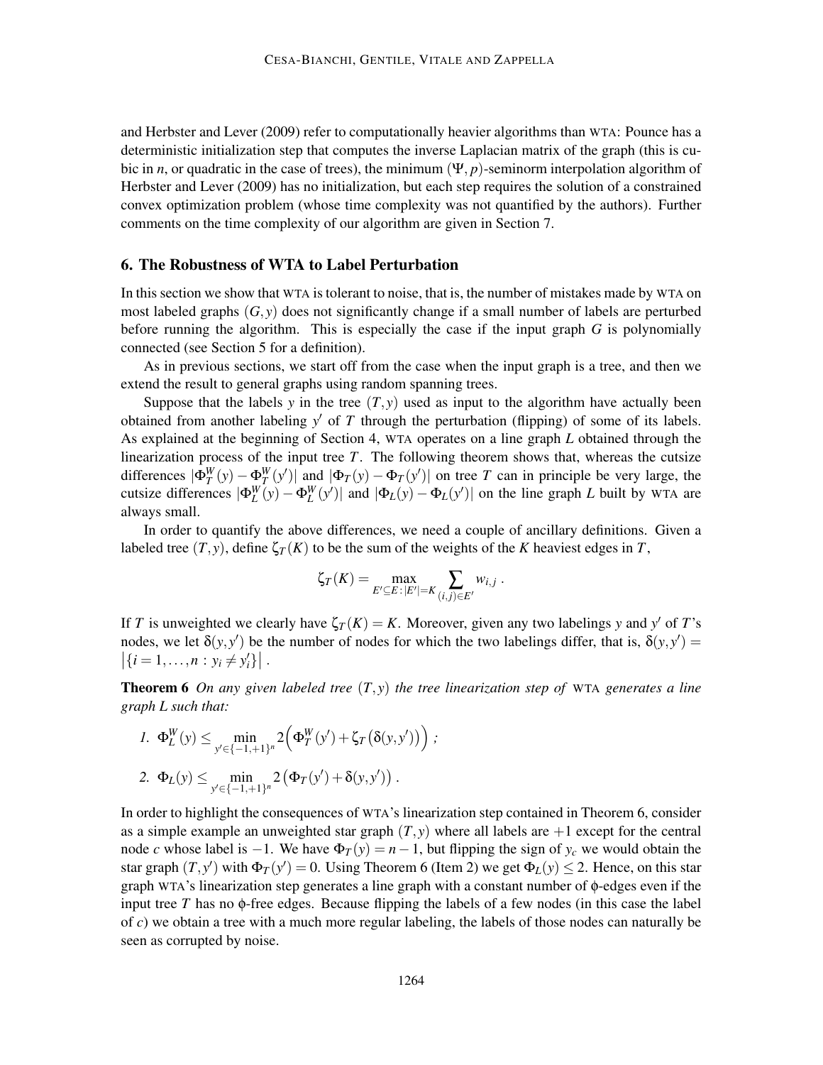and Herbster and Lever (2009) refer to computationally heavier algorithms than WTA: Pounce has a deterministic initialization step that computes the inverse Laplacian matrix of the graph (this is cubic in $n$, or quadratic in the case of trees), the minimum $(\Psi, p)$-seminorm interpolation algorithm of Herbster and Lever (2009) has no initialization, but each step requires the solution of a constrained convex optimization problem (whose time complexity was not quantified by the authors). Further comments on the time complexity of our algorithm are given in Section 7.

## 6. The Robustness of WTA to Label Perturbation

In this section we show that WTA is tolerant to noise, that is, the number of mistakes made by WTA on most labeled graphs $(G, y)$ does not significantly change if a small number of labels are perturbed before running the algorithm. This is especially the case if the input graph $G$ is polynomially connected (see Section 5 for a definition).

As in previous sections, we start off from the case when the input graph is a tree, and then we extend the result to general graphs using random spanning trees.

Suppose that the labels $y$ in the tree $(T, y)$ used as input to the algorithm have actually been obtained from another labeling $y'$ of $T$ through the perturbation (flipping) of some of its labels. As explained at the beginning of Section 4, WTA operates on a line graph $L$ obtained through the linearization process of the input tree $T$. The following theorem shows that, whereas the cutsize differences $|\Phi_T^W(y) - \Phi_T^W(y')|$ and $|\Phi_T(y) - \Phi_T(y')|$ on tree $T$ can in principle be very large, the cutsize differences $|\Phi_L^W(y) - \Phi_L^W(y')|$ and $|\Phi_L(y) - \Phi_L(y')|$ on the line graph $L$ built by WTA are always small.

In order to quantify the above differences, we need a couple of ancillary definitions. Given a labeled tree $(T, y)$, define $\zeta_T(K)$ to be the sum of the weights of the $K$ heaviest edges in $T$,

$$\zeta_T(K) = \max_{E' \subseteq E \,:\, |E'| = K} \sum_{(i,j) \in E'} w_{i,j} \,.$$

If $T$ is unweighted we clearly have $\zeta_T(K) = K$. Moreover, given any two labelings $y$ and $y'$ of $T$'s nodes, we let $\delta(y, y')$ be the number of nodes for which the two labelings differ, that is, $\delta(y, y') = \left|\{i = 1, \ldots, n : y_i \neq y'_i\}\right|$.

**Theorem 6** *On any given labeled tree $(T, y)$ the tree linearization step of WTA generates a line graph $L$ such that:*

1. $\Phi_L^W(y) \leq \min_{y' \in \{-1,+1\}^n} 2\Big(\Phi_T^W(y') + \zeta_T\big(\delta(y, y')\big)\Big)$ ;
2. $\Phi_L(y) \leq \min_{y' \in \{-1,+1\}^n} 2\big(\Phi_T(y') + \delta(y, y')\big)$ .

In order to highlight the consequences of WTA's linearization step contained in Theorem 6, consider as a simple example an unweighted star graph $(T, y)$ where all labels are $+1$ except for the central node $c$ whose label is $-1$. We have $\Phi_T(y) = n - 1$, but flipping the sign of $y_c$ we would obtain the star graph $(T, y')$ with $\Phi_T(y') = 0$. Using Theorem 6 (Item 2) we get $\Phi_L(y) \leq 2$. Hence, on this star graph WTA's linearization step generates a line graph with a constant number of $\phi$-edges even if the input tree $T$ has no $\phi$-free edges. Because flipping the labels of a few nodes (in this case the label of $c$) we obtain a tree with a much more regular labeling, the labels of those nodes can naturally be seen as corrupted by noise.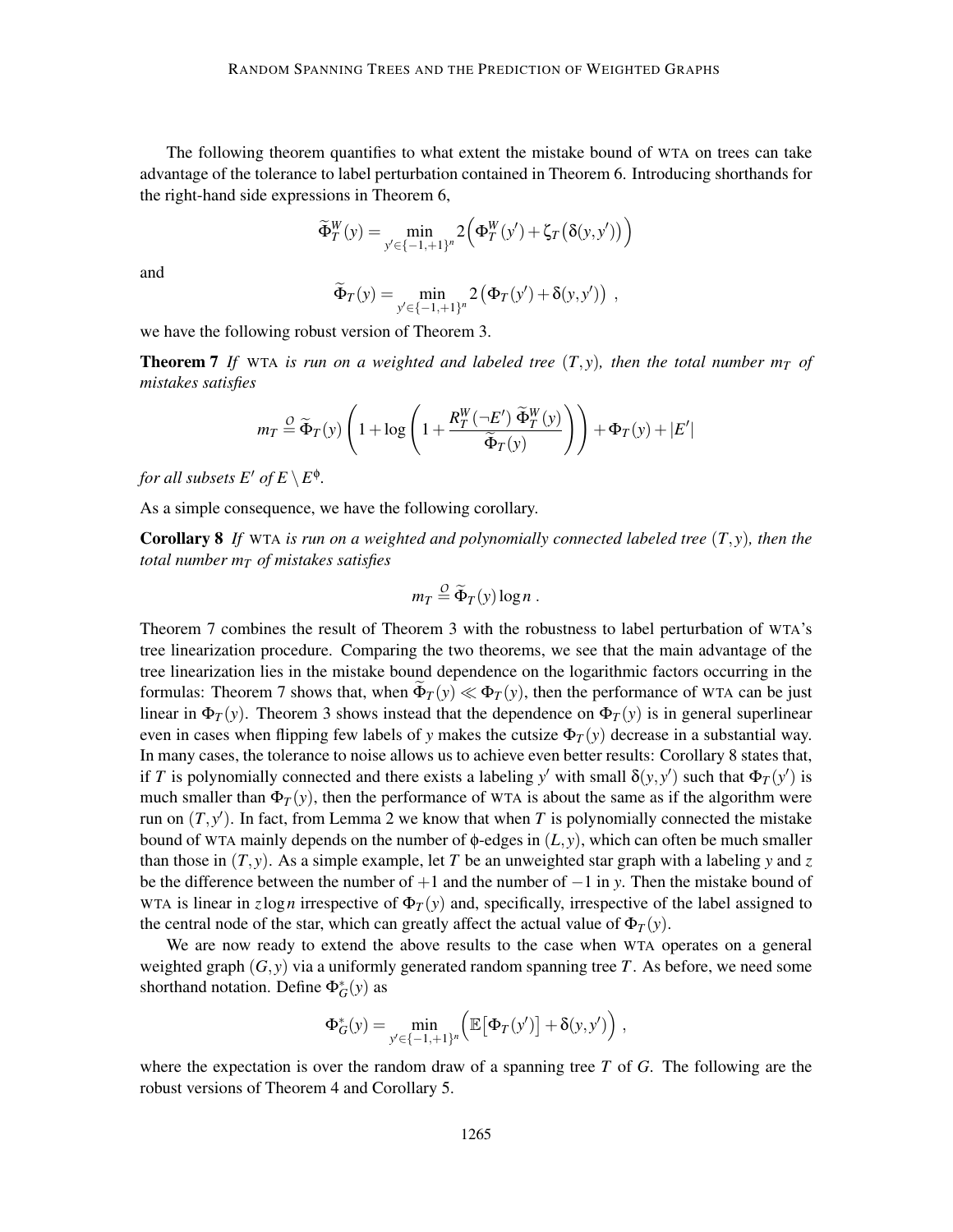The following theorem quantifies to what extent the mistake bound of WTA on trees can take advantage of the tolerance to label perturbation contained in Theorem 6. Introducing shorthands for the right-hand side expressions in Theorem 6,

$$\widetilde{\Phi}_T^W(y) = \min_{y' \in \{-1,+1\}^n} 2\Big(\Phi_T^W(y') + \zeta_T\big(\delta(y,y')\big)\Big)$$

and

$$\widetilde{\Phi}_T(y) = \min_{y' \in \{-1,+1\}^n} 2\big(\Phi_T(y') + \delta(y,y')\big) \ ,$$

we have the following robust version of Theorem 3.

**Theorem 7** *If* WTA *is run on a weighted and labeled tree* $(T,y)$*, then the total number* $m_T$ *of mistakes satisfies*

$$m_T \stackrel{O}{=} \widetilde{\Phi}_T(y)\left(1 + \log\left(1 + \frac{R_T^W(\neg E')\ \widetilde{\Phi}_T^W(y)}{\widetilde{\Phi}_T(y)}\right)\right) + \Phi_T(y) + |E'|$$

*for all subsets* $E'$ *of* $E \setminus E^{\phi}$.

As a simple consequence, we have the following corollary.

**Corollary 8** *If* WTA *is run on a weighted and polynomially connected labeled tree* $(T,y)$*, then the total number* $m_T$ *of mistakes satisfies*

$$m_T \stackrel{O}{=} \widetilde{\Phi}_T(y) \log n \ .$$

Theorem 7 combines the result of Theorem 3 with the robustness to label perturbation of WTA's tree linearization procedure. Comparing the two theorems, we see that the main advantage of the tree linearization lies in the mistake bound dependence on the logarithmic factors occurring in the formulas: Theorem 7 shows that, when $\widetilde{\Phi}_T(y) \ll \Phi_T(y)$, then the performance of WTA can be just linear in $\Phi_T(y)$. Theorem 3 shows instead that the dependence on $\Phi_T(y)$ is in general superlinear even in cases when flipping few labels of $y$ makes the cutsize $\Phi_T(y)$ decrease in a substantial way. In many cases, the tolerance to noise allows us to achieve even better results: Corollary 8 states that, if $T$ is polynomially connected and there exists a labeling $y'$ with small $\delta(y,y')$ such that $\Phi_T(y')$ is much smaller than $\Phi_T(y)$, then the performance of WTA is about the same as if the algorithm were run on $(T,y')$. In fact, from Lemma 2 we know that when $T$ is polynomially connected the mistake bound of WTA mainly depends on the number of $\phi$-edges in $(L,y)$, which can often be much smaller than those in $(T,y)$. As a simple example, let $T$ be an unweighted star graph with a labeling $y$ and $z$ be the difference between the number of $+1$ and the number of $-1$ in $y$. Then the mistake bound of WTA is linear in $z \log n$ irrespective of $\Phi_T(y)$ and, specifically, irrespective of the label assigned to the central node of the star, which can greatly affect the actual value of $\Phi_T(y)$.

We are now ready to extend the above results to the case when WTA operates on a general weighted graph $(G,y)$ via a uniformly generated random spanning tree $T$. As before, we need some shorthand notation. Define $\Phi_G^*(y)$ as

$$\Phi_G^*(y) = \min_{y' \in \{-1,+1\}^n} \Big(\mathbb{E}\big[\Phi_T(y')\big] + \delta(y,y')\Big) \ ,$$

where the expectation is over the random draw of a spanning tree $T$ of $G$. The following are the robust versions of Theorem 4 and Corollary 5.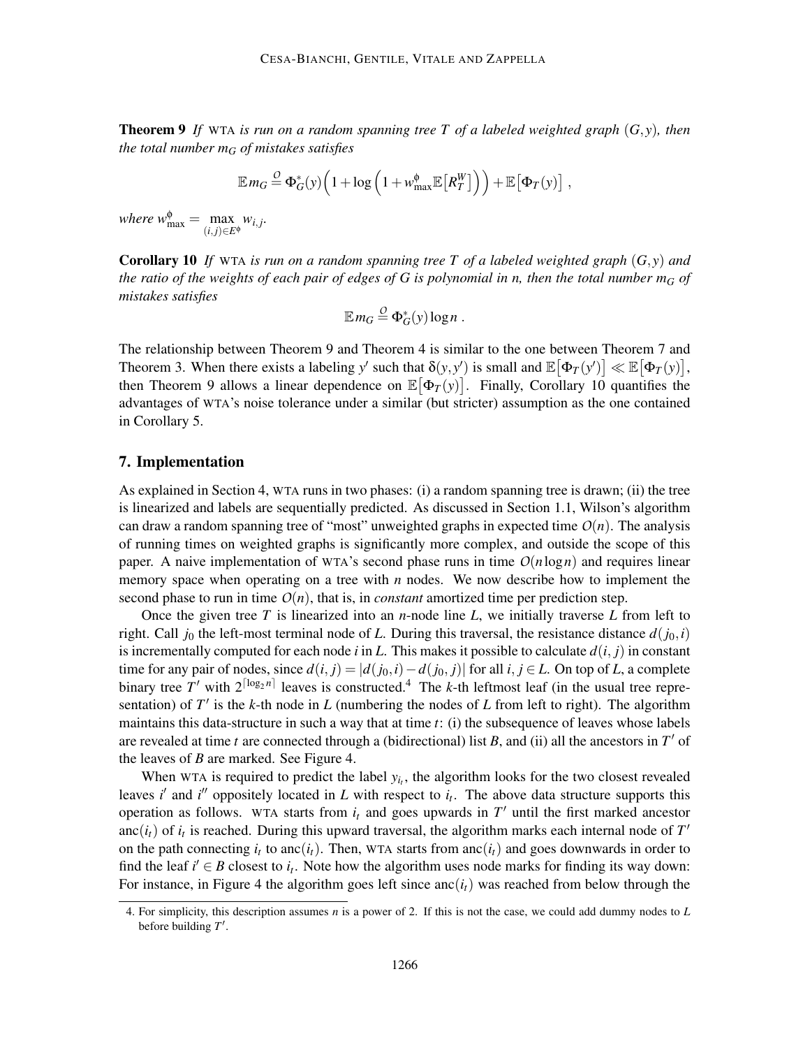**Theorem 9** *If* WTA *is run on a random spanning tree $T$ of a labeled weighted graph $(G, y)$, then the total number $m_G$ of mistakes satisfies*

$$\mathbb{E} m_G \stackrel{\mathcal{O}}{=} \Phi_G^*(y)\Big(1 + \log\Big(1 + w_{\max}^{\phi}\mathbb{E}\big[R_T^W\big]\Big)\Big) + \mathbb{E}\big[\Phi_T(y)\big] ,$$

*where* $w_{\max}^{\phi} = \max_{(i,j)\in E^{\phi}} w_{i,j}$.

**Corollary 10** *If* WTA *is run on a random spanning tree $T$ of a labeled weighted graph $(G, y)$ and the ratio of the weights of each pair of edges of $G$ is polynomial in $n$, then the total number $m_G$ of mistakes satisfies*

$$\mathbb{E} m_G \stackrel{\mathcal{O}}{=} \Phi_G^*(y) \log n .$$

The relationship between Theorem 9 and Theorem 4 is similar to the one between Theorem 7 and Theorem 3. When there exists a labeling $y'$ such that $\delta(y, y')$ is small and $\mathbb{E}\big[\Phi_T(y')\big] \ll \mathbb{E}\big[\Phi_T(y)\big]$, then Theorem 9 allows a linear dependence on $\mathbb{E}\big[\Phi_T(y)\big]$. Finally, Corollary 10 quantifies the advantages of WTA's noise tolerance under a similar (but stricter) assumption as the one contained in Corollary 5.

## 7. Implementation

As explained in Section 4, WTA runs in two phases: (i) a random spanning tree is drawn; (ii) the tree is linearized and labels are sequentially predicted. As discussed in Section 1.1, Wilson's algorithm can draw a random spanning tree of "most" unweighted graphs in expected time $O(n)$. The analysis of running times on weighted graphs is significantly more complex, and outside the scope of this paper. A naive implementation of WTA's second phase runs in time $O(n \log n)$ and requires linear memory space when operating on a tree with $n$ nodes. We now describe how to implement the second phase to run in time $O(n)$, that is, in *constant* amortized time per prediction step.

Once the given tree $T$ is linearized into an $n$-node line $L$, we initially traverse $L$ from left to right. Call $j_0$ the left-most terminal node of $L$. During this traversal, the resistance distance $d(j_0, i)$ is incrementally computed for each node $i$ in $L$. This makes it possible to calculate $d(i, j)$ in constant time for any pair of nodes, since $d(i, j) = |d(j_0, i) - d(j_0, j)|$ for all $i, j \in L$. On top of $L$, a complete binary tree $T'$ with $2^{\lceil \log_2 n \rceil}$ leaves is constructed.[4] The $k$-th leftmost leaf (in the usual tree representation) of $T'$ is the $k$-th node in $L$ (numbering the nodes of $L$ from left to right). The algorithm maintains this data-structure in such a way that at time $t$: (i) the subsequence of leaves whose labels are revealed at time $t$ are connected through a (bidirectional) list $B$, and (ii) all the ancestors in $T'$ of the leaves of $B$ are marked. See Figure 4.

When WTA is required to predict the label $y_{i_t}$, the algorithm looks for the two closest revealed leaves $i'$ and $i''$ oppositely located in $L$ with respect to $i_t$. The above data structure supports this operation as follows. WTA starts from $i_t$ and goes upwards in $T'$ until the first marked ancestor $\mathrm{anc}(i_t)$ of $i_t$ is reached. During this upward traversal, the algorithm marks each internal node of $T'$ on the path connecting $i_t$ to $\mathrm{anc}(i_t)$. Then, WTA starts from $\mathrm{anc}(i_t)$ and goes downwards in order to find the leaf $i' \in B$ closest to $i_t$. Note how the algorithm uses node marks for finding its way down: For instance, in Figure 4 the algorithm goes left since $\mathrm{anc}(i_t)$ was reached from below through the

4. For simplicity, this description assumes $n$ is a power of 2. If this is not the case, we could add dummy nodes to $L$ before building $T'$.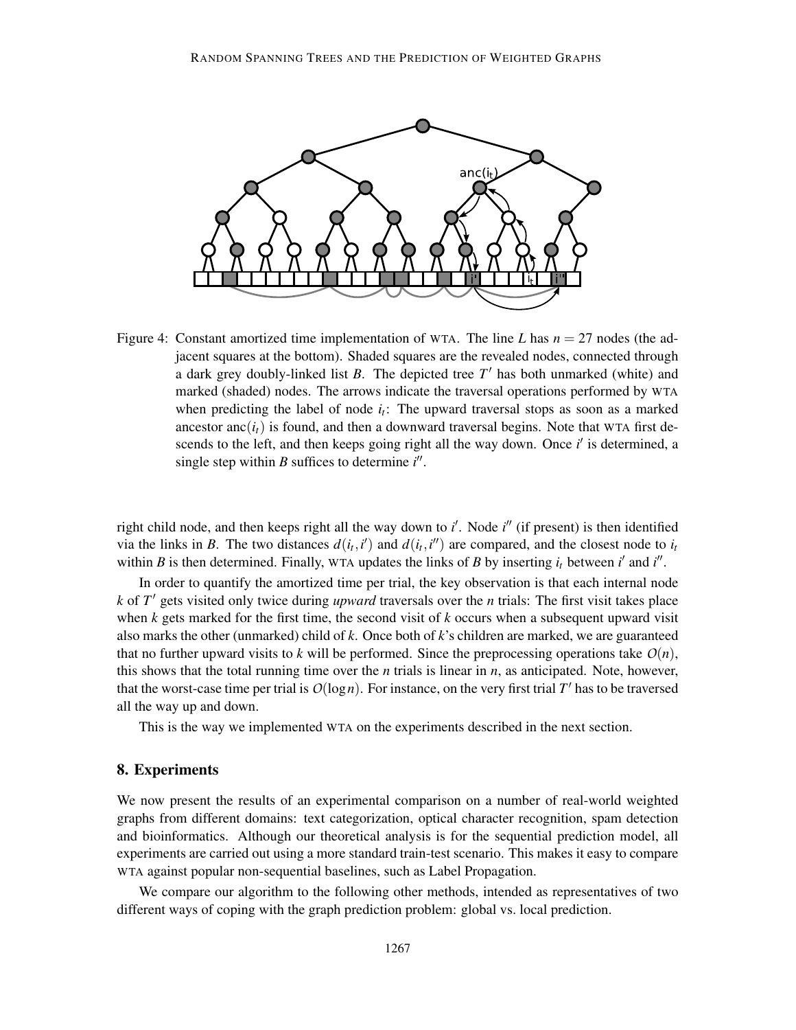Figure 4: Constant amortized time implementation of WTA. The line $L$ has $n = 27$ nodes (the adjacent squares at the bottom). Shaded squares are the revealed nodes, connected through a dark grey doubly-linked list $B$. The depicted tree $T'$ has both unmarked (white) and marked (shaded) nodes. The arrows indicate the traversal operations performed by WTA when predicting the label of node $i_t$: The upward traversal stops as soon as a marked ancestor $\text{anc}(i_t)$ is found, and then a downward traversal begins. Note that WTA first descends to the left, and then keeps going right all the way down. Once $i'$ is determined, a single step within $B$ suffices to determine $i''$.

right child node, and then keeps right all the way down to $i'$. Node $i''$ (if present) is then identified via the links in $B$. The two distances $d(i_t, i')$ and $d(i_t, i'')$ are compared, and the closest node to $i_t$ within $B$ is then determined. Finally, WTA updates the links of $B$ by inserting $i_t$ between $i'$ and $i''$.

In order to quantify the amortized time per trial, the key observation is that each internal node $k$ of $T'$ gets visited only twice during *upward* traversals over the $n$ trials: The first visit takes place when $k$ gets marked for the first time, the second visit of $k$ occurs when a subsequent upward visit also marks the other (unmarked) child of $k$. Once both of $k$'s children are marked, we are guaranteed that no further upward visits to $k$ will be performed. Since the preprocessing operations take $O(n)$, this shows that the total running time over the $n$ trials is linear in $n$, as anticipated. Note, however, that the worst-case time per trial is $O(\log n)$. For instance, on the very first trial $T'$ has to be traversed all the way up and down.

This is the way we implemented WTA on the experiments described in the next section.

## 8. Experiments

We now present the results of an experimental comparison on a number of real-world weighted graphs from different domains: text categorization, optical character recognition, spam detection and bioinformatics. Although our theoretical analysis is for the sequential prediction model, all experiments are carried out using a more standard train-test scenario. This makes it easy to compare WTA against popular non-sequential baselines, such as Label Propagation.

We compare our algorithm to the following other methods, intended as representatives of two different ways of coping with the graph prediction problem: global vs. local prediction.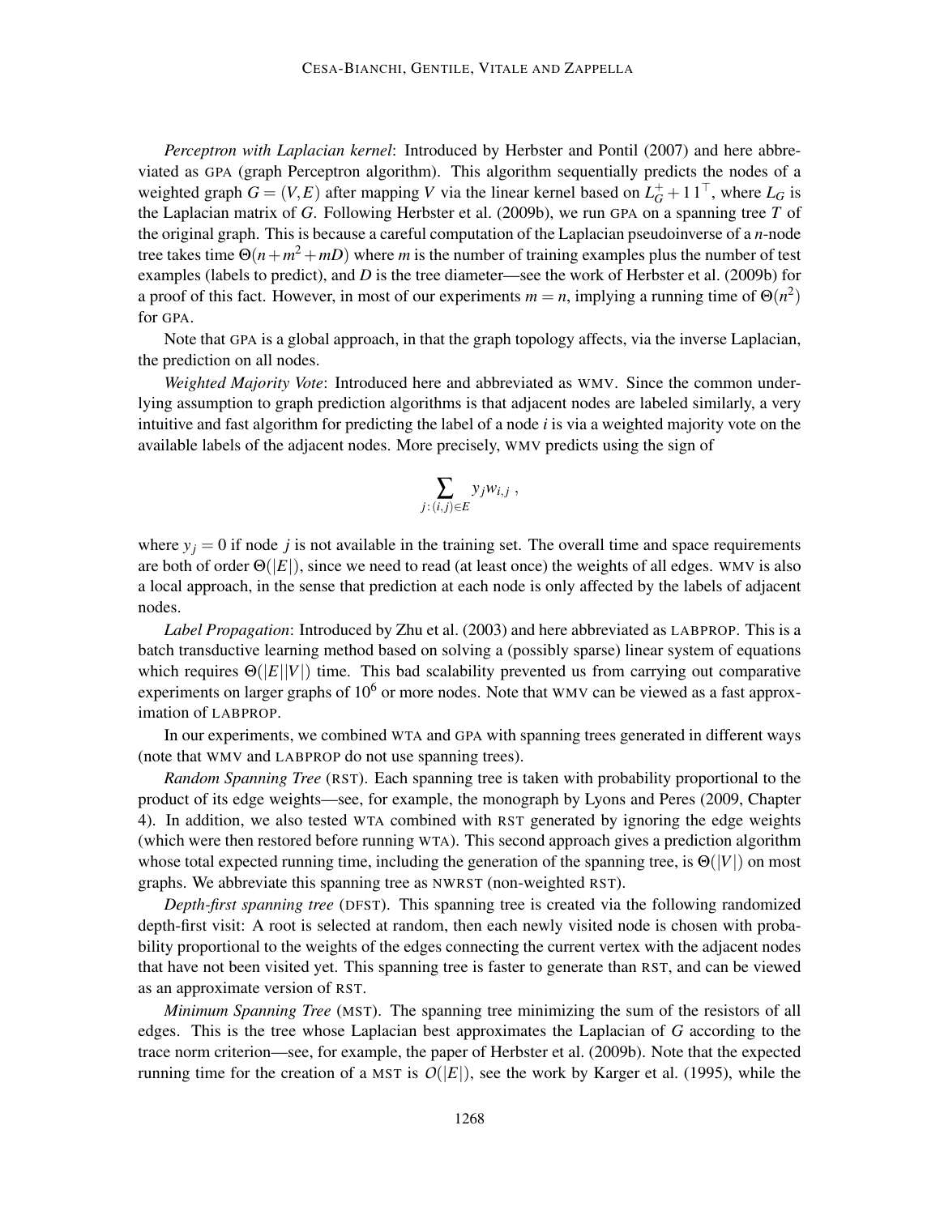*Perceptron with Laplacian kernel*: Introduced by Herbster and Pontil (2007) and here abbreviated as GPA (graph Perceptron algorithm). This algorithm sequentially predicts the nodes of a weighted graph $G = (V,E)$ after mapping $V$ via the linear kernel based on $L_G^+ + 1\,1^\top$, where $L_G$ is the Laplacian matrix of $G$. Following Herbster et al. (2009b), we run GPA on a spanning tree $T$ of the original graph. This is because a careful computation of the Laplacian pseudoinverse of a $n$-node tree takes time $\Theta(n + m^2 + mD)$ where $m$ is the number of training examples plus the number of test examples (labels to predict), and $D$ is the tree diameter—see the work of Herbster et al. (2009b) for a proof of this fact. However, in most of our experiments $m = n$, implying a running time of $\Theta(n^2)$ for GPA.

Note that GPA is a global approach, in that the graph topology affects, via the inverse Laplacian, the prediction on all nodes.

*Weighted Majority Vote*: Introduced here and abbreviated as WMV. Since the common underlying assumption to graph prediction algorithms is that adjacent nodes are labeled similarly, a very intuitive and fast algorithm for predicting the label of a node $i$ is via a weighted majority vote on the available labels of the adjacent nodes. More precisely, WMV predicts using the sign of

$$\sum_{j\,:\,(i,j)\in E} y_j w_{i,j} \ ,$$

where $y_j = 0$ if node $j$ is not available in the training set. The overall time and space requirements are both of order $\Theta(|E|)$, since we need to read (at least once) the weights of all edges. WMV is also a local approach, in the sense that prediction at each node is only affected by the labels of adjacent nodes.

*Label Propagation*: Introduced by Zhu et al. (2003) and here abbreviated as LABPROP. This is a batch transductive learning method based on solving a (possibly sparse) linear system of equations which requires $\Theta(|E||V|)$ time. This bad scalability prevented us from carrying out comparative experiments on larger graphs of $10^6$ or more nodes. Note that WMV can be viewed as a fast approximation of LABPROP.

In our experiments, we combined WTA and GPA with spanning trees generated in different ways (note that WMV and LABPROP do not use spanning trees).

*Random Spanning Tree* (RST). Each spanning tree is taken with probability proportional to the product of its edge weights—see, for example, the monograph by Lyons and Peres (2009, Chapter 4). In addition, we also tested WTA combined with RST generated by ignoring the edge weights (which were then restored before running WTA). This second approach gives a prediction algorithm whose total expected running time, including the generation of the spanning tree, is $\Theta(|V|)$ on most graphs. We abbreviate this spanning tree as NWRST (non-weighted RST).

*Depth-first spanning tree* (DFST). This spanning tree is created via the following randomized depth-first visit: A root is selected at random, then each newly visited node is chosen with probability proportional to the weights of the edges connecting the current vertex with the adjacent nodes that have not been visited yet. This spanning tree is faster to generate than RST, and can be viewed as an approximate version of RST.

*Minimum Spanning Tree* (MST). The spanning tree minimizing the sum of the resistors of all edges. This is the tree whose Laplacian best approximates the Laplacian of $G$ according to the trace norm criterion—see, for example, the paper of Herbster et al. (2009b). Note that the expected running time for the creation of a MST is $O(|E|)$, see the work by Karger et al. (1995), while the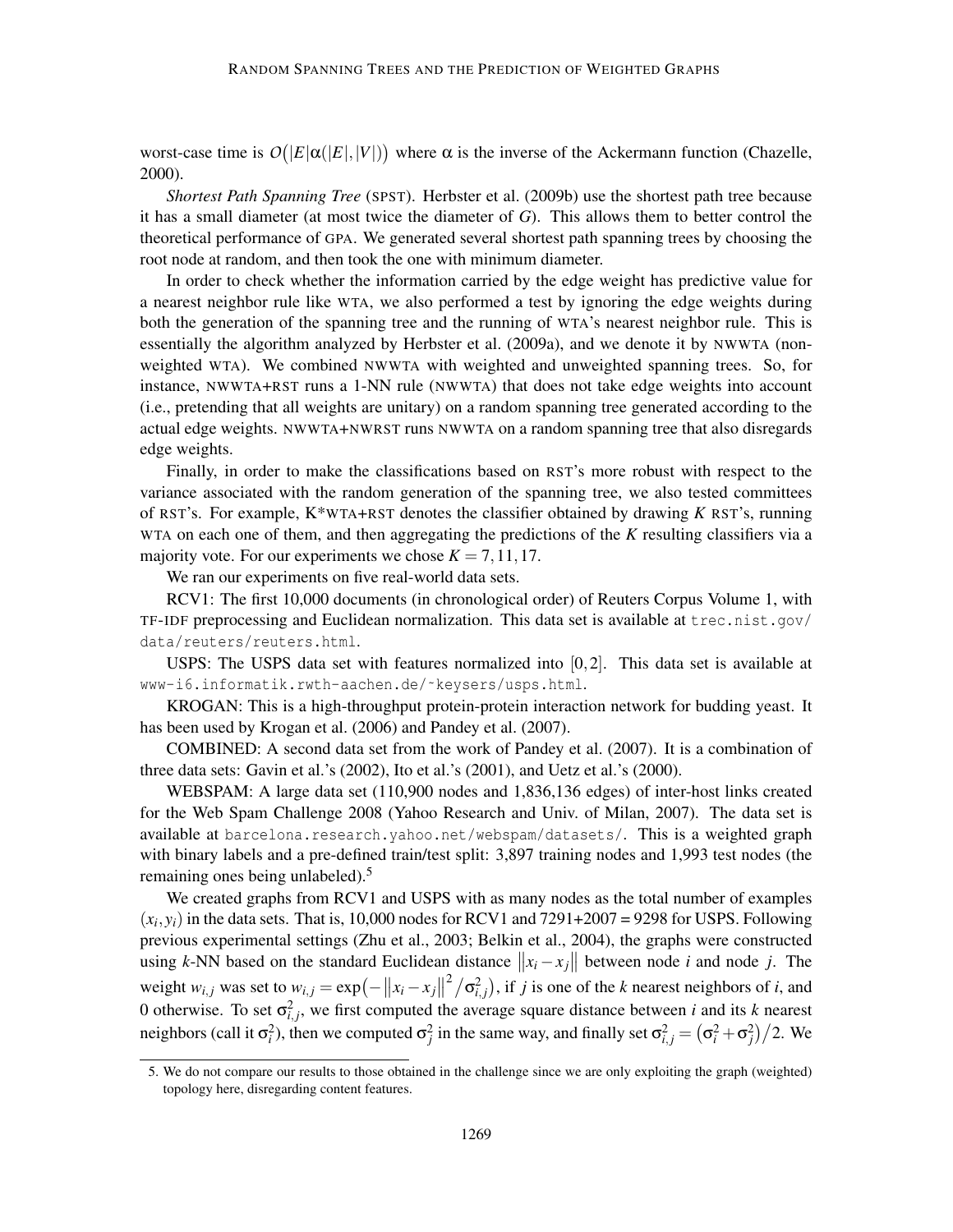worst-case time is $O(|E|\alpha(|E|,|V|))$ where $\alpha$ is the inverse of the Ackermann function (Chazelle, 2000).

*Shortest Path Spanning Tree* (SPST). Herbster et al. (2009b) use the shortest path tree because it has a small diameter (at most twice the diameter of $G$). This allows them to better control the theoretical performance of GPA. We generated several shortest path spanning trees by choosing the root node at random, and then took the one with minimum diameter.

In order to check whether the information carried by the edge weight has predictive value for a nearest neighbor rule like WTA, we also performed a test by ignoring the edge weights during both the generation of the spanning tree and the running of WTA's nearest neighbor rule. This is essentially the algorithm analyzed by Herbster et al. (2009a), and we denote it by NWWTA (non-weighted WTA). We combined NWWTA with weighted and unweighted spanning trees. So, for instance, NWWTA+RST runs a 1-NN rule (NWWTA) that does not take edge weights into account (i.e., pretending that all weights are unitary) on a random spanning tree generated according to the actual edge weights. NWWTA+NWRST runs NWWTA on a random spanning tree that also disregards edge weights.

Finally, in order to make the classifications based on RST's more robust with respect to the variance associated with the random generation of the spanning tree, we also tested committees of RST's. For example, K*WTA+RST denotes the classifier obtained by drawing $K$ RST's, running WTA on each one of them, and then aggregating the predictions of the $K$ resulting classifiers via a majority vote. For our experiments we chose $K = 7, 11, 17$.

We ran our experiments on five real-world data sets.

RCV1: The first 10,000 documents (in chronological order) of Reuters Corpus Volume 1, with TF-IDF preprocessing and Euclidean normalization. This data set is available at trec.nist.gov/data/reuters/reuters.html.

USPS: The USPS data set with features normalized into $[0,2]$. This data set is available at www-i6.informatik.rwth-aachen.de/~keysers/usps.html.

KROGAN: This is a high-throughput protein-protein interaction network for budding yeast. It has been used by Krogan et al. (2006) and Pandey et al. (2007).

COMBINED: A second data set from the work of Pandey et al. (2007). It is a combination of three data sets: Gavin et al.'s (2002), Ito et al.'s (2001), and Uetz et al.'s (2000).

WEBSPAM: A large data set (110,900 nodes and 1,836,136 edges) of inter-host links created for the Web Spam Challenge 2008 (Yahoo Research and Univ. of Milan, 2007). The data set is available at barcelona.research.yahoo.net/webspam/datasets/. This is a weighted graph with binary labels and a pre-defined train/test split: 3,897 training nodes and 1,993 test nodes (the remaining ones being unlabeled).[5]

We created graphs from RCV1 and USPS with as many nodes as the total number of examples $(x_i, y_i)$ in the data sets. That is, 10,000 nodes for RCV1 and 7291+2007 = 9298 for USPS. Following previous experimental settings (Zhu et al., 2003; Belkin et al., 2004), the graphs were constructed using $k$-NN based on the standard Euclidean distance $\|x_i - x_j\|$ between node $i$ and node $j$. The weight $w_{i,j}$ was set to $w_{i,j} = \exp\left(-\|x_i - x_j\|^2 / \sigma_{i,j}^2\right)$, if $j$ is one of the $k$ nearest neighbors of $i$, and 0 otherwise. To set $\sigma_{i,j}^2$, we first computed the average square distance between $i$ and its $k$ nearest neighbors (call it $\sigma_i^2$), then we computed $\sigma_j^2$ in the same way, and finally set $\sigma_{i,j}^2 = \left(\sigma_i^2 + \sigma_j^2\right)/2$. We

5. We do not compare our results to those obtained in the challenge since we are only exploiting the graph (weighted) topology here, disregarding content features.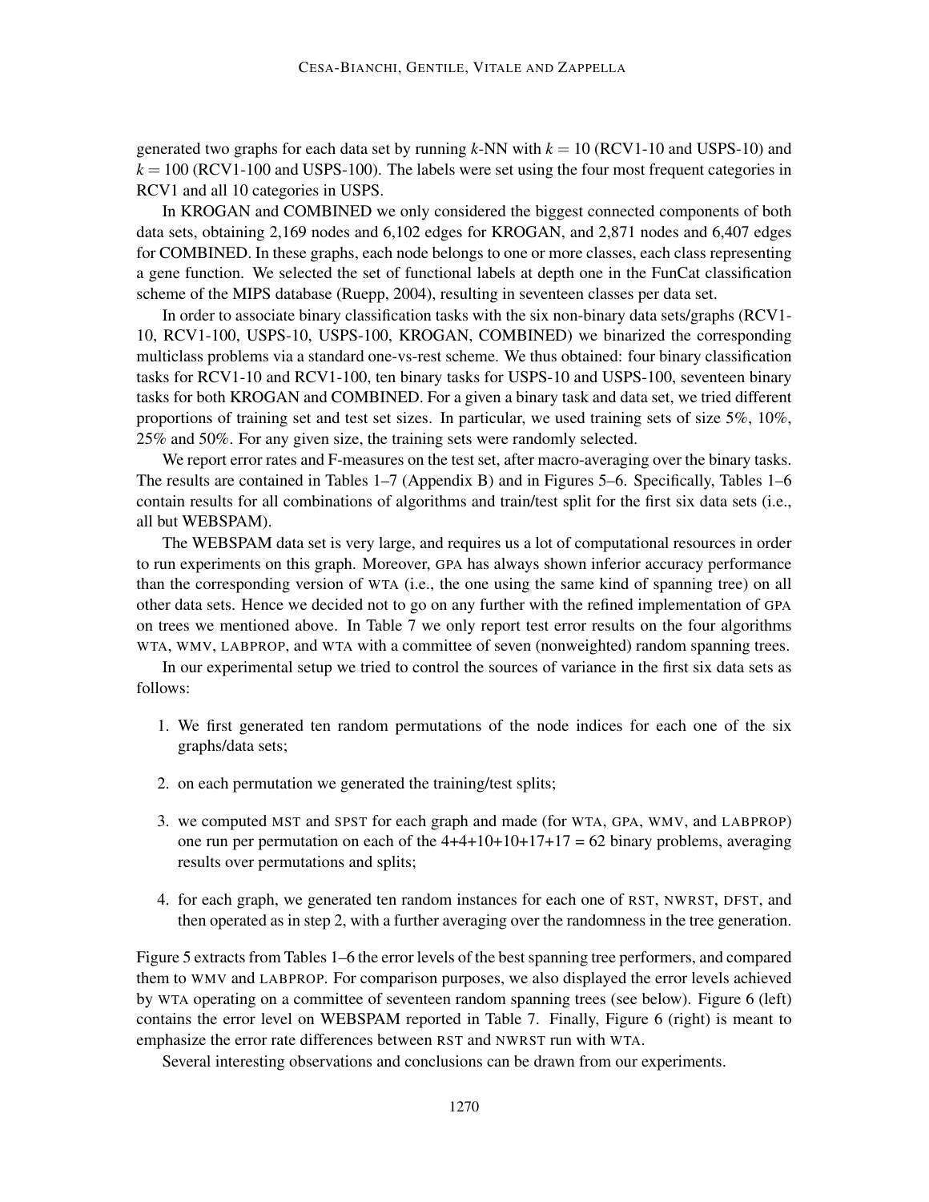generated two graphs for each data set by running $k$-NN with $k = 10$ (RCV1-10 and USPS-10) and $k = 100$ (RCV1-100 and USPS-100). The labels were set using the four most frequent categories in RCV1 and all 10 categories in USPS.

In KROGAN and COMBINED we only considered the biggest connected components of both data sets, obtaining 2,169 nodes and 6,102 edges for KROGAN, and 2,871 nodes and 6,407 edges for COMBINED. In these graphs, each node belongs to one or more classes, each class representing a gene function. We selected the set of functional labels at depth one in the FunCat classification scheme of the MIPS database (Ruepp, 2004), resulting in seventeen classes per data set.

In order to associate binary classification tasks with the six non-binary data sets/graphs (RCV1-10, RCV1-100, USPS-10, USPS-100, KROGAN, COMBINED) we binarized the corresponding multiclass problems via a standard one-vs-rest scheme. We thus obtained: four binary classification tasks for RCV1-10 and RCV1-100, ten binary tasks for USPS-10 and USPS-100, seventeen binary tasks for both KROGAN and COMBINED. For a given a binary task and data set, we tried different proportions of training set and test set sizes. In particular, we used training sets of size 5%, 10%, 25% and 50%. For any given size, the training sets were randomly selected.

We report error rates and F-measures on the test set, after macro-averaging over the binary tasks. The results are contained in Tables 1–7 (Appendix B) and in Figures 5–6. Specifically, Tables 1–6 contain results for all combinations of algorithms and train/test split for the first six data sets (i.e., all but WEBSPAM).

The WEBSPAM data set is very large, and requires us a lot of computational resources in order to run experiments on this graph. Moreover, GPA has always shown inferior accuracy performance than the corresponding version of WTA (i.e., the one using the same kind of spanning tree) on all other data sets. Hence we decided not to go on any further with the refined implementation of GPA on trees we mentioned above. In Table 7 we only report test error results on the four algorithms WTA, WMV, LABPROP, and WTA with a committee of seven (nonweighted) random spanning trees.

In our experimental setup we tried to control the sources of variance in the first six data sets as follows:

1. We first generated ten random permutations of the node indices for each one of the six graphs/data sets;
2. on each permutation we generated the training/test splits;
3. we computed MST and SPST for each graph and made (for WTA, GPA, WMV, and LABPROP) one run per permutation on each of the 4+4+10+10+17+17 = 62 binary problems, averaging results over permutations and splits;
4. for each graph, we generated ten random instances for each one of RST, NWRST, DFST, and then operated as in step 2, with a further averaging over the randomness in the tree generation.

Figure 5 extracts from Tables 1–6 the error levels of the best spanning tree performers, and compared them to WMV and LABPROP. For comparison purposes, we also displayed the error levels achieved by WTA operating on a committee of seventeen random spanning trees (see below). Figure 6 (left) contains the error level on WEBSPAM reported in Table 7. Finally, Figure 6 (right) is meant to emphasize the error rate differences between RST and NWRST run with WTA.

Several interesting observations and conclusions can be drawn from our experiments.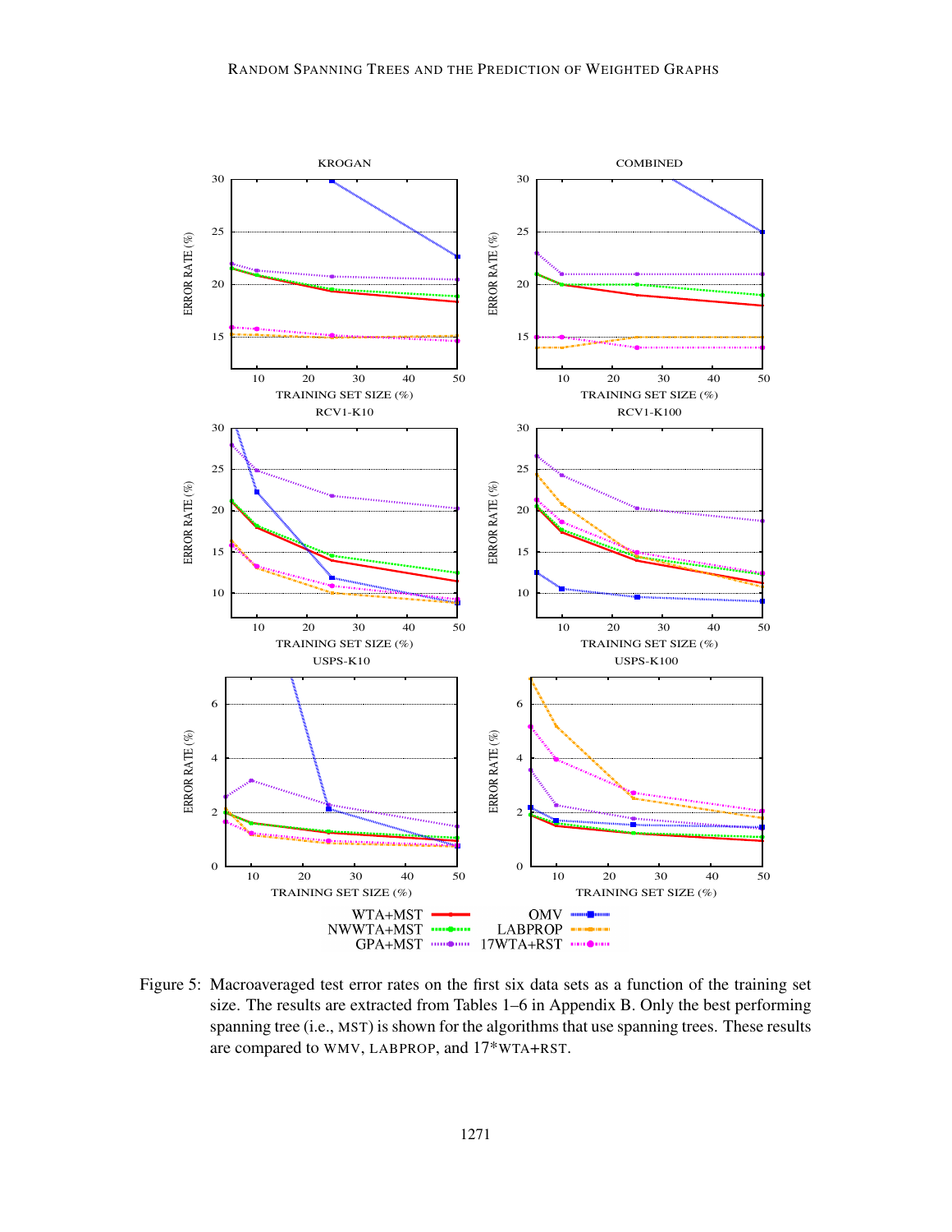Figure 5: Macroaveraged test error rates on the first six data sets as a function of the training set size. The results are extracted from Tables 1–6 in Appendix B. Only the best performing spanning tree (i.e., MST) is shown for the algorithms that use spanning trees. These results are compared to WMV, LABPROP, and 17*WTA+RST.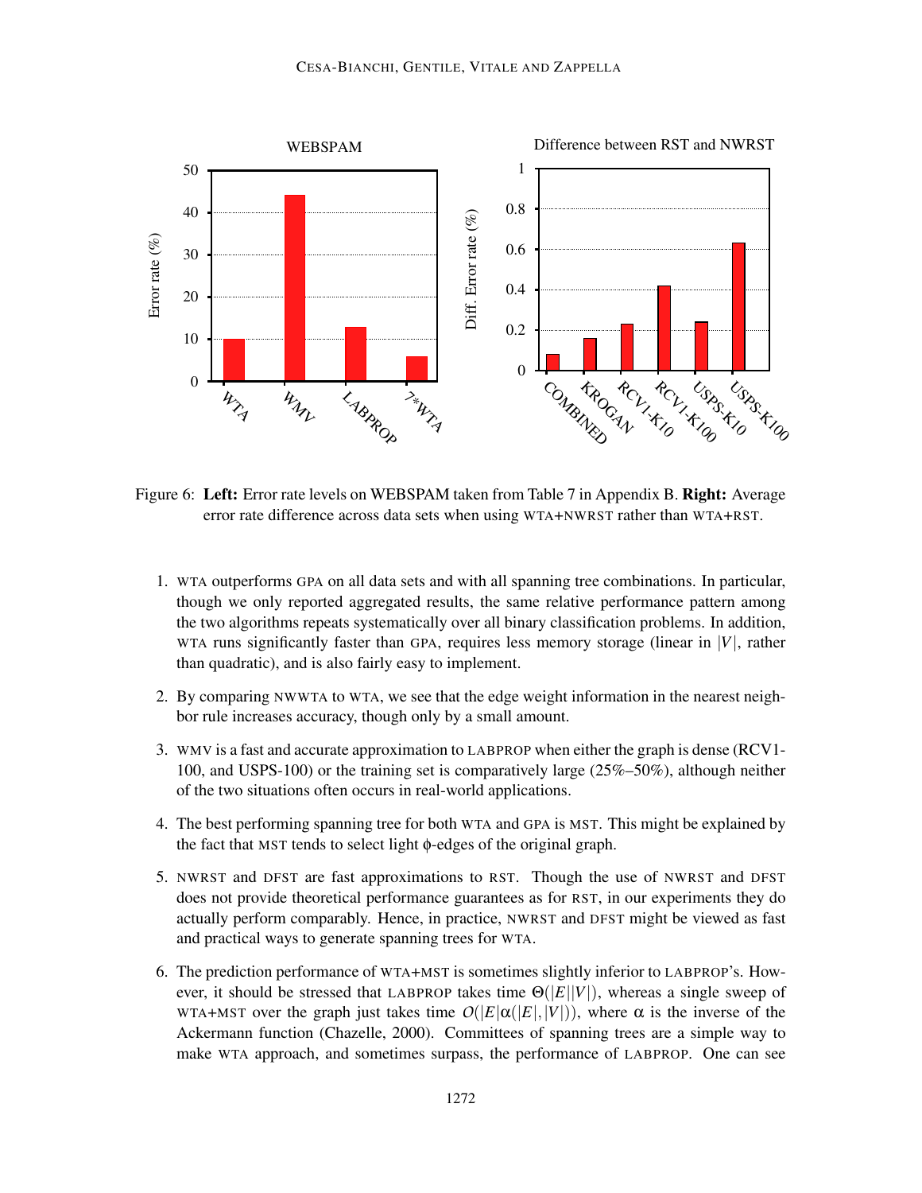Figure 6: **Left:** Error rate levels on WEBSPAM taken from Table 7 in Appendix B. **Right:** Average error rate difference across data sets when using WTA+NWRST rather than WTA+RST.

1. WTA outperforms GPA on all data sets and with all spanning tree combinations. In particular, though we only reported aggregated results, the same relative performance pattern among the two algorithms repeats systematically over all binary classification problems. In addition, WTA runs significantly faster than GPA, requires less memory storage (linear in $|V|$, rather than quadratic), and is also fairly easy to implement.

2. By comparing NWWTA to WTA, we see that the edge weight information in the nearest neighbor rule increases accuracy, though only by a small amount.

3. WMV is a fast and accurate approximation to LABPROP when either the graph is dense (RCV1-100, and USPS-100) or the training set is comparatively large (25%–50%), although neither of the two situations often occurs in real-world applications.

4. The best performing spanning tree for both WTA and GPA is MST. This might be explained by the fact that MST tends to select light $\phi$-edges of the original graph.

5. NWRST and DFST are fast approximations to RST. Though the use of NWRST and DFST does not provide theoretical performance guarantees as for RST, in our experiments they do actually perform comparably. Hence, in practice, NWRST and DFST might be viewed as fast and practical ways to generate spanning trees for WTA.

6. The prediction performance of WTA+MST is sometimes slightly inferior to LABPROP's. However, it should be stressed that LABPROP takes time $\Theta(|E||V|)$, whereas a single sweep of WTA+MST over the graph just takes time $O(|E|\alpha(|E|,|V|))$, where $\alpha$ is the inverse of the Ackermann function (Chazelle, 2000). Committees of spanning trees are a simple way to make WTA approach, and sometimes surpass, the performance of LABPROP. One can see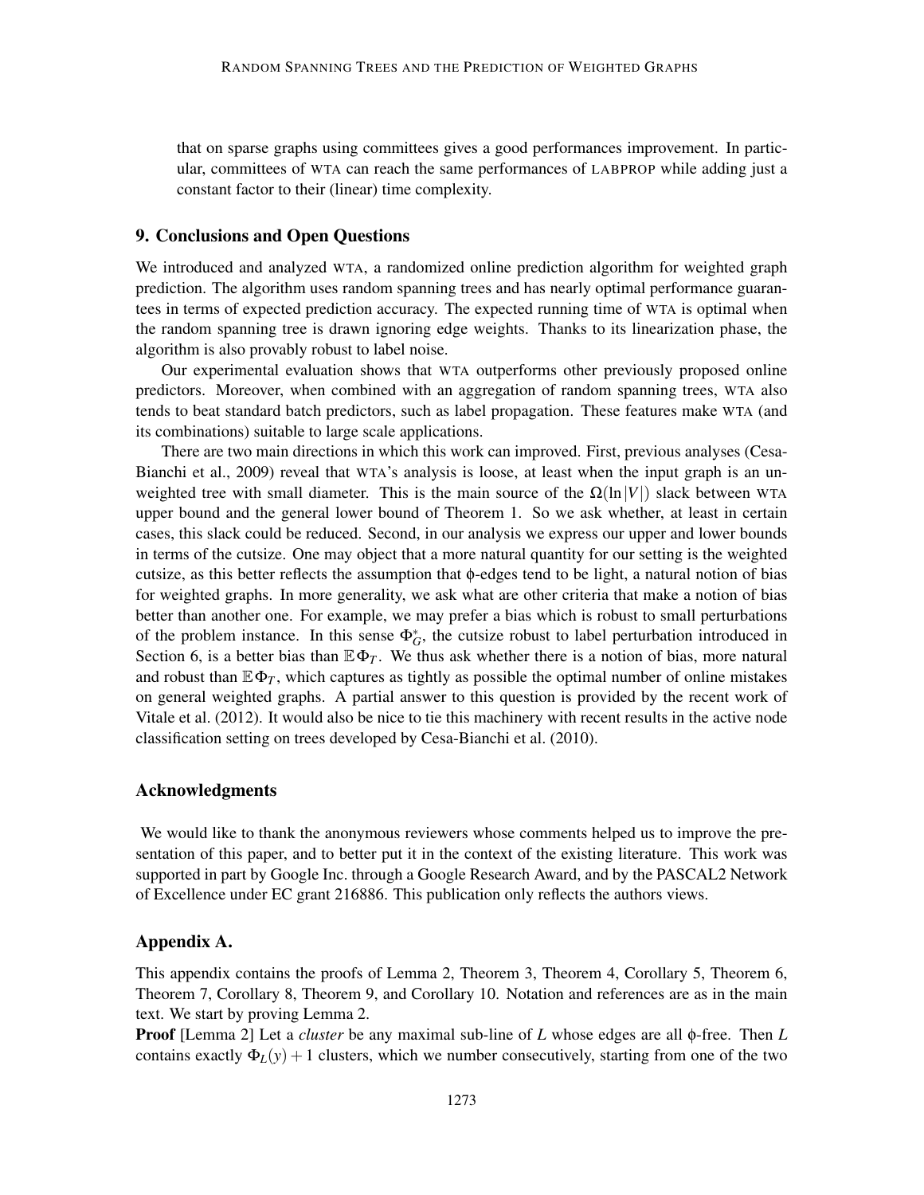that on sparse graphs using committees gives a good performances improvement. In particular, committees of WTA can reach the same performances of LABPROP while adding just a constant factor to their (linear) time complexity.

## 9. Conclusions and Open Questions

We introduced and analyzed WTA, a randomized online prediction algorithm for weighted graph prediction. The algorithm uses random spanning trees and has nearly optimal performance guarantees in terms of expected prediction accuracy. The expected running time of WTA is optimal when the random spanning tree is drawn ignoring edge weights. Thanks to its linearization phase, the algorithm is also provably robust to label noise.

Our experimental evaluation shows that WTA outperforms other previously proposed online predictors. Moreover, when combined with an aggregation of random spanning trees, WTA also tends to beat standard batch predictors, such as label propagation. These features make WTA (and its combinations) suitable to large scale applications.

There are two main directions in which this work can improved. First, previous analyses (Cesa-Bianchi et al., 2009) reveal that WTA's analysis is loose, at least when the input graph is an unweighted tree with small diameter. This is the main source of the $\Omega(\ln|V|)$ slack between WTA upper bound and the general lower bound of Theorem 1. So we ask whether, at least in certain cases, this slack could be reduced. Second, in our analysis we express our upper and lower bounds in terms of the cutsize. One may object that a more natural quantity for our setting is the weighted cutsize, as this better reflects the assumption that $\phi$-edges tend to be light, a natural notion of bias for weighted graphs. In more generality, we ask what are other criteria that make a notion of bias better than another one. For example, we may prefer a bias which is robust to small perturbations of the problem instance. In this sense $\Phi_G^*$, the cutsize robust to label perturbation introduced in Section 6, is a better bias than $\mathbb{E}\Phi_T$. We thus ask whether there is a notion of bias, more natural and robust than $\mathbb{E}\Phi_T$, which captures as tightly as possible the optimal number of online mistakes on general weighted graphs. A partial answer to this question is provided by the recent work of Vitale et al. (2012). It would also be nice to tie this machinery with recent results in the active node classification setting on trees developed by Cesa-Bianchi et al. (2010).

### Acknowledgments

We would like to thank the anonymous reviewers whose comments helped us to improve the presentation of this paper, and to better put it in the context of the existing literature. This work was supported in part by Google Inc. through a Google Research Award, and by the PASCAL2 Network of Excellence under EC grant 216886. This publication only reflects the authors views.

## Appendix A.

This appendix contains the proofs of Lemma 2, Theorem 3, Theorem 4, Corollary 5, Theorem 6, Theorem 7, Corollary 8, Theorem 9, and Corollary 10. Notation and references are as in the main text. We start by proving Lemma 2.

**Proof** [Lemma 2] Let a *cluster* be any maximal sub-line of $L$ whose edges are all $\phi$-free. Then $L$ contains exactly $\Phi_L(y)+1$ clusters, which we number consecutively, starting from one of the two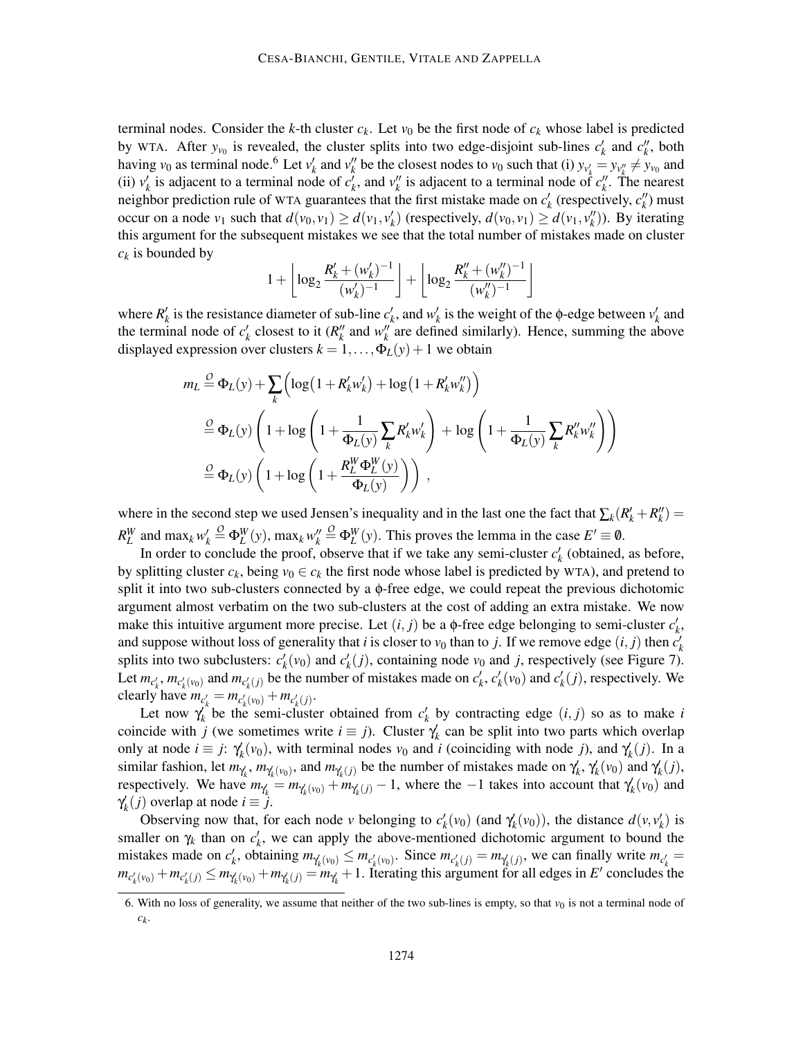terminal nodes. Consider the $k$-th cluster $c_k$. Let $v_0$ be the first node of $c_k$ whose label is predicted by WTA. After $y_{v_0}$ is revealed, the cluster splits into two edge-disjoint sub-lines $c'_k$ and $c''_k$, both having $v_0$ as terminal node.[6] Let $v'_k$ and $v''_k$ be the closest nodes to $v_0$ such that (i) $y_{v'_k} = y_{v''_k} \neq y_{v_0}$ and (ii) $v'_k$ is adjacent to a terminal node of $c'_k$, and $v''_k$ is adjacent to a terminal node of $c''_k$. The nearest neighbor prediction rule of WTA guarantees that the first mistake made on $c'_k$ (respectively, $c''_k$) must occur on a node $v_1$ such that $d(v_0, v_1) \geq d(v_1, v'_k)$ (respectively, $d(v_0, v_1) \geq d(v_1, v''_k)$). By iterating this argument for the subsequent mistakes we see that the total number of mistakes made on cluster $c_k$ is bounded by

$$1 + \left\lfloor \log_2 \frac{R'_k + (w'_k)^{-1}}{(w'_k)^{-1}} \right\rfloor + \left\lfloor \log_2 \frac{R''_k + (w''_k)^{-1}}{(w''_k)^{-1}} \right\rfloor$$

where $R'_k$ is the resistance diameter of sub-line $c'_k$, and $w'_k$ is the weight of the $\phi$-edge between $v'_k$ and the terminal node of $c'_k$ closest to it ($R''_k$ and $w''_k$ are defined similarly). Hence, summing the above displayed expression over clusters $k = 1, \ldots, \Phi_L(y) + 1$ we obtain

$$\begin{aligned}
m_L &\stackrel{\mathcal{O}}{=} \Phi_L(y) + \sum_k \Big( \log\big(1 + R'_k w'_k\big) + \log\big(1 + R'_k w''_k\big) \Big) \\
&\stackrel{\mathcal{O}}{=} \Phi_L(y) \left( 1 + \log\left(1 + \frac{1}{\Phi_L(y)} \sum_k R'_k w'_k \right) + \log\left(1 + \frac{1}{\Phi_L(y)} \sum_k R''_k w''_k \right) \right) \\
&\stackrel{\mathcal{O}}{=} \Phi_L(y) \left( 1 + \log\left( 1 + \frac{R_L^W \Phi_L^W(y)}{\Phi_L(y)} \right) \right) \,,
\end{aligned}$$

where in the second step we used Jensen's inequality and in the last one the fact that $\sum_k (R'_k + R''_k) = R_L^W$ and $\max_k w'_k \stackrel{\mathcal{O}}{=} \Phi_L^W(y)$, $\max_k w''_k \stackrel{\mathcal{O}}{=} \Phi_L^W(y)$. This proves the lemma in the case $E' \equiv \emptyset$.

In order to conclude the proof, observe that if we take any semi-cluster $c'_k$ (obtained, as before, by splitting cluster $c_k$, being $v_0 \in c_k$ the first node whose label is predicted by WTA), and pretend to split it into two sub-clusters connected by a $\phi$-free edge, we could repeat the previous dichotomic argument almost verbatim on the two sub-clusters at the cost of adding an extra mistake. We now make this intuitive argument more precise. Let $(i, j)$ be a $\phi$-free edge belonging to semi-cluster $c'_k$, and suppose without loss of generality that $i$ is closer to $v_0$ than to $j$. If we remove edge $(i, j)$ then $c'_k$ splits into two subclusters: $c'_k(v_0)$ and $c'_k(j)$, containing node $v_0$ and $j$, respectively (see Figure 7). Let $m_{c'_k}$, $m_{c'_k(v_0)}$ and $m_{c'_k(j)}$ be the number of mistakes made on $c'_k$, $c'_k(v_0)$ and $c'_k(j)$, respectively. We clearly have $m_{c'_k} = m_{c'_k(v_0)} + m_{c'_k(j)}$.

Let now $\gamma'_k$ be the semi-cluster obtained from $c'_k$ by contracting edge $(i, j)$ so as to make $i$ coincide with $j$ (we sometimes write $i \equiv j$). Cluster $\gamma'_k$ can be split into two parts which overlap only at node $i \equiv j$: $\gamma'_k(v_0)$, with terminal nodes $v_0$ and $i$ (coinciding with node $j$), and $\gamma'_k(j)$. In a similar fashion, let $m_{\gamma'_k}$, $m_{\gamma'_k(v_0)}$, and $m_{\gamma'_k(j)}$ be the number of mistakes made on $\gamma'_k$, $\gamma'_k(v_0)$ and $\gamma'_k(j)$, respectively. We have $m_{\gamma'_k} = m_{\gamma'_k(v_0)} + m_{\gamma'_k(j)} - 1$, where the $-1$ takes into account that $\gamma'_k(v_0)$ and $\gamma'_k(j)$ overlap at node $i \equiv j$.

Observing now that, for each node $v$ belonging to $c'_k(v_0)$ (and $\gamma'_k(v_0)$), the distance $d(v, v'_k)$ is smaller on $\gamma_k$ than on $c'_k$, we can apply the above-mentioned dichotomic argument to bound the mistakes made on $c'_k$, obtaining $m_{\gamma'_k(v_0)} \leq m_{c'_k(v_0)}$. Since $m_{c'_k(j)} = m_{\gamma'_k(j)}$, we can finally write $m_{c'_k} = m_{c'_k(v_0)} + m_{c'_k(j)} \leq m_{\gamma'_k(v_0)} + m_{\gamma'_k(j)} = m_{\gamma'_k} + 1$. Iterating this argument for all edges in $E'$ concludes the

6. With no loss of generality, we assume that neither of the two sub-lines is empty, so that $v_0$ is not a terminal node of $c_k$.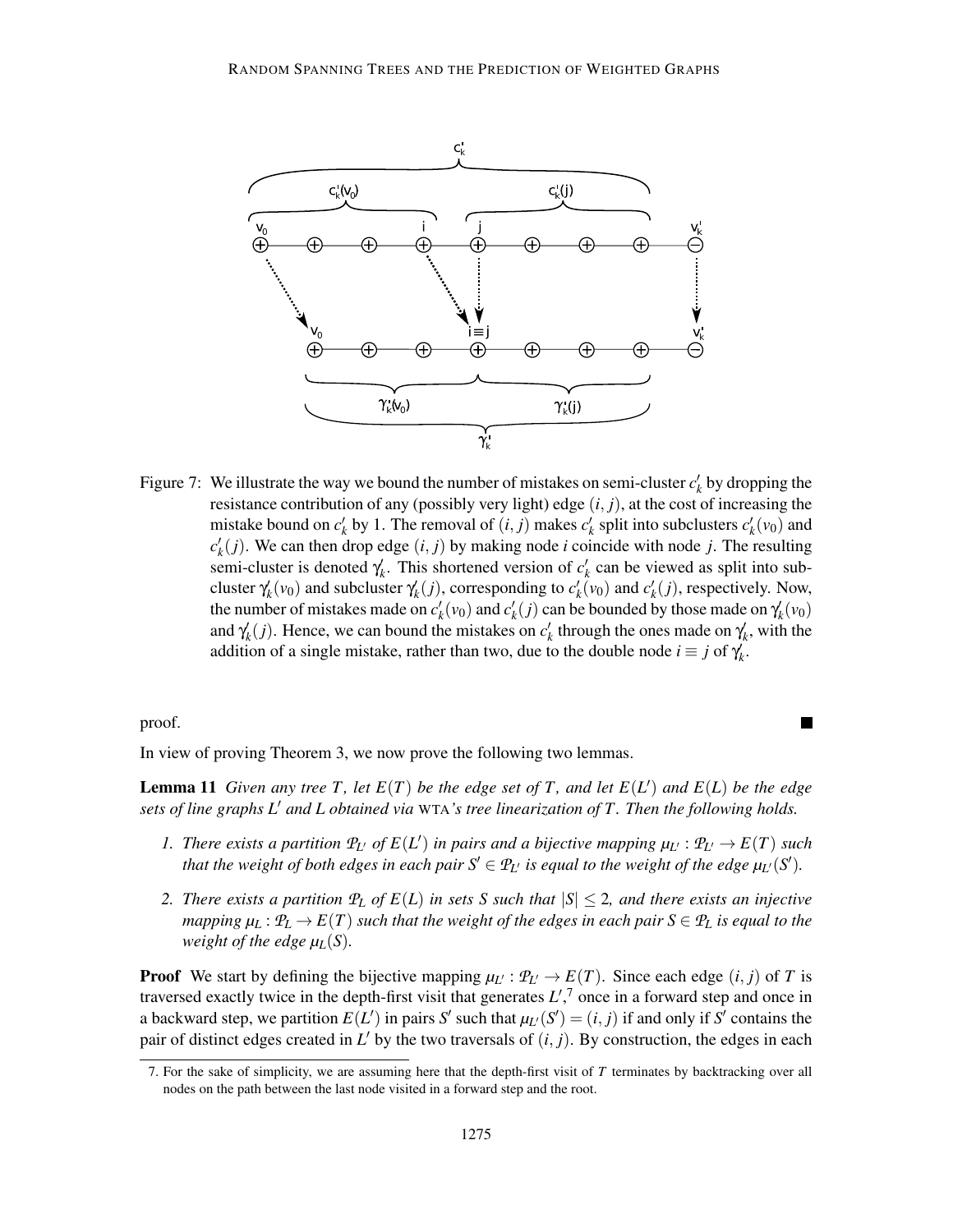Figure 7: We illustrate the way we bound the number of mistakes on semi-cluster $c'_k$ by dropping the resistance contribution of any (possibly very light) edge $(i, j)$, at the cost of increasing the mistake bound on $c'_k$ by 1. The removal of $(i, j)$ makes $c'_k$ split into subclusters $c'_k(v_0)$ and $c'_k(j)$. We can then drop edge $(i, j)$ by making node $i$ coincide with node $j$. The resulting semi-cluster is denoted $\gamma'_k$. This shortened version of $c'_k$ can be viewed as split into subcluster $\gamma'_k(j)$ and subcluster $\gamma'_k(j)$, corresponding to $c'_k(v_0)$ and $c'_k(j)$, respectively. Now, the number of mistakes made on $c'_k(v_0)$ and $c'_k(j)$ can be bounded by those made on $\gamma'_k(v_0)$ and $\gamma'_k(j)$. Hence, we can bound the mistakes on $c'_k$ through the ones made on $\gamma'_k$, with the addition of a single mistake, rather than two, due to the double node $i \equiv j$ of $\gamma'_k$.

proof. ■

In view of proving Theorem 3, we now prove the following two lemmas.

**Lemma 11** *Given any tree $T$, let $E(T)$ be the edge set of $T$, and let $E(L')$ and $E(L)$ be the edge sets of line graphs $L'$ and $L$ obtained via* WTA*'s tree linearization of $T$. Then the following holds.*

1. *There exists a partition $\mathcal{P}_{L'}$ of $E(L')$ in pairs and a bijective mapping $\mu_{L'} : \mathcal{P}_{L'} \rightarrow E(T)$ such that the weight of both edges in each pair $S' \in \mathcal{P}_{L'}$ is equal to the weight of the edge $\mu_{L'}(S')$.*
2. *There exists a partition $\mathcal{P}_L$ of $E(L)$ in sets $S$ such that $|S| \leq 2$, and there exists an injective mapping $\mu_L : \mathcal{P}_L \rightarrow E(T)$ such that the weight of the edges in each pair $S \in \mathcal{P}_L$ is equal to the weight of the edge $\mu_L(S)$.*

**Proof** We start by defining the bijective mapping $\mu_{L'} : \mathcal{P}_{L'} \rightarrow E(T)$. Since each edge $(i, j)$ of $T$ is traversed exactly twice in the depth-first visit that generates $L'$,[7] once in a forward step and once in a backward step, we partition $E(L')$ in pairs $S'$ such that $\mu_{L'}(S') = (i, j)$ if and only if $S'$ contains the pair of distinct edges created in $L'$ by the two traversals of $(i, j)$. By construction, the edges in each

7. For the sake of simplicity, we are assuming here that the depth-first visit of $T$ terminates by backtracking over all nodes on the path between the last node visited in a forward step and the root.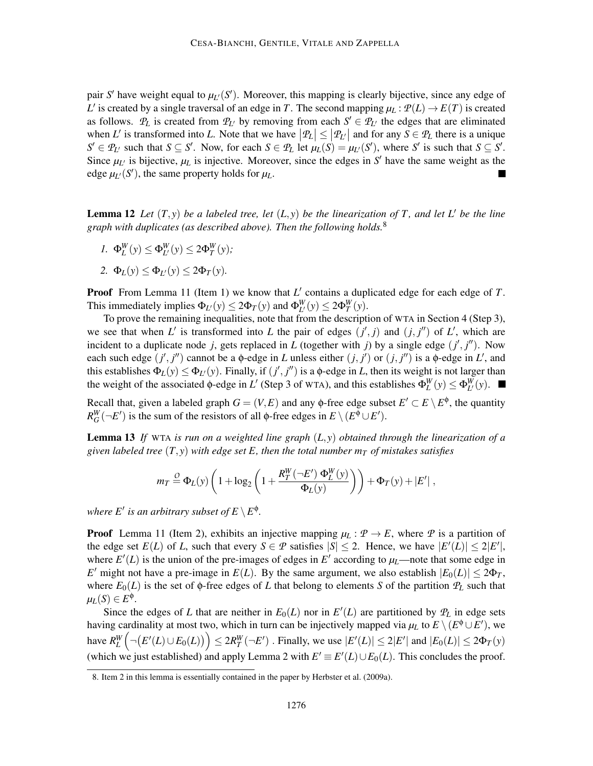pair $S'$ have weight equal to $\mu_{L'}(S')$. Moreover, this mapping is clearly bijective, since any edge of $L'$ is created by a single traversal of an edge in $T$. The second mapping $\mu_L : \mathcal{P}(L) \to E(T)$ is created as follows. $\mathcal{P}_L$ is created from $\mathcal{P}_{L'}$ by removing from each $S' \in \mathcal{P}_{L'}$ the edges that are eliminated when $L'$ is transformed into $L$. Note that we have $|\mathcal{P}_L| \le |\mathcal{P}_{L'}|$ and for any $S \in \mathcal{P}_L$ there is a unique $S' \in \mathcal{P}_{L'}$ such that $S \subseteq S'$. Now, for each $S \in \mathcal{P}_L$ let $\mu_L(S) = \mu_{L'}(S')$, where $S'$ is such that $S \subseteq S'$. Since $\mu_{L'}$ is bijective, $\mu_L$ is injective. Moreover, since the edges in $S'$ have the same weight as the edge $\mu_{L'}(S')$, the same property holds for $\mu_L$. ■

**Lemma 12** *Let $(T, y)$ be a labeled tree, let $(L, y)$ be the linearization of $T$, and let $L'$ be the line graph with duplicates (as described above). Then the following holds.*[8]

1. $\Phi_L^W(y) \le \Phi_{L'}^W(y) \le 2\Phi_T^W(y)$;
2. $\Phi_L(y) \le \Phi_{L'}(y) \le 2\Phi_T(y)$.

**Proof** From Lemma 11 (Item 1) we know that $L'$ contains a duplicated edge for each edge of $T$. This immediately implies $\Phi_{L'}(y) \le 2\Phi_T(y)$ and $\Phi_{L'}^W(y) \le 2\Phi_T^W(y)$.

To prove the remaining inequalities, note that from the description of WTA in Section 4 (Step 3), we see that when $L'$ is transformed into $L$ the pair of edges $(j', j)$ and $(j, j'')$ of $L'$, which are incident to a duplicate node $j$, gets replaced in $L$ (together with $j$) by a single edge $(j', j'')$. Now each such edge $(j', j'')$ cannot be a $\phi$-edge in $L$ unless either $(j, j')$ or $(j, j'')$ is a $\phi$-edge in $L'$, and this establishes $\Phi_L(y) \le \Phi_{L'}(y)$. Finally, if $(j', j'')$ is a $\phi$-edge in $L$, then its weight is not larger than the weight of the associated $\phi$-edge in $L'$ (Step 3 of WTA), and this establishes $\Phi_L^W(y) \le \Phi_{L'}^W(y)$. ■

Recall that, given a labeled graph $G = (V, E)$ and any $\phi$-free edge subset $E' \subset E \setminus E^\phi$, the quantity $R_G^W(\neg E')$ is the sum of the resistors of all $\phi$-free edges in $E \setminus (E^\phi \cup E')$.

**Lemma 13** *If WTA is run on a weighted line graph $(L, y)$ obtained through the linearization of a given labeled tree $(T, y)$ with edge set $E$, then the total number $m_T$ of mistakes satisfies*

$$m_T \overset{\mathcal{O}}{=} \Phi_L(y)\left(1 + \log_2\left(1 + \frac{R_T^W(\neg E')\;\Phi_L^W(y)}{\Phi_L(y)}\right)\right) + \Phi_T(y) + |E'|\,,$$

*where $E'$ is an arbitrary subset of $E \setminus E^\phi$.*

**Proof** Lemma 11 (Item 2), exhibits an injective mapping $\mu_L : \mathcal{P} \to E$, where $\mathcal{P}$ is a partition of the edge set $E(L)$ of $L$, such that every $S \in \mathcal{P}$ satisfies $|S| \le 2$. Hence, we have $|E'(L)| \le 2|E'|$, where $E'(L)$ is the union of the pre-images of edges in $E'$ according to $\mu_L$—note that some edge in $E'$ might not have a pre-image in $E(L)$. By the same argument, we also establish $|E_0(L)| \le 2\Phi_T$, where $E_0(L)$ is the set of $\phi$-free edges of $L$ that belong to elements $S$ of the partition $\mathcal{P}_L$ such that $\mu_L(S) \in E^\phi$.

Since the edges of $L$ that are neither in $E_0(L)$ nor in $E'(L)$ are partitioned by $\mathcal{P}_L$ in edge sets having cardinality at most two, which in turn can be injectively mapped via $\mu_L$ to $E \setminus (E^\phi \cup E')$, we have $R_L^W\Big(\neg\big(E'(L) \cup E_0(L)\big)\Big) \le 2R_T^W(\neg E')$ . Finally, we use $|E'(L)| \le 2|E'|$ and $|E_0(L)| \le 2\Phi_T(y)$ (which we just established) and apply Lemma 2 with $E' \equiv E'(L) \cup E_0(L)$. This concludes the proof.

8. Item 2 in this lemma is essentially contained in the paper by Herbster et al. (2009a).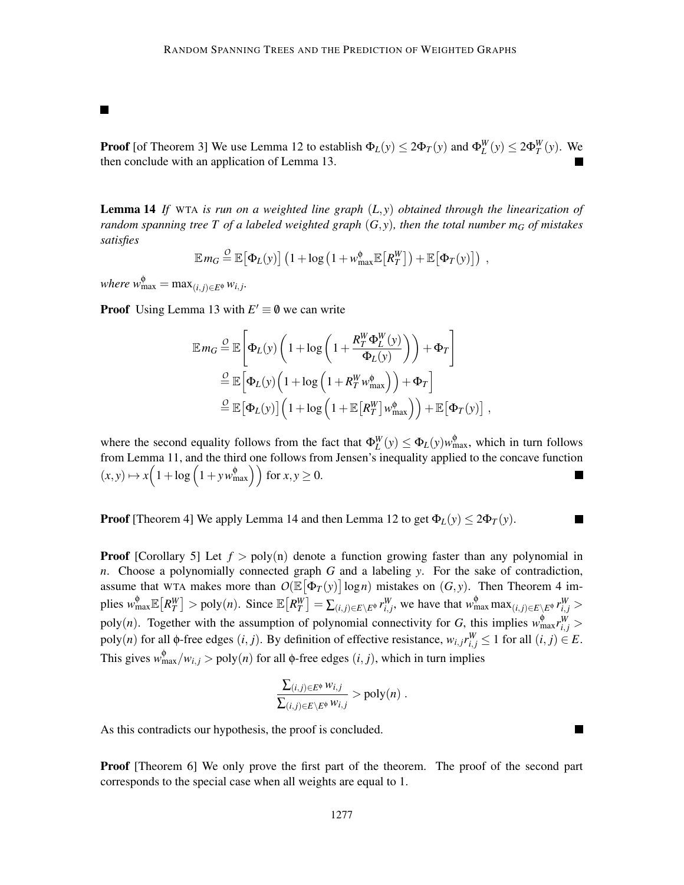■

**Proof** [of Theorem 3] We use Lemma 12 to establish $\Phi_L(y) \le 2\Phi_T(y)$ and $\Phi_L^W(y) \le 2\Phi_T^W(y)$. We then conclude with an application of Lemma 13. ■

**Lemma 14** *If* WTA *is run on a weighted line graph $(L, y)$ obtained through the linearization of random spanning tree $T$ of a labeled weighted graph $(G, y)$, then the total number $m_G$ of mistakes satisfies*

$$\mathbb{E}\, m_G \overset{\mathcal{O}}{=} \mathbb{E}\big[\Phi_L(y)\big]\left(1 + \log\left(1 + w_{\max}^{\phi}\,\mathbb{E}\big[R_T^W\big]\right) + \mathbb{E}\big[\Phi_T(y)\big]\right) ,$$

*where $w_{\max}^{\phi} = \max_{(i,j)\in E^{\phi}} w_{i,j}$.*

**Proof** Using Lemma 13 with $E' \equiv \emptyset$ we can write

$$\begin{aligned}
\mathbb{E}\, m_G &\overset{\mathcal{O}}{=} \mathbb{E}\left[\Phi_L(y)\left(1 + \log\left(1 + \frac{R_T^W \Phi_L^W(y)}{\Phi_L(y)}\right)\right) + \Phi_T\right] \\
&\overset{\mathcal{O}}{=} \mathbb{E}\left[\Phi_L(y)\Big(1 + \log\Big(1 + R_T^W w_{\max}^{\phi}\Big)\Big) + \Phi_T\right] \\
&\overset{\mathcal{O}}{=} \mathbb{E}\big[\Phi_L(y)\big]\Big(1 + \log\Big(1 + \mathbb{E}\big[R_T^W\big] w_{\max}^{\phi}\Big)\Big) + \mathbb{E}\big[\Phi_T(y)\big] ,
\end{aligned}$$

where the second equality follows from the fact that $\Phi_L^W(y) \le \Phi_L(y) w_{\max}^{\phi}$, which in turn follows from Lemma 11, and the third one follows from Jensen's inequality applied to the concave function $(x, y) \mapsto x\Big(1 + \log\Big(1 + y\, w_{\max}^{\phi}\Big)\Big)$ for $x, y \ge 0$. ■

**Proof** [Theorem 4] We apply Lemma 14 and then Lemma 12 to get $\Phi_L(y) \le 2\Phi_T(y)$. ■

**Proof** [Corollary 5] Let $f > \mathrm{poly}(n)$ denote a function growing faster than any polynomial in $n$. Choose a polynomially connected graph $G$ and a labeling $y$. For the sake of contradiction, assume that WTA makes more than $O(\mathbb{E}\big[\Phi_T(y)\big]\log n)$ mistakes on $(G, y)$. Then Theorem 4 implies $w_{\max}^{\phi}\mathbb{E}\big[R_T^W\big] > \mathrm{poly}(n)$. Since $\mathbb{E}\big[R_T^W\big] = \sum_{(i,j)\in E\setminus E^{\phi}} r_{i,j}^W$, we have that $w_{\max}^{\phi} \max_{(i,j)\in E\setminus E^{\phi}} r_{i,j}^W > \mathrm{poly}(n)$. Together with the assumption of polynomial connectivity for $G$, this implies $w_{\max}^{\phi} r_{i,j}^W > \mathrm{poly}(n)$ for all $\phi$-free edges $(i, j)$. By definition of effective resistance, $w_{i,j} r_{i,j}^W \le 1$ for all $(i, j) \in E$. This gives $w_{\max}^{\phi}/w_{i,j} > \mathrm{poly}(n)$ for all $\phi$-free edges $(i, j)$, which in turn implies

$$\frac{\sum_{(i,j)\in E^{\phi}} w_{i,j}}{\sum_{(i,j)\in E\setminus E^{\phi}} w_{i,j}} > \mathrm{poly}(n) .$$

As this contradicts our hypothesis, the proof is concluded. ■

**Proof** [Theorem 6] We only prove the first part of the theorem. The proof of the second part corresponds to the special case when all weights are equal to 1.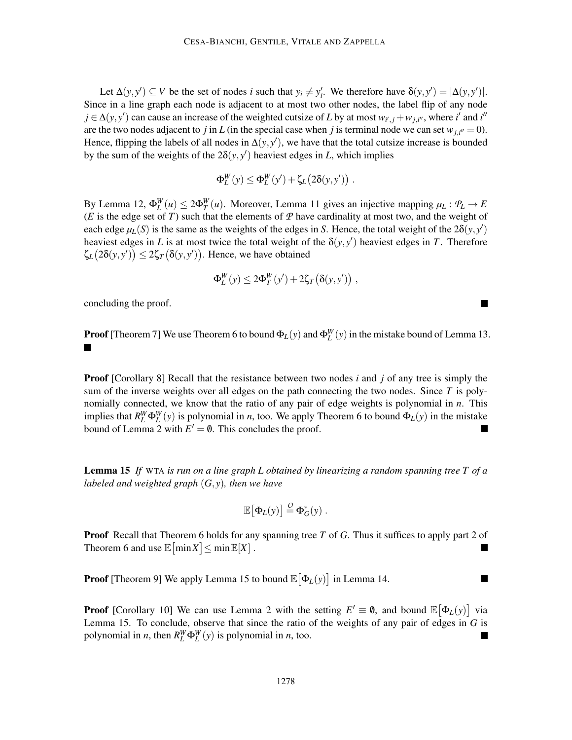Let $\Delta(y,y') \subseteq V$ be the set of nodes $i$ such that $y_i \neq y'_i$. We therefore have $\delta(y,y') = |\Delta(y,y')|$. Since in a line graph each node is adjacent to at most two other nodes, the label flip of any node $j \in \Delta(y,y')$ can cause an increase of the weighted cutsize of $L$ by at most $w_{i',j} + w_{j,i''}$, where $i'$ and $i''$ are the two nodes adjacent to $j$ in $L$ (in the special case when $j$ is terminal node we can set $w_{j,i''} = 0$). Hence, flipping the labels of all nodes in $\Delta(y,y')$, we have that the total cutsize increase is bounded by the sum of the weights of the $2\delta(y,y')$ heaviest edges in $L$, which implies

$$\Phi_L^W(y) \leq \Phi_L^W(y') + \zeta_L\big(2\delta(y,y')\big) .$$

By Lemma 12, $\Phi_L^W(u) \leq 2\Phi_T^W(u)$. Moreover, Lemma 11 gives an injective mapping $\mu_L : \mathcal{P}_L \to E$ ($E$ is the edge set of $T$) such that the elements of $\mathcal{P}$ have cardinality at most two, and the weight of each edge $\mu_L(S)$ is the same as the weights of the edges in $S$. Hence, the total weight of the $2\delta(y,y')$ heaviest edges in $L$ is at most twice the total weight of the $\delta(y,y')$ heaviest edges in $T$. Therefore $\zeta_L\big(2\delta(y,y')\big) \leq 2\zeta_T\big(\delta(y,y')\big)$. Hence, we have obtained

$$\Phi_L^W(y) \leq 2\Phi_T^W(y') + 2\zeta_T\big(\delta(y,y')\big) ,$$

concluding the proof. ■

**Proof** [Theorem 7] We use Theorem 6 to bound $\Phi_L(y)$ and $\Phi_L^W(y)$ in the mistake bound of Lemma 13. ■

**Proof** [Corollary 8] Recall that the resistance between two nodes $i$ and $j$ of any tree is simply the sum of the inverse weights over all edges on the path connecting the two nodes. Since $T$ is polynomially connected, we know that the ratio of any pair of edge weights is polynomial in $n$. This implies that $R_L^W \Phi_L^W(y)$ is polynomial in $n$, too. We apply Theorem 6 to bound $\Phi_L(y)$ in the mistake bound of Lemma 2 with $E' = \emptyset$. This concludes the proof. ■

**Lemma 15** *If* WTA *is run on a line graph $L$ obtained by linearizing a random spanning tree $T$ of a labeled and weighted graph $(G,y)$, then we have*

$$\mathbb{E}\big[\Phi_L(y)\big] \overset{\mathcal{O}}{=} \Phi_G^*(y) .$$

**Proof** Recall that Theorem 6 holds for any spanning tree $T$ of $G$. Thus it suffices to apply part 2 of Theorem 6 and use $\mathbb{E}\big[\min X\big] \leq \min \mathbb{E}[X]$ . ■

**Proof** [Theorem 9] We apply Lemma 15 to bound $\mathbb{E}\big[\Phi_L(y)\big]$ in Lemma 14. ■

**Proof** [Corollary 10] We can use Lemma 2 with the setting $E' \equiv \emptyset$, and bound $\mathbb{E}\big[\Phi_L(y)\big]$ via Lemma 15. To conclude, observe that since the ratio of the weights of any pair of edges in $G$ is polynomial in $n$, then $R_L^W \Phi_L^W(y)$ is polynomial in $n$, too. ■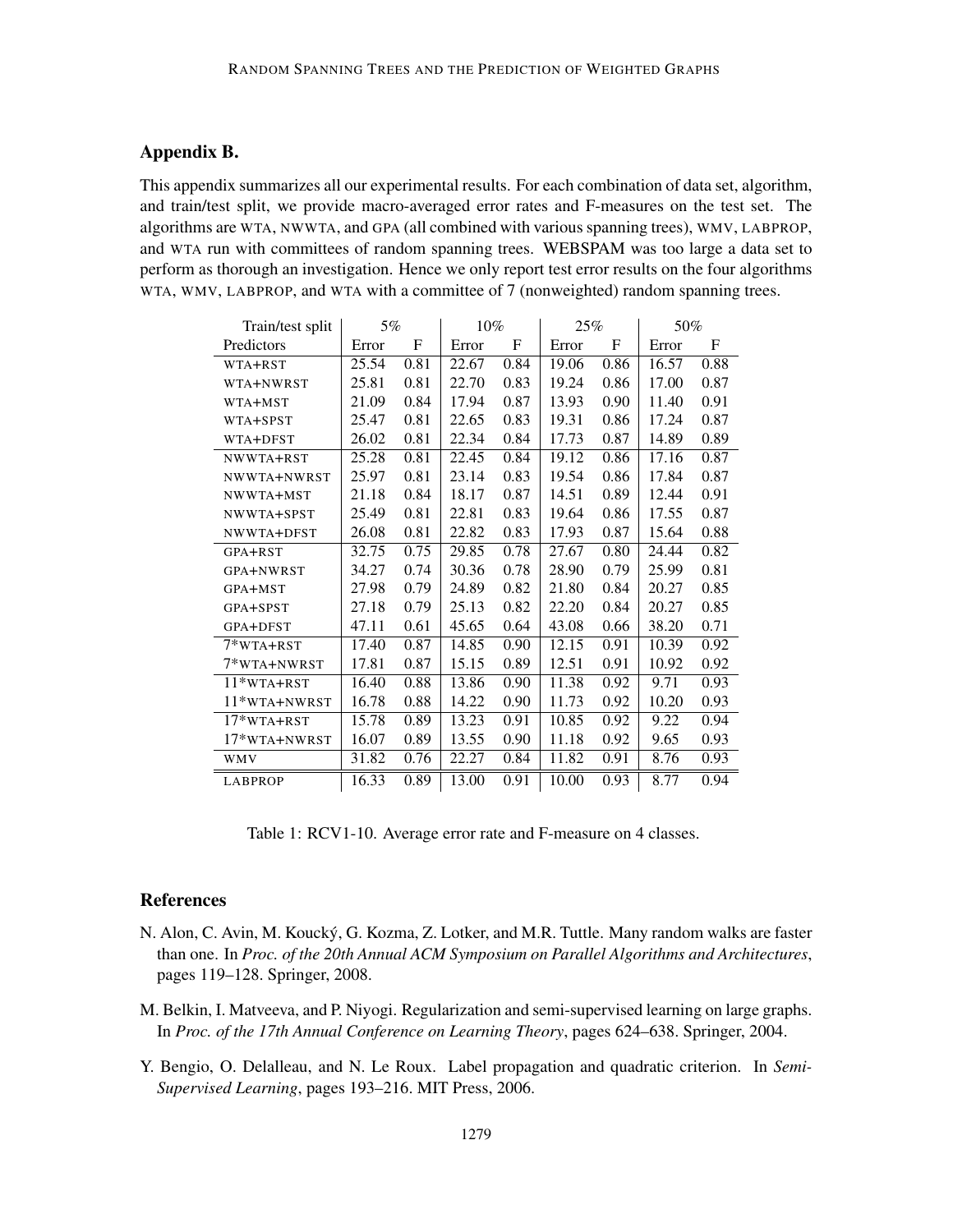## Appendix B.

This appendix summarizes all our experimental results. For each combination of data set, algorithm, and train/test split, we provide macro-averaged error rates and F-measures on the test set. The algorithms are WTA, NWWTA, and GPA (all combined with various spanning trees), WMV, LABPROP, and WTA run with committees of random spanning trees. WEBSPAM was too large a data set to perform as thorough an investigation. Hence we only report test error results on the four algorithms WTA, WMV, LABPROP, and WTA with a committee of 7 (nonweighted) random spanning trees.

| Train/test split | 5% | | 10% | | 25% | | 50% | |
|---|---|---|---|---|---|---|---|---|
| Predictors | Error | F | Error | F | Error | F | Error | F |
| WTA+RST | 25.54 | 0.81 | 22.67 | 0.84 | 19.06 | 0.86 | 16.57 | 0.88 |
| WTA+NWRST | 25.81 | 0.81 | 22.70 | 0.83 | 19.24 | 0.86 | 17.00 | 0.87 |
| WTA+MST | 21.09 | 0.84 | 17.94 | 0.87 | 13.93 | 0.90 | 11.40 | 0.91 |
| WTA+SPST | 25.47 | 0.81 | 22.65 | 0.83 | 19.31 | 0.86 | 17.24 | 0.87 |
| WTA+DFST | 26.02 | 0.81 | 22.34 | 0.84 | 17.73 | 0.87 | 14.89 | 0.89 |
| NWWTA+RST | 25.28 | 0.81 | 22.45 | 0.84 | 19.12 | 0.86 | 17.16 | 0.87 |
| NWWTA+NWRST | 25.97 | 0.81 | 23.14 | 0.83 | 19.54 | 0.86 | 17.84 | 0.87 |
| NWWTA+MST | 21.18 | 0.84 | 18.17 | 0.87 | 14.51 | 0.89 | 12.44 | 0.91 |
| NWWTA+SPST | 25.49 | 0.81 | 22.81 | 0.83 | 19.64 | 0.86 | 17.55 | 0.87 |
| NWWTA+DFST | 26.08 | 0.81 | 22.82 | 0.83 | 17.93 | 0.87 | 15.64 | 0.88 |
| GPA+RST | 32.75 | 0.75 | 29.85 | 0.78 | 27.67 | 0.80 | 24.44 | 0.82 |
| GPA+NWRST | 34.27 | 0.74 | 30.36 | 0.78 | 28.90 | 0.79 | 25.99 | 0.81 |
| GPA+MST | 27.98 | 0.79 | 24.89 | 0.82 | 21.80 | 0.84 | 20.27 | 0.85 |
| GPA+SPST | 27.18 | 0.79 | 25.13 | 0.82 | 22.20 | 0.84 | 20.27 | 0.85 |
| GPA+DFST | 47.11 | 0.61 | 45.65 | 0.64 | 43.08 | 0.66 | 38.20 | 0.71 |
| 7*WTA+RST | 17.40 | 0.87 | 14.85 | 0.90 | 12.15 | 0.91 | 10.39 | 0.92 |
| 7*WTA+NWRST | 17.81 | 0.87 | 15.15 | 0.89 | 12.51 | 0.91 | 10.92 | 0.92 |
| 11*WTA+RST | 16.40 | 0.88 | 13.86 | 0.90 | 11.38 | 0.92 | 9.71 | 0.93 |
| 11*WTA+NWRST | 16.78 | 0.88 | 14.22 | 0.90 | 11.73 | 0.92 | 10.20 | 0.93 |
| 17*WTA+RST | 15.78 | 0.89 | 13.23 | 0.91 | 10.85 | 0.92 | 9.22 | 0.94 |
| 17*WTA+NWRST | 16.07 | 0.89 | 13.55 | 0.90 | 11.18 | 0.92 | 9.65 | 0.93 |
| WMV | 31.82 | 0.76 | 22.27 | 0.84 | 11.82 | 0.91 | 8.76 | 0.93 |
| LABPROP | 16.33 | 0.89 | 13.00 | 0.91 | 10.00 | 0.93 | 8.77 | 0.94 |

Table 1: RCV1-10. Average error rate and F-measure on 4 classes.

## References

N. Alon, C. Avin, M. Koucký, G. Kozma, Z. Lotker, and M.R. Tuttle. Many random walks are faster than one. In *Proc. of the 20th Annual ACM Symposium on Parallel Algorithms and Architectures*, pages 119–128. Springer, 2008.

M. Belkin, I. Matveeva, and P. Niyogi. Regularization and semi-supervised learning on large graphs. In *Proc. of the 17th Annual Conference on Learning Theory*, pages 624–638. Springer, 2004.

Y. Bengio, O. Delalleau, and N. Le Roux. Label propagation and quadratic criterion. In *Semi-Supervised Learning*, pages 193–216. MIT Press, 2006.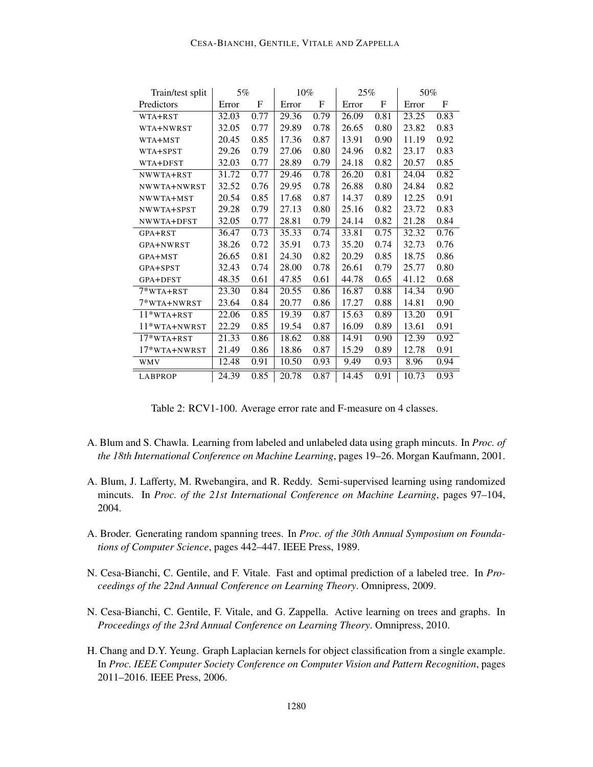| Train/test split | 5% | | 10% | | 25% | | 50% | |
|---|---|---|---|---|---|---|---|---|
| Predictors | Error | F | Error | F | Error | F | Error | F |
| WTA+RST | 32.03 | 0.77 | 29.36 | 0.79 | 26.09 | 0.81 | 23.25 | 0.83 |
| WTA+NWRST | 32.05 | 0.77 | 29.89 | 0.78 | 26.65 | 0.80 | 23.82 | 0.83 |
| WTA+MST | 20.45 | 0.85 | 17.36 | 0.87 | 13.91 | 0.90 | 11.19 | 0.92 |
| WTA+SPST | 29.26 | 0.79 | 27.06 | 0.80 | 24.96 | 0.82 | 23.17 | 0.83 |
| WTA+DFST | 32.03 | 0.77 | 28.89 | 0.79 | 24.18 | 0.82 | 20.57 | 0.85 |
| NWWTA+RST | 31.72 | 0.77 | 29.46 | 0.78 | 26.20 | 0.81 | 24.04 | 0.82 |
| NWWTA+NWRST | 32.52 | 0.76 | 29.95 | 0.78 | 26.88 | 0.80 | 24.84 | 0.82 |
| NWWTA+MST | 20.54 | 0.85 | 17.68 | 0.87 | 14.37 | 0.89 | 12.25 | 0.91 |
| NWWTA+SPST | 29.28 | 0.79 | 27.13 | 0.80 | 25.16 | 0.82 | 23.72 | 0.83 |
| NWWTA+DFST | 32.05 | 0.77 | 28.81 | 0.79 | 24.14 | 0.82 | 21.28 | 0.84 |
| GPA+RST | 36.47 | 0.73 | 35.33 | 0.74 | 33.81 | 0.75 | 32.32 | 0.76 |
| GPA+NWRST | 38.26 | 0.72 | 35.91 | 0.73 | 35.20 | 0.74 | 32.73 | 0.76 |
| GPA+MST | 26.65 | 0.81 | 24.30 | 0.82 | 20.29 | 0.85 | 18.75 | 0.86 |
| GPA+SPST | 32.43 | 0.74 | 28.00 | 0.78 | 26.61 | 0.79 | 25.77 | 0.80 |
| GPA+DFST | 48.35 | 0.61 | 47.85 | 0.61 | 44.78 | 0.65 | 41.12 | 0.68 |
| 7*WTA+RST | 23.30 | 0.84 | 20.55 | 0.86 | 16.87 | 0.88 | 14.34 | 0.90 |
| 7*WTA+NWRST | 23.64 | 0.84 | 20.77 | 0.86 | 17.27 | 0.88 | 14.81 | 0.90 |
| 11*WTA+RST | 22.06 | 0.85 | 19.39 | 0.87 | 15.63 | 0.89 | 13.20 | 0.91 |
| 11*WTA+NWRST | 22.29 | 0.85 | 19.54 | 0.87 | 16.09 | 0.89 | 13.61 | 0.91 |
| 17*WTA+RST | 21.33 | 0.86 | 18.62 | 0.88 | 14.91 | 0.90 | 12.39 | 0.92 |
| 17*WTA+NWRST | 21.49 | 0.86 | 18.86 | 0.87 | 15.29 | 0.89 | 12.78 | 0.91 |
| WMV | 12.48 | 0.91 | 10.50 | 0.93 | 9.49 | 0.93 | 8.96 | 0.94 |
| LABPROP | 24.39 | 0.85 | 20.78 | 0.87 | 14.45 | 0.91 | 10.73 | 0.93 |

Table 2: RCV1-100. Average error rate and F-measure on 4 classes.

A. Blum and S. Chawla. Learning from labeled and unlabeled data using graph mincuts. In *Proc. of the 18th International Conference on Machine Learning*, pages 19–26. Morgan Kaufmann, 2001.

A. Blum, J. Lafferty, M. Rwebangira, and R. Reddy. Semi-supervised learning using randomized mincuts. In *Proc. of the 21st International Conference on Machine Learning*, pages 97–104, 2004.

A. Broder. Generating random spanning trees. In *Proc. of the 30th Annual Symposium on Foundations of Computer Science*, pages 442–447. IEEE Press, 1989.

N. Cesa-Bianchi, C. Gentile, and F. Vitale. Fast and optimal prediction of a labeled tree. In *Proceedings of the 22nd Annual Conference on Learning Theory*. Omnipress, 2009.

N. Cesa-Bianchi, C. Gentile, F. Vitale, and G. Zappella. Active learning on trees and graphs. In *Proceedings of the 23rd Annual Conference on Learning Theory*. Omnipress, 2010.

H. Chang and D.Y. Yeung. Graph Laplacian kernels for object classification from a single example. In *Proc. IEEE Computer Society Conference on Computer Vision and Pattern Recognition*, pages 2011–2016. IEEE Press, 2006.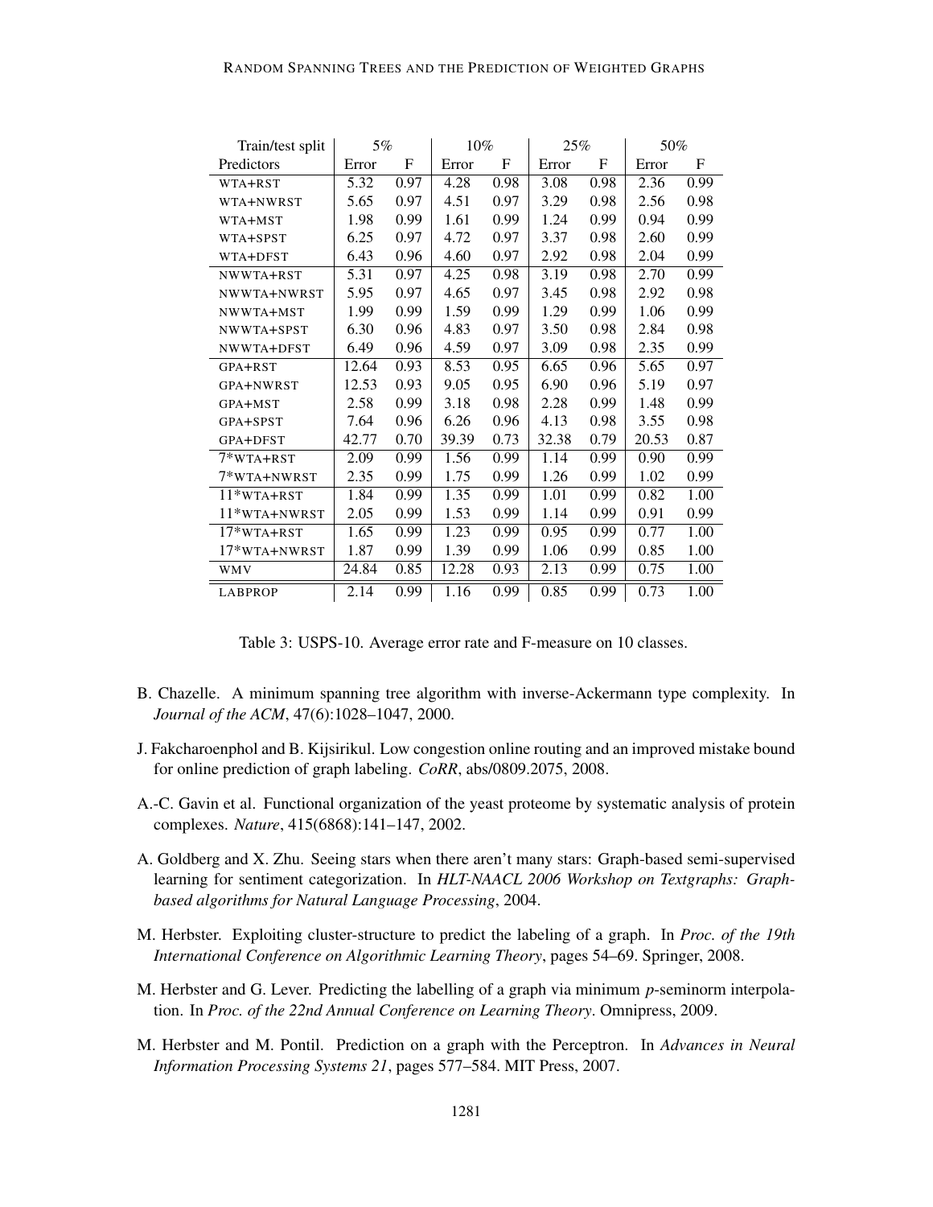| Train/test split | 5% | | 10% | | 25% | | 50% | |
|---|---|---|---|---|---|---|---|---|
| Predictors | Error | F | Error | F | Error | F | Error | F |
| WTA+RST | 5.32 | 0.97 | 4.28 | 0.98 | 3.08 | 0.98 | 2.36 | 0.99 |
| WTA+NWRST | 5.65 | 0.97 | 4.51 | 0.97 | 3.29 | 0.98 | 2.56 | 0.98 |
| WTA+MST | 1.98 | 0.99 | 1.61 | 0.99 | 1.24 | 0.99 | 0.94 | 0.99 |
| WTA+SPST | 6.25 | 0.97 | 4.72 | 0.97 | 3.37 | 0.98 | 2.60 | 0.99 |
| WTA+DFST | 6.43 | 0.96 | 4.60 | 0.97 | 2.92 | 0.98 | 2.04 | 0.99 |
| NWWTA+RST | 5.31 | 0.97 | 4.25 | 0.98 | 3.19 | 0.98 | 2.70 | 0.99 |
| NWWTA+NWRST | 5.95 | 0.97 | 4.65 | 0.97 | 3.45 | 0.98 | 2.92 | 0.98 |
| NWWTA+MST | 1.99 | 0.99 | 1.59 | 0.99 | 1.29 | 0.99 | 1.06 | 0.99 |
| NWWTA+SPST | 6.30 | 0.96 | 4.83 | 0.97 | 3.50 | 0.98 | 2.84 | 0.98 |
| NWWTA+DFST | 6.49 | 0.96 | 4.59 | 0.97 | 3.09 | 0.98 | 2.35 | 0.99 |
| GPA+RST | 12.64 | 0.93 | 8.53 | 0.95 | 6.65 | 0.96 | 5.65 | 0.97 |
| GPA+NWRST | 12.53 | 0.93 | 9.05 | 0.95 | 6.90 | 0.96 | 5.19 | 0.97 |
| GPA+MST | 2.58 | 0.99 | 3.18 | 0.98 | 2.28 | 0.99 | 1.48 | 0.99 |
| GPA+SPST | 7.64 | 0.96 | 6.26 | 0.96 | 4.13 | 0.98 | 3.55 | 0.98 |
| GPA+DFST | 42.77 | 0.70 | 39.39 | 0.73 | 32.38 | 0.79 | 20.53 | 0.87 |
| 7*WTA+RST | 2.09 | 0.99 | 1.56 | 0.99 | 1.14 | 0.99 | 0.90 | 0.99 |
| 7*WTA+NWRST | 2.35 | 0.99 | 1.75 | 0.99 | 1.26 | 0.99 | 1.02 | 0.99 |
| 11*WTA+RST | 1.84 | 0.99 | 1.35 | 0.99 | 1.01 | 0.99 | 0.82 | 1.00 |
| 11*WTA+NWRST | 2.05 | 0.99 | 1.53 | 0.99 | 1.14 | 0.99 | 0.91 | 0.99 |
| 17*WTA+RST | 1.65 | 0.99 | 1.23 | 0.99 | 0.95 | 0.99 | 0.77 | 1.00 |
| 17*WTA+NWRST | 1.87 | 0.99 | 1.39 | 0.99 | 1.06 | 0.99 | 0.85 | 1.00 |
| WMV | 24.84 | 0.85 | 12.28 | 0.93 | 2.13 | 0.99 | 0.75 | 1.00 |
| LABPROP | 2.14 | 0.99 | 1.16 | 0.99 | 0.85 | 0.99 | 0.73 | 1.00 |

Table 3: USPS-10. Average error rate and F-measure on 10 classes.

B. Chazelle. A minimum spanning tree algorithm with inverse-Ackermann type complexity. In *Journal of the ACM*, 47(6):1028–1047, 2000.

J. Fakcharoenphol and B. Kijsirikul. Low congestion online routing and an improved mistake bound for online prediction of graph labeling. *CoRR*, abs/0809.2075, 2008.

A.-C. Gavin et al. Functional organization of the yeast proteome by systematic analysis of protein complexes. *Nature*, 415(6868):141–147, 2002.

A. Goldberg and X. Zhu. Seeing stars when there aren't many stars: Graph-based semi-supervised learning for sentiment categorization. In *HLT-NAACL 2006 Workshop on Textgraphs: Graph-based algorithms for Natural Language Processing*, 2004.

M. Herbster. Exploiting cluster-structure to predict the labeling of a graph. In *Proc. of the 19th International Conference on Algorithmic Learning Theory*, pages 54–69. Springer, 2008.

M. Herbster and G. Lever. Predicting the labelling of a graph via minimum *p*-seminorm interpolation. In *Proc. of the 22nd Annual Conference on Learning Theory*. Omnipress, 2009.

M. Herbster and M. Pontil. Prediction on a graph with the Perceptron. In *Advances in Neural Information Processing Systems 21*, pages 577–584. MIT Press, 2007.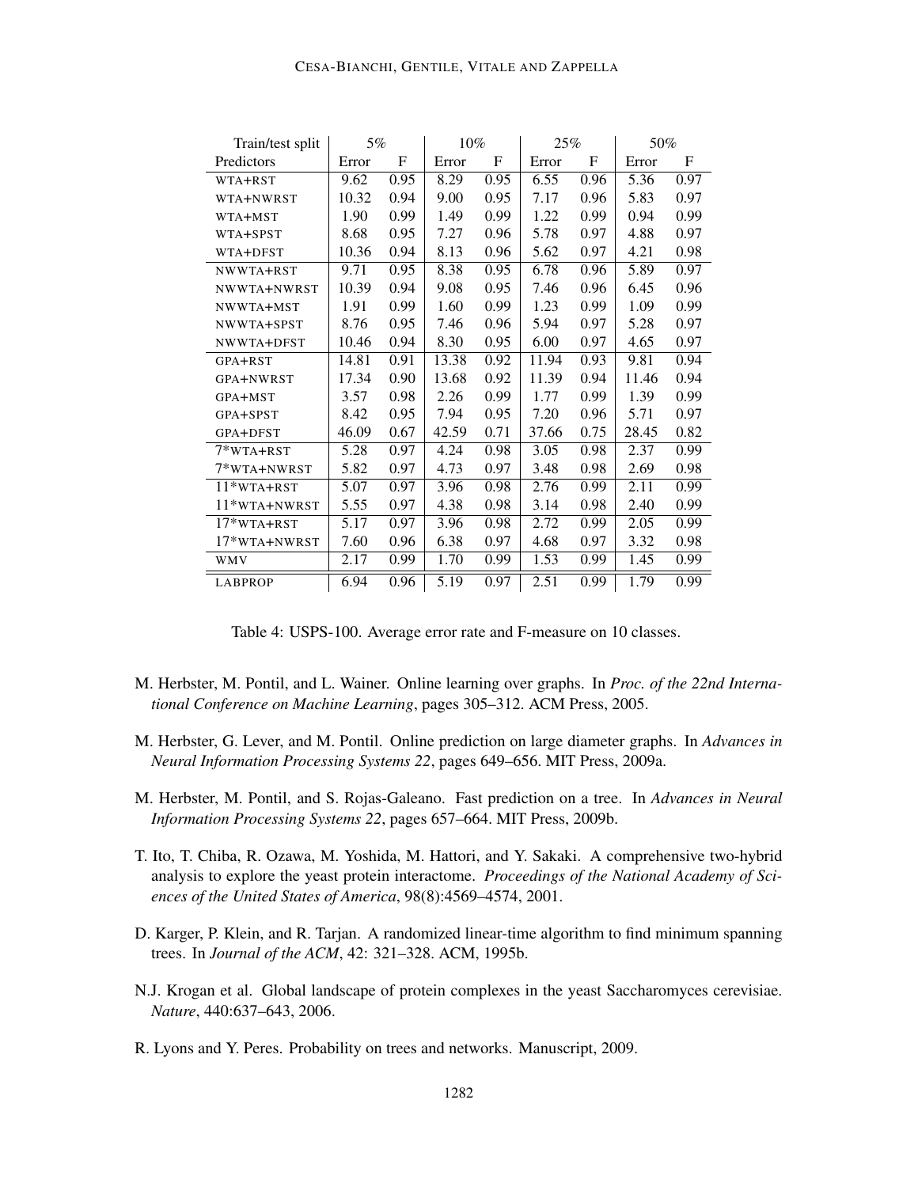| Train/test split | 5% | | 10% | | 25% | | 50% | |
|---|---|---|---|---|---|---|---|---|
| Predictors | Error | F | Error | F | Error | F | Error | F |
| WTA+RST | 9.62 | 0.95 | 8.29 | 0.95 | 6.55 | 0.96 | 5.36 | 0.97 |
| WTA+NWRST | 10.32 | 0.94 | 9.00 | 0.95 | 7.17 | 0.96 | 5.83 | 0.97 |
| WTA+MST | 1.90 | 0.99 | 1.49 | 0.99 | 1.22 | 0.99 | 0.94 | 0.99 |
| WTA+SPST | 8.68 | 0.95 | 7.27 | 0.96 | 5.78 | 0.97 | 4.88 | 0.97 |
| WTA+DFST | 10.36 | 0.94 | 8.13 | 0.96 | 5.62 | 0.97 | 4.21 | 0.98 |
| NWWTA+RST | 9.71 | 0.95 | 8.38 | 0.95 | 6.78 | 0.96 | 5.89 | 0.97 |
| NWWTA+NWRST | 10.39 | 0.94 | 9.08 | 0.95 | 7.46 | 0.96 | 6.45 | 0.96 |
| NWWTA+MST | 1.91 | 0.99 | 1.60 | 0.99 | 1.23 | 0.99 | 1.09 | 0.99 |
| NWWTA+SPST | 8.76 | 0.95 | 7.46 | 0.96 | 5.94 | 0.97 | 5.28 | 0.97 |
| NWWTA+DFST | 10.46 | 0.94 | 8.30 | 0.95 | 6.00 | 0.97 | 4.65 | 0.97 |
| GPA+RST | 14.81 | 0.91 | 13.38 | 0.92 | 11.94 | 0.93 | 9.81 | 0.94 |
| GPA+NWRST | 17.34 | 0.90 | 13.68 | 0.92 | 11.39 | 0.94 | 11.46 | 0.94 |
| GPA+MST | 3.57 | 0.98 | 2.26 | 0.99 | 1.77 | 0.99 | 1.39 | 0.99 |
| GPA+SPST | 8.42 | 0.95 | 7.94 | 0.95 | 7.20 | 0.96 | 5.71 | 0.97 |
| GPA+DFST | 46.09 | 0.67 | 42.59 | 0.71 | 37.66 | 0.75 | 28.45 | 0.82 |
| 7*WTA+RST | 5.28 | 0.97 | 4.24 | 0.98 | 3.05 | 0.98 | 2.37 | 0.99 |
| 7*WTA+NWRST | 5.82 | 0.97 | 4.73 | 0.97 | 3.48 | 0.98 | 2.69 | 0.98 |
| 11*WTA+RST | 5.07 | 0.97 | 3.96 | 0.98 | 2.76 | 0.99 | 2.11 | 0.99 |
| 11*WTA+NWRST | 5.55 | 0.97 | 4.38 | 0.98 | 3.14 | 0.98 | 2.40 | 0.99 |
| 17*WTA+RST | 5.17 | 0.97 | 3.96 | 0.98 | 2.72 | 0.99 | 2.05 | 0.99 |
| 17*WTA+NWRST | 7.60 | 0.96 | 6.38 | 0.97 | 4.68 | 0.97 | 3.32 | 0.98 |
| WMV | 2.17 | 0.99 | 1.70 | 0.99 | 1.53 | 0.99 | 1.45 | 0.99 |
| LABPROP | 6.94 | 0.96 | 5.19 | 0.97 | 2.51 | 0.99 | 1.79 | 0.99 |

Table 4: USPS-100. Average error rate and F-measure on 10 classes.

M. Herbster, M. Pontil, and L. Wainer. Online learning over graphs. In *Proc. of the 22nd International Conference on Machine Learning*, pages 305–312. ACM Press, 2005.

M. Herbster, G. Lever, and M. Pontil. Online prediction on large diameter graphs. In *Advances in Neural Information Processing Systems 22*, pages 649–656. MIT Press, 2009a.

M. Herbster, M. Pontil, and S. Rojas-Galeano. Fast prediction on a tree. In *Advances in Neural Information Processing Systems 22*, pages 657–664. MIT Press, 2009b.

T. Ito, T. Chiba, R. Ozawa, M. Yoshida, M. Hattori, and Y. Sakaki. A comprehensive two-hybrid analysis to explore the yeast protein interactome. *Proceedings of the National Academy of Sciences of the United States of America*, 98(8):4569–4574, 2001.

D. Karger, P. Klein, and R. Tarjan. A randomized linear-time algorithm to find minimum spanning trees. In *Journal of the ACM*, 42: 321–328. ACM, 1995b.

N.J. Krogan et al. Global landscape of protein complexes in the yeast Saccharomyces cerevisiae. *Nature*, 440:637–643, 2006.

R. Lyons and Y. Peres. Probability on trees and networks. Manuscript, 2009.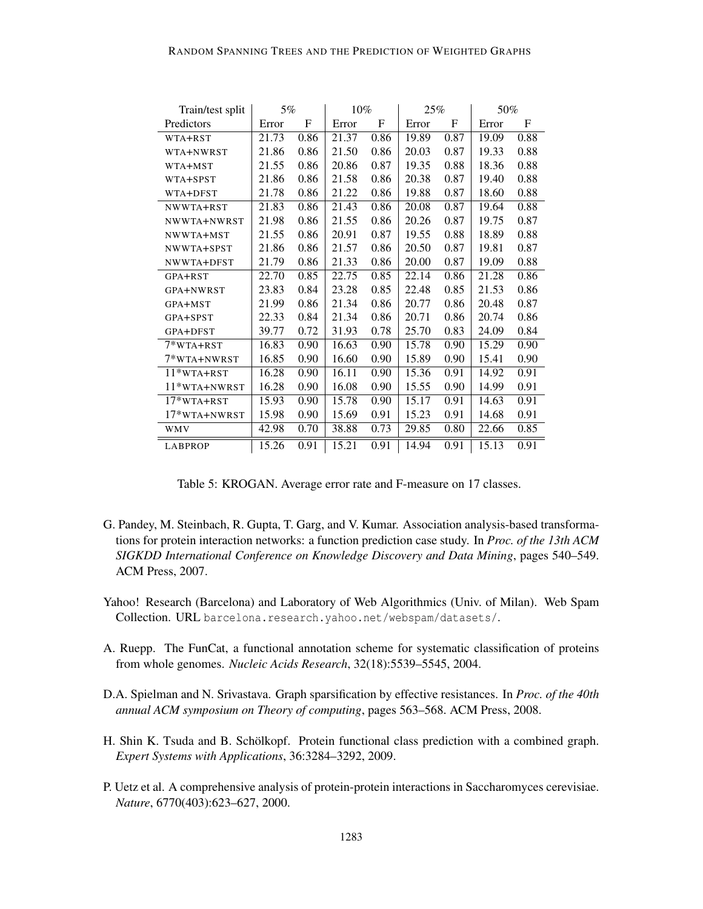| Train/test split | 5% | | 10% | | 25% | | 50% | |
|---|---|---|---|---|---|---|---|---|
| Predictors | Error | F | Error | F | Error | F | Error | F |
| WTA+RST | 21.73 | 0.86 | 21.37 | 0.86 | 19.89 | 0.87 | 19.09 | 0.88 |
| WTA+NWRST | 21.86 | 0.86 | 21.50 | 0.86 | 20.03 | 0.87 | 19.33 | 0.88 |
| WTA+MST | 21.55 | 0.86 | 20.86 | 0.87 | 19.35 | 0.88 | 18.36 | 0.88 |
| WTA+SPST | 21.86 | 0.86 | 21.58 | 0.86 | 20.38 | 0.87 | 19.40 | 0.88 |
| WTA+DFST | 21.78 | 0.86 | 21.22 | 0.86 | 19.88 | 0.87 | 18.60 | 0.88 |
| NWWTA+RST | 21.83 | 0.86 | 21.43 | 0.86 | 20.08 | 0.87 | 19.64 | 0.88 |
| NWWTA+NWRST | 21.98 | 0.86 | 21.55 | 0.86 | 20.26 | 0.87 | 19.75 | 0.87 |
| NWWTA+MST | 21.55 | 0.86 | 20.91 | 0.87 | 19.55 | 0.88 | 18.89 | 0.88 |
| NWWTA+SPST | 21.86 | 0.86 | 21.57 | 0.86 | 20.50 | 0.87 | 19.81 | 0.87 |
| NWWTA+DFST | 21.79 | 0.86 | 21.33 | 0.86 | 20.00 | 0.87 | 19.09 | 0.88 |
| GPA+RST | 22.70 | 0.85 | 22.75 | 0.85 | 22.14 | 0.86 | 21.28 | 0.86 |
| GPA+NWRST | 23.83 | 0.84 | 23.28 | 0.85 | 22.48 | 0.85 | 21.53 | 0.86 |
| GPA+MST | 21.99 | 0.86 | 21.34 | 0.86 | 20.77 | 0.86 | 20.48 | 0.87 |
| GPA+SPST | 22.33 | 0.84 | 21.34 | 0.86 | 20.71 | 0.86 | 20.74 | 0.86 |
| GPA+DFST | 39.77 | 0.72 | 31.93 | 0.78 | 25.70 | 0.83 | 24.09 | 0.84 |
| 7*WTA+RST | 16.83 | 0.90 | 16.63 | 0.90 | 15.78 | 0.90 | 15.29 | 0.90 |
| 7*WTA+NWRST | 16.85 | 0.90 | 16.60 | 0.90 | 15.89 | 0.90 | 15.41 | 0.90 |
| 11*WTA+RST | 16.28 | 0.90 | 16.11 | 0.90 | 15.36 | 0.91 | 14.92 | 0.91 |
| 11*WTA+NWRST | 16.28 | 0.90 | 16.08 | 0.90 | 15.55 | 0.90 | 14.99 | 0.91 |
| 17*WTA+RST | 15.93 | 0.90 | 15.78 | 0.90 | 15.17 | 0.91 | 14.63 | 0.91 |
| 17*WTA+NWRST | 15.98 | 0.90 | 15.69 | 0.91 | 15.23 | 0.91 | 14.68 | 0.91 |
| WMV | 42.98 | 0.70 | 38.88 | 0.73 | 29.85 | 0.80 | 22.66 | 0.85 |
| LABPROP | 15.26 | 0.91 | 15.21 | 0.91 | 14.94 | 0.91 | 15.13 | 0.91 |

Table 5: KROGAN. Average error rate and F-measure on 17 classes.

G. Pandey, M. Steinbach, R. Gupta, T. Garg, and V. Kumar. Association analysis-based transformations for protein interaction networks: a function prediction case study. In *Proc. of the 13th ACM SIGKDD International Conference on Knowledge Discovery and Data Mining*, pages 540–549. ACM Press, 2007.

Yahoo! Research (Barcelona) and Laboratory of Web Algorithmics (Univ. of Milan). Web Spam Collection. URL barcelona.research.yahoo.net/webspam/datasets/.

A. Ruepp. The FunCat, a functional annotation scheme for systematic classification of proteins from whole genomes. *Nucleic Acids Research*, 32(18):5539–5545, 2004.

D.A. Spielman and N. Srivastava. Graph sparsification by effective resistances. In *Proc. of the 40th annual ACM symposium on Theory of computing*, pages 563–568. ACM Press, 2008.

H. Shin K. Tsuda and B. Schölkopf. Protein functional class prediction with a combined graph. *Expert Systems with Applications*, 36:3284–3292, 2009.

P. Uetz et al. A comprehensive analysis of protein-protein interactions in Saccharomyces cerevisiae. *Nature*, 6770(403):623–627, 2000.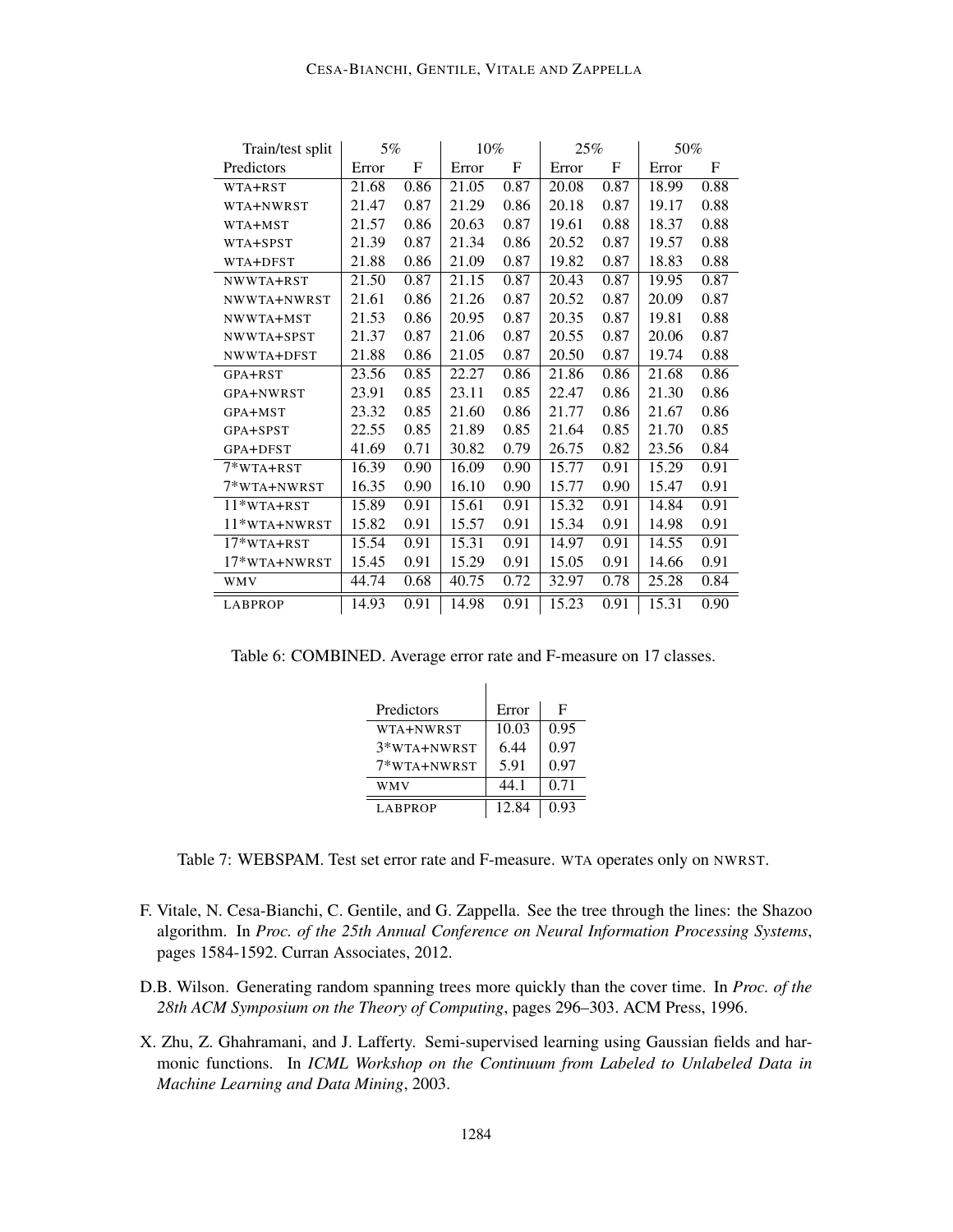| Train/test split | 5% | | 10% | | 25% | | 50% | |
|---|---|---|---|---|---|---|---|---|
| Predictors | Error | F | Error | F | Error | F | Error | F |
| WTA+RST | 21.68 | 0.86 | 21.05 | 0.87 | 20.08 | 0.87 | 18.99 | 0.88 |
| WTA+NWRST | 21.47 | 0.87 | 21.29 | 0.86 | 20.18 | 0.87 | 19.17 | 0.88 |
| WTA+MST | 21.57 | 0.86 | 20.63 | 0.87 | 19.61 | 0.88 | 18.37 | 0.88 |
| WTA+SPST | 21.39 | 0.87 | 21.34 | 0.86 | 20.52 | 0.87 | 19.57 | 0.88 |
| WTA+DFST | 21.88 | 0.86 | 21.09 | 0.87 | 19.82 | 0.87 | 18.83 | 0.88 |
| NWWTA+RST | 21.50 | 0.87 | 21.15 | 0.87 | 20.43 | 0.87 | 19.95 | 0.87 |
| NWWTA+NWRST | 21.61 | 0.86 | 21.26 | 0.87 | 20.52 | 0.87 | 20.09 | 0.87 |
| NWWTA+MST | 21.53 | 0.86 | 20.95 | 0.87 | 20.35 | 0.87 | 19.81 | 0.88 |
| NWWTA+SPST | 21.37 | 0.87 | 21.06 | 0.87 | 20.55 | 0.87 | 20.06 | 0.87 |
| NWWTA+DFST | 21.88 | 0.86 | 21.05 | 0.87 | 20.50 | 0.87 | 19.74 | 0.88 |
| GPA+RST | 23.56 | 0.85 | 22.27 | 0.86 | 21.86 | 0.86 | 21.68 | 0.86 |
| GPA+NWRST | 23.91 | 0.85 | 23.11 | 0.85 | 22.47 | 0.86 | 21.30 | 0.86 |
| GPA+MST | 23.32 | 0.85 | 21.60 | 0.86 | 21.77 | 0.86 | 21.67 | 0.86 |
| GPA+SPST | 22.55 | 0.85 | 21.89 | 0.85 | 21.64 | 0.85 | 21.70 | 0.85 |
| GPA+DFST | 41.69 | 0.71 | 30.82 | 0.79 | 26.75 | 0.82 | 23.56 | 0.84 |
| 7*WTA+RST | 16.39 | 0.90 | 16.09 | 0.90 | 15.77 | 0.91 | 15.29 | 0.91 |
| 7*WTA+NWRST | 16.35 | 0.90 | 16.10 | 0.90 | 15.77 | 0.90 | 15.47 | 0.91 |
| 11*WTA+RST | 15.89 | 0.91 | 15.61 | 0.91 | 15.32 | 0.91 | 14.84 | 0.91 |
| 11*WTA+NWRST | 15.82 | 0.91 | 15.57 | 0.91 | 15.34 | 0.91 | 14.98 | 0.91 |
| 17*WTA+RST | 15.54 | 0.91 | 15.31 | 0.91 | 14.97 | 0.91 | 14.55 | 0.91 |
| 17*WTA+NWRST | 15.45 | 0.91 | 15.29 | 0.91 | 15.05 | 0.91 | 14.66 | 0.91 |
| WMV | 44.74 | 0.68 | 40.75 | 0.72 | 32.97 | 0.78 | 25.28 | 0.84 |
| LABPROP | 14.93 | 0.91 | 14.98 | 0.91 | 15.23 | 0.91 | 15.31 | 0.90 |

Table 6: COMBINED. Average error rate and F-measure on 17 classes.

| Predictors | Error | F |
|---|---|---|
| WTA+NWRST | 10.03 | 0.95 |
| 3*WTA+NWRST | 6.44 | 0.97 |
| 7*WTA+NWRST | 5.91 | 0.97 |
| WMV | 44.1 | 0.71 |
| LABPROP | 12.84 | 0.93 |

Table 7: WEBSPAM. Test set error rate and F-measure. WTA operates only on NWRST.

F. Vitale, N. Cesa-Bianchi, C. Gentile, and G. Zappella. See the tree through the lines: the Shazoo algorithm. In *Proc. of the 25th Annual Conference on Neural Information Processing Systems*, pages 1584-1592. Curran Associates, 2012.

D.B. Wilson. Generating random spanning trees more quickly than the cover time. In *Proc. of the 28th ACM Symposium on the Theory of Computing*, pages 296–303. ACM Press, 1996.

X. Zhu, Z. Ghahramani, and J. Lafferty. Semi-supervised learning using Gaussian fields and harmonic functions. In *ICML Workshop on the Continuum from Labeled to Unlabeled Data in Machine Learning and Data Mining*, 2003.